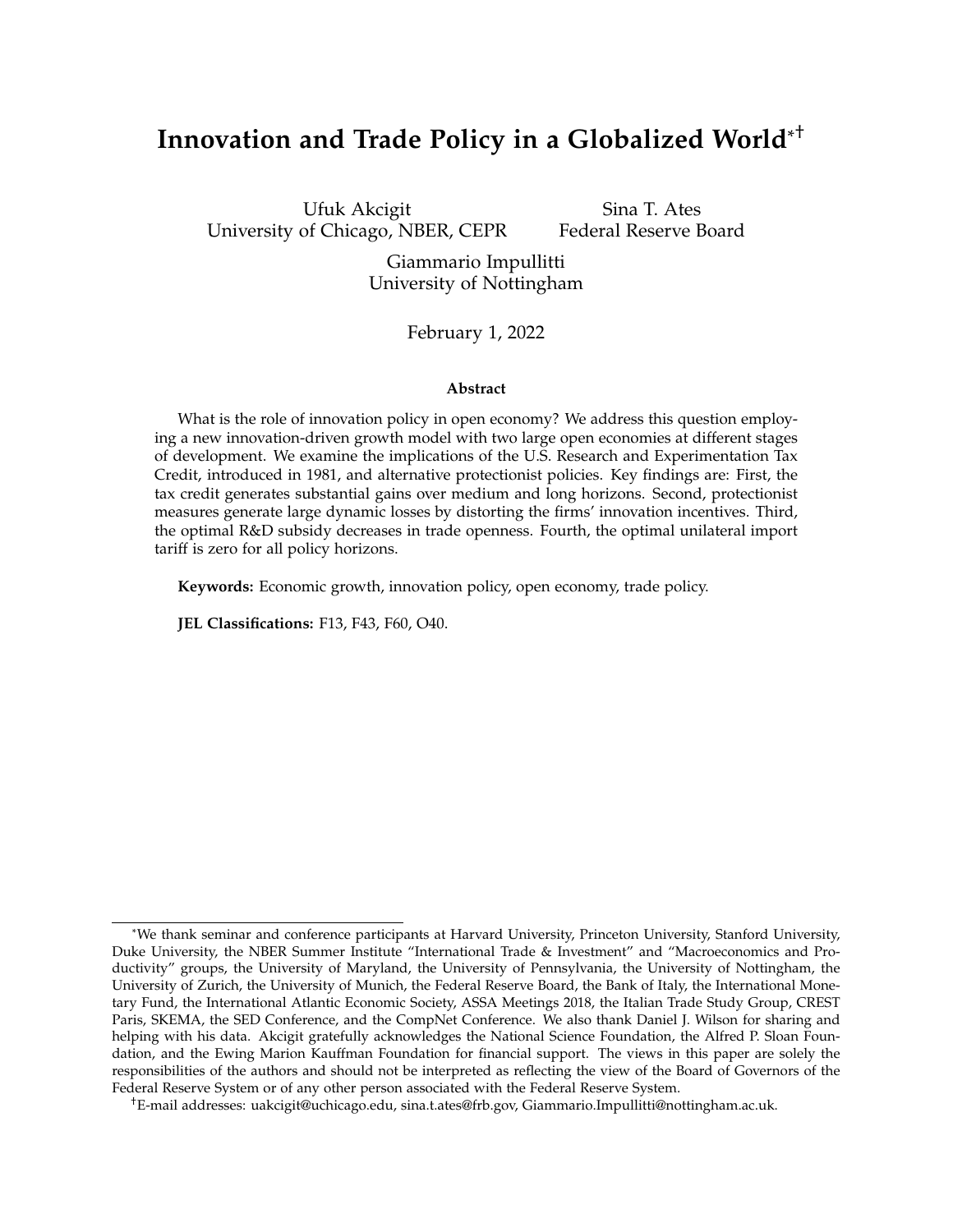# Innovation and Trade Policy in a Globalized World[*†]

Ufuk Akcigit
University of Chicago, NBER, CEPR

Sina T. Ates
Federal Reserve Board

Giammario Impullitti
University of Nottingham

February 1, 2022

### Abstract

What is the role of innovation policy in open economy? We address this question employing a new innovation-driven growth model with two large open economies at different stages of development. We examine the implications of the U.S. Research and Experimentation Tax Credit, introduced in 1981, and alternative protectionist policies. Key findings are: First, the tax credit generates substantial gains over medium and long horizons. Second, protectionist measures generate large dynamic losses by distorting the firms' innovation incentives. Third, the optimal R&D subsidy decreases in trade openness. Fourth, the optimal unilateral import tariff is zero for all policy horizons.

**Keywords:** Economic growth, innovation policy, open economy, trade policy.

**JEL Classifications:** F13, F43, F60, O40.

---

[*] We thank seminar and conference participants at Harvard University, Princeton University, Stanford University, Duke University, the NBER Summer Institute "International Trade & Investment" and "Macroeconomics and Productivity" groups, the University of Maryland, the University of Pennsylvania, the University of Nottingham, the University of Zurich, the University of Munich, the Federal Reserve Board, the Bank of Italy, the International Monetary Fund, the International Atlantic Economic Society, ASSA Meetings 2018, the Italian Trade Study Group, CREST Paris, SKEMA, the SED Conference, and the CompNet Conference. We also thank Daniel J. Wilson for sharing and helping with his data. Akcigit gratefully acknowledges the National Science Foundation, the Alfred P. Sloan Foundation, and the Ewing Marion Kauffman Foundation for financial support. The views in this paper are solely the responsibilities of the authors and should not be interpreted as reflecting the view of the Board of Governors of the Federal Reserve System or of any other person associated with the Federal Reserve System.

[†] E-mail addresses: uakcigit@uchicago.edu, sina.t.ates@frb.gov, Giammario.Impullitti@nottingham.ac.uk.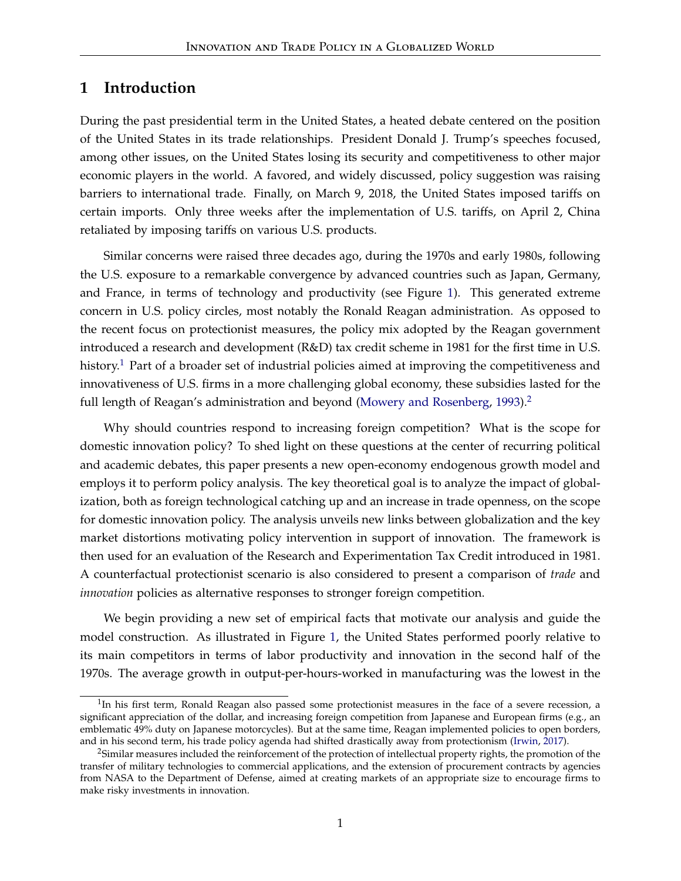# 1 Introduction

During the past presidential term in the United States, a heated debate centered on the position of the United States in its trade relationships. President Donald J. Trump's speeches focused, among other issues, on the United States losing its security and competitiveness to other major economic players in the world. A favored, and widely discussed, policy suggestion was raising barriers to international trade. Finally, on March 9, 2018, the United States imposed tariffs on certain imports. Only three weeks after the implementation of U.S. tariffs, on April 2, China retaliated by imposing tariffs on various U.S. products.

Similar concerns were raised three decades ago, during the 1970s and early 1980s, following the U.S. exposure to a remarkable convergence by advanced countries such as Japan, Germany, and France, in terms of technology and productivity (see Figure 1). This generated extreme concern in U.S. policy circles, most notably the Ronald Reagan administration. As opposed to the recent focus on protectionist measures, the policy mix adopted by the Reagan government introduced a research and development (R&D) tax credit scheme in 1981 for the first time in U.S. history.[1] Part of a broader set of industrial policies aimed at improving the competitiveness and innovativeness of U.S. firms in a more challenging global economy, these subsidies lasted for the full length of Reagan's administration and beyond (Mowery and Rosenberg, 1993).[2]

Why should countries respond to increasing foreign competition? What is the scope for domestic innovation policy? To shed light on these questions at the center of recurring political and academic debates, this paper presents a new open-economy endogenous growth model and employs it to perform policy analysis. The key theoretical goal is to analyze the impact of globalization, both as foreign technological catching up and an increase in trade openness, on the scope for domestic innovation policy. The analysis unveils new links between globalization and the key market distortions motivating policy intervention in support of innovation. The framework is then used for an evaluation of the Research and Experimentation Tax Credit introduced in 1981. A counterfactual protectionist scenario is also considered to present a comparison of *trade* and *innovation* policies as alternative responses to stronger foreign competition.

We begin providing a new set of empirical facts that motivate our analysis and guide the model construction. As illustrated in Figure 1, the United States performed poorly relative to its main competitors in terms of labor productivity and innovation in the second half of the 1970s. The average growth in output-per-hours-worked in manufacturing was the lowest in the

[1] In his first term, Ronald Reagan also passed some protectionist measures in the face of a severe recession, a significant appreciation of the dollar, and increasing foreign competition from Japanese and European firms (e.g., an emblematic 49% duty on Japanese motorcycles). But at the same time, Reagan implemented policies to open borders, and in his second term, his trade policy agenda had shifted drastically away from protectionism (Irwin, 2017).

[2] Similar measures included the reinforcement of the protection of intellectual property rights, the promotion of the transfer of military technologies to commercial applications, and the extension of procurement contracts by agencies from NASA to the Department of Defense, aimed at creating markets of an appropriate size to encourage firms to make risky investments in innovation.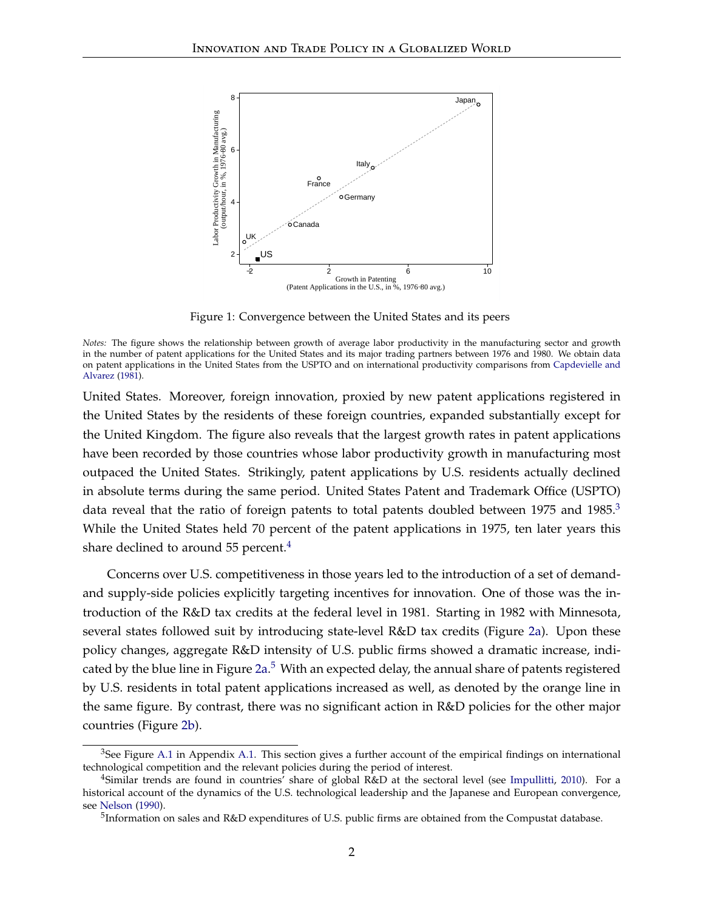Figure 1: Convergence between the United States and its peers

*Notes:* The figure shows the relationship between growth of average labor productivity in the manufacturing sector and growth in the number of patent applications for the United States and its major trading partners between 1976 and 1980. We obtain data on patent applications in the United States from the USPTO and on international productivity comparisons from Capdevielle and Alvarez (1981).

United States. Moreover, foreign innovation, proxied by new patent applications registered in the United States by the residents of these foreign countries, expanded substantially except for the United Kingdom. The figure also reveals that the largest growth rates in patent applications have been recorded by those countries whose labor productivity growth in manufacturing most outpaced the United States. Strikingly, patent applications by U.S. residents actually declined in absolute terms during the same period. United States Patent and Trademark Office (USPTO) data reveal that the ratio of foreign patents to total patents doubled between 1975 and 1985.[3] While the United States held 70 percent of the patent applications in 1975, ten later years this share declined to around 55 percent.[4]

Concerns over U.S. competitiveness in those years led to the introduction of a set of demand- and supply-side policies explicitly targeting incentives for innovation. One of those was the introduction of the R&D tax credits at the federal level in 1981. Starting in 1982 with Minnesota, several states followed suit by introducing state-level R&D tax credits (Figure 2a). Upon these policy changes, aggregate R&D intensity of U.S. public firms showed a dramatic increase, indicated by the blue line in Figure 2a.[5] With an expected delay, the annual share of patents registered by U.S. residents in total patent applications increased as well, as denoted by the orange line in the same figure. By contrast, there was no significant action in R&D policies for the other major countries (Figure 2b).

[3] See Figure A.1 in Appendix A.1. This section gives a further account of the empirical findings on international technological competition and the relevant policies during the period of interest.

[4] Similar trends are found in countries' share of global R&D at the sectoral level (see Impullitti, 2010). For a historical account of the dynamics of the U.S. technological leadership and the Japanese and European convergence, see Nelson (1990).

[5] Information on sales and R&D expenditures of U.S. public firms are obtained from the Compustat database.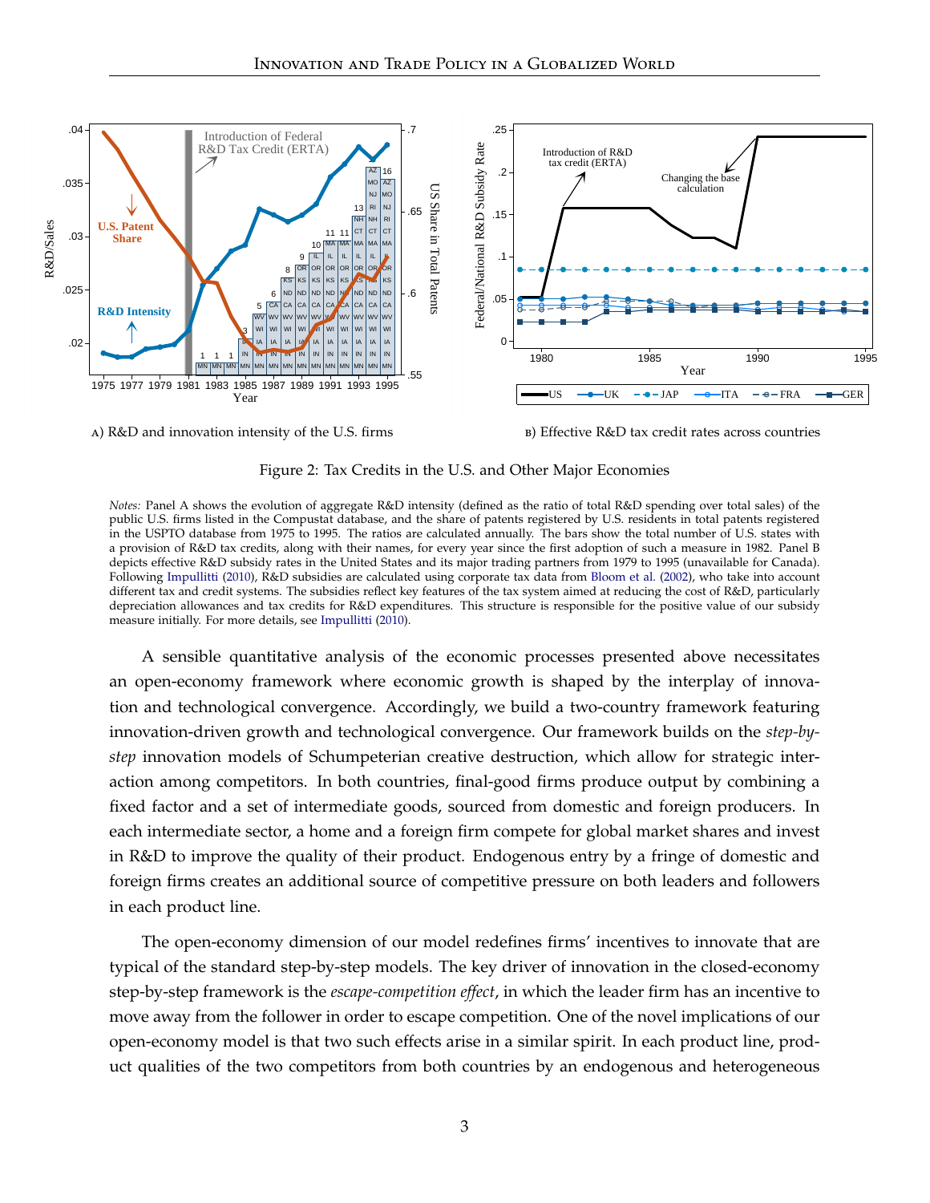A) R&D and innovation intensity of the U.S. firms

B) Effective R&D tax credit rates across countries

Figure 2: Tax Credits in the U.S. and Other Major Economies

*Notes:* Panel A shows the evolution of aggregate R&D intensity (defined as the ratio of total R&D spending over total sales) of the public U.S. firms listed in the Compustat database, and the share of patents registered by U.S. residents in total patents registered in the USPTO database from 1975 to 1995. The ratios are calculated annually. The bars show the total number of U.S. states with a provision of R&D tax credits, along with their names, for every year since the first adoption of such a measure in 1982. Panel B depicts effective R&D subsidy rates in the United States and its major trading partners from 1979 to 1995 (unavailable for Canada). Following Impullitti (2010), R&D subsidies are calculated using corporate tax data from Bloom et al. (2002), who take into account different tax and credit systems. The subsidies reflect key features of the tax system aimed at reducing the cost of R&D, particularly depreciation allowances and tax credits for R&D expenditures. This structure is responsible for the positive value of our subsidy measure initially. For more details, see Impullitti (2010).

A sensible quantitative analysis of the economic processes presented above necessitates an open-economy framework where economic growth is shaped by the interplay of innovation and technological convergence. Accordingly, we build a two-country framework featuring innovation-driven growth and technological convergence. Our framework builds on the *step-by-step* innovation models of Schumpeterian creative destruction, which allow for strategic interaction among competitors. In both countries, final-good firms produce output by combining a fixed factor and a set of intermediate goods, sourced from domestic and foreign producers. In each intermediate sector, a home and a foreign firm compete for global market shares and invest in R&D to improve the quality of their product. Endogenous entry by a fringe of domestic and foreign firms creates an additional source of competitive pressure on both leaders and followers in each product line.

The open-economy dimension of our model redefines firms' incentives to innovate that are typical of the standard step-by-step models. The key driver of innovation in the closed-economy step-by-step framework is the *escape-competition effect*, in which the leader firm has an incentive to move away from the follower in order to escape competition. One of the novel implications of our open-economy model is that two such effects arise in a similar spirit. In each product line, product qualities of the two competitors from both countries by an endogenous and heterogeneous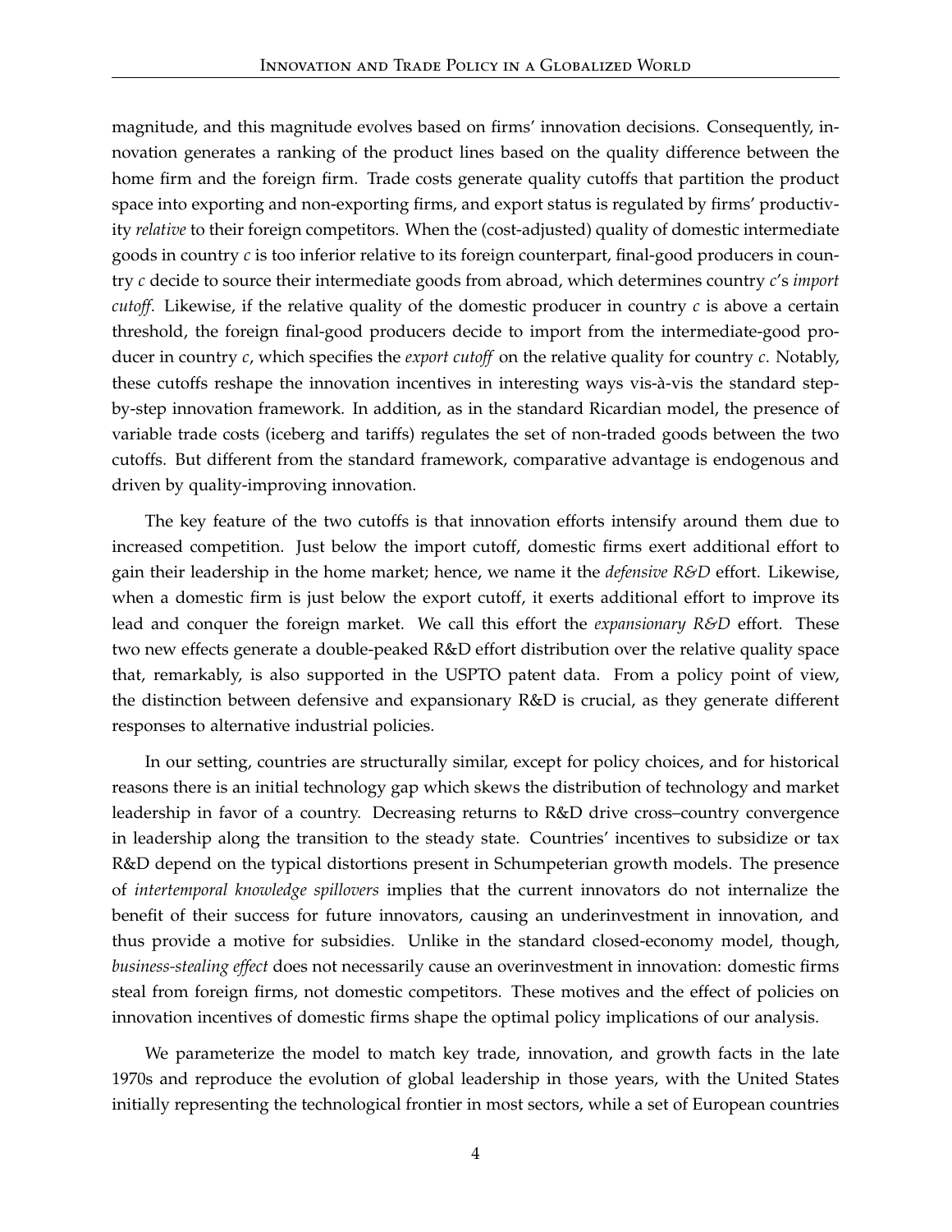magnitude, and this magnitude evolves based on firms' innovation decisions. Consequently, innovation generates a ranking of the product lines based on the quality difference between the home firm and the foreign firm. Trade costs generate quality cutoffs that partition the product space into exporting and non-exporting firms, and export status is regulated by firms' productivity *relative* to their foreign competitors. When the (cost-adjusted) quality of domestic intermediate goods in country $c$ is too inferior relative to its foreign counterpart, final-good producers in country $c$ decide to source their intermediate goods from abroad, which determines country $c$'s *import cutoff*. Likewise, if the relative quality of the domestic producer in country $c$ is above a certain threshold, the foreign final-good producers decide to import from the intermediate-good producer in country $c$, which specifies the *export cutoff* on the relative quality for country $c$. Notably, these cutoffs reshape the innovation incentives in interesting ways vis-à-vis the standard step-by-step innovation framework. In addition, as in the standard Ricardian model, the presence of variable trade costs (iceberg and tariffs) regulates the set of non-traded goods between the two cutoffs. But different from the standard framework, comparative advantage is endogenous and driven by quality-improving innovation.

The key feature of the two cutoffs is that innovation efforts intensify around them due to increased competition. Just below the import cutoff, domestic firms exert additional effort to gain their leadership in the home market; hence, we name it the *defensive R&D* effort. Likewise, when a domestic firm is just below the export cutoff, it exerts additional effort to improve its lead and conquer the foreign market. We call this effort the *expansionary R&D* effort. These two new effects generate a double-peaked R&D effort distribution over the relative quality space that, remarkably, is also supported in the USPTO patent data. From a policy point of view, the distinction between defensive and expansionary R&D is crucial, as they generate different responses to alternative industrial policies.

In our setting, countries are structurally similar, except for policy choices, and for historical reasons there is an initial technology gap which skews the distribution of technology and market leadership in favor of a country. Decreasing returns to R&D drive cross–country convergence in leadership along the transition to the steady state. Countries' incentives to subsidize or tax R&D depend on the typical distortions present in Schumpeterian growth models. The presence of *intertemporal knowledge spillovers* implies that the current innovators do not internalize the benefit of their success for future innovators, causing an underinvestment in innovation, and thus provide a motive for subsidies. Unlike in the standard closed-economy model, though, *business-stealing effect* does not necessarily cause an overinvestment in innovation: domestic firms steal from foreign firms, not domestic competitors. These motives and the effect of policies on innovation incentives of domestic firms shape the optimal policy implications of our analysis.

We parameterize the model to match key trade, innovation, and growth facts in the late 1970s and reproduce the evolution of global leadership in those years, with the United States initially representing the technological frontier in most sectors, while a set of European countries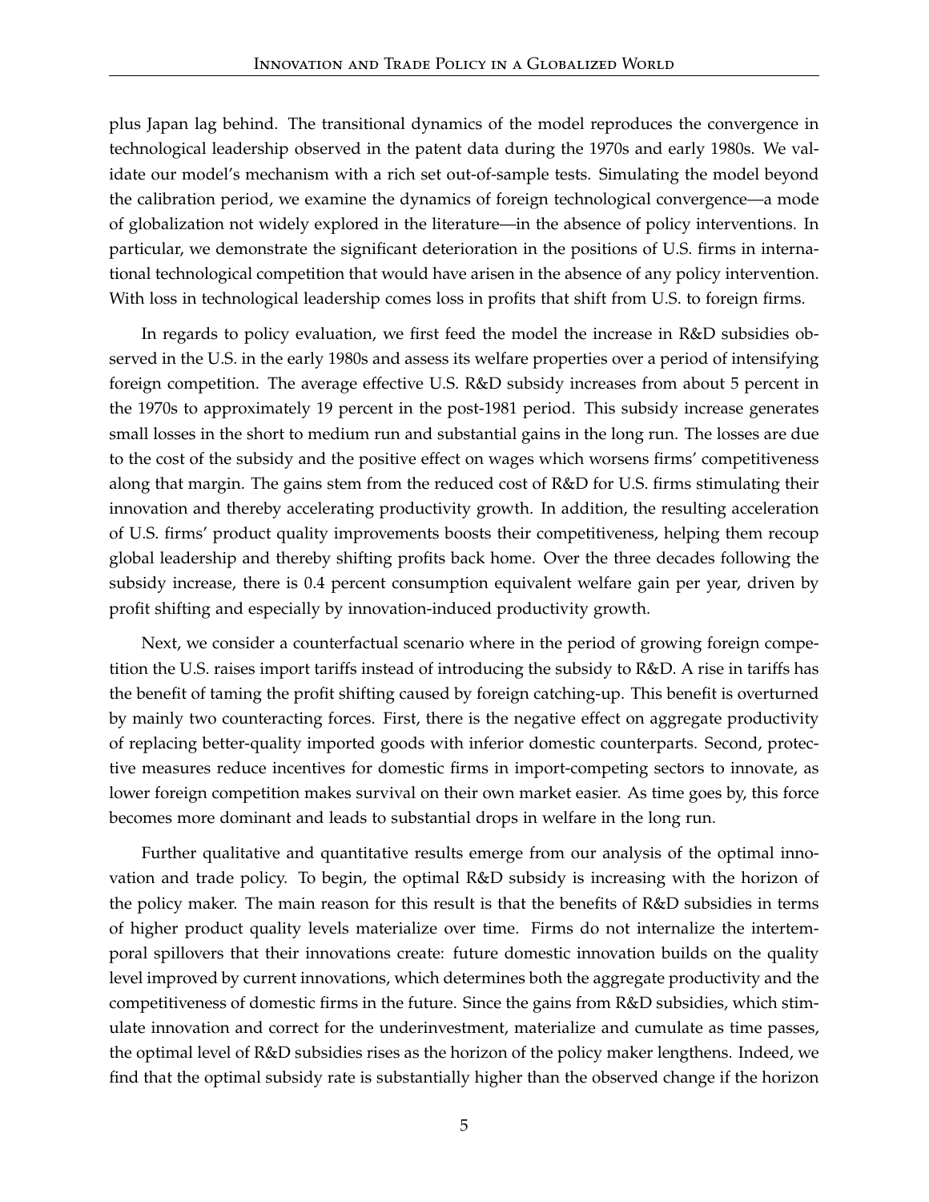plus Japan lag behind. The transitional dynamics of the model reproduces the convergence in technological leadership observed in the patent data during the 1970s and early 1980s. We validate our model's mechanism with a rich set out-of-sample tests. Simulating the model beyond the calibration period, we examine the dynamics of foreign technological convergence—a mode of globalization not widely explored in the literature—in the absence of policy interventions. In particular, we demonstrate the significant deterioration in the positions of U.S. firms in international technological competition that would have arisen in the absence of any policy intervention. With loss in technological leadership comes loss in profits that shift from U.S. to foreign firms.

In regards to policy evaluation, we first feed the model the increase in R&D subsidies observed in the U.S. in the early 1980s and assess its welfare properties over a period of intensifying foreign competition. The average effective U.S. R&D subsidy increases from about 5 percent in the 1970s to approximately 19 percent in the post-1981 period. This subsidy increase generates small losses in the short to medium run and substantial gains in the long run. The losses are due to the cost of the subsidy and the positive effect on wages which worsens firms' competitiveness along that margin. The gains stem from the reduced cost of R&D for U.S. firms stimulating their innovation and thereby accelerating productivity growth. In addition, the resulting acceleration of U.S. firms' product quality improvements boosts their competitiveness, helping them recoup global leadership and thereby shifting profits back home. Over the three decades following the subsidy increase, there is 0.4 percent consumption equivalent welfare gain per year, driven by profit shifting and especially by innovation-induced productivity growth.

Next, we consider a counterfactual scenario where in the period of growing foreign competition the U.S. raises import tariffs instead of introducing the subsidy to R&D. A rise in tariffs has the benefit of taming the profit shifting caused by foreign catching-up. This benefit is overturned by mainly two counteracting forces. First, there is the negative effect on aggregate productivity of replacing better-quality imported goods with inferior domestic counterparts. Second, protective measures reduce incentives for domestic firms in import-competing sectors to innovate, as lower foreign competition makes survival on their own market easier. As time goes by, this force becomes more dominant and leads to substantial drops in welfare in the long run.

Further qualitative and quantitative results emerge from our analysis of the optimal innovation and trade policy. To begin, the optimal R&D subsidy is increasing with the horizon of the policy maker. The main reason for this result is that the benefits of R&D subsidies in terms of higher product quality levels materialize over time. Firms do not internalize the intertemporal spillovers that their innovations create: future domestic innovation builds on the quality level improved by current innovations, which determines both the aggregate productivity and the competitiveness of domestic firms in the future. Since the gains from R&D subsidies, which stimulate innovation and correct for the underinvestment, materialize and cumulate as time passes, the optimal level of R&D subsidies rises as the horizon of the policy maker lengthens. Indeed, we find that the optimal subsidy rate is substantially higher than the observed change if the horizon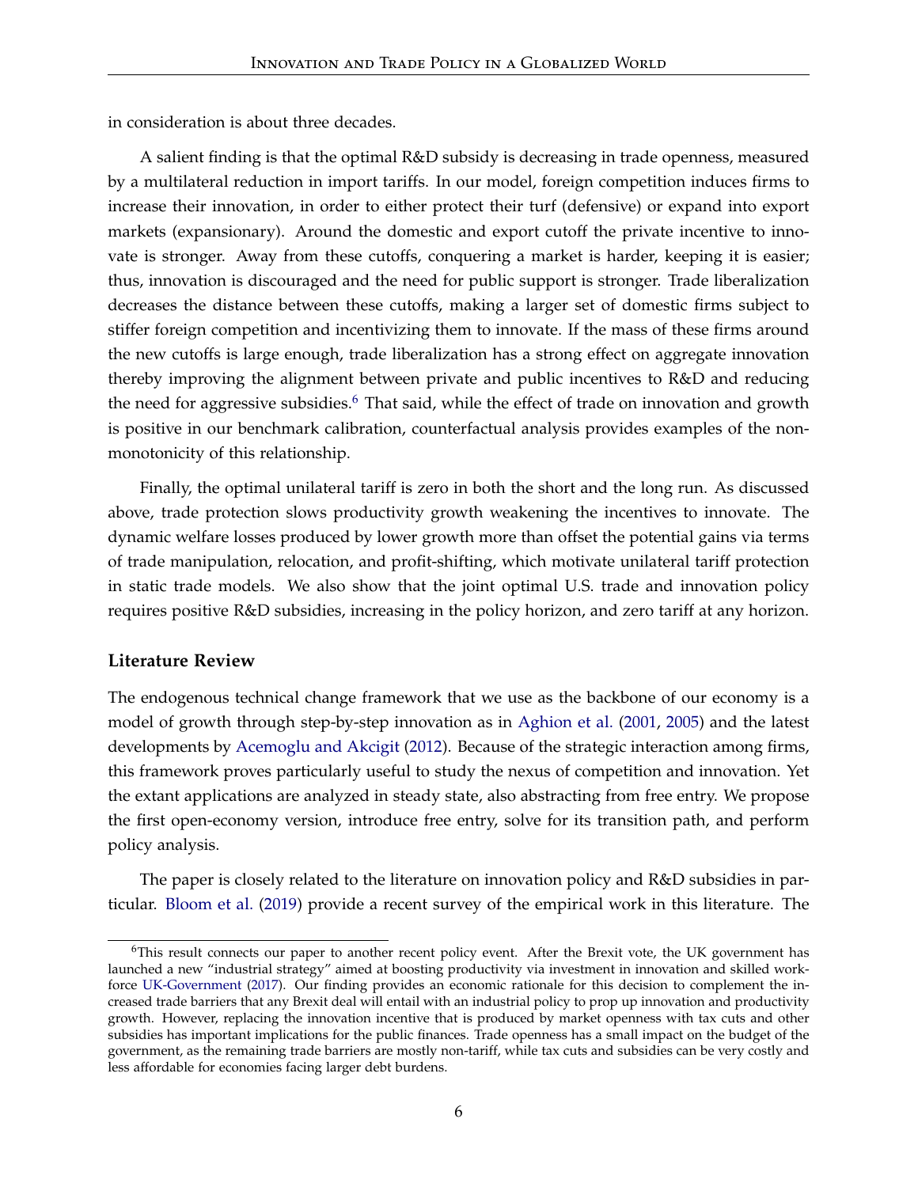in consideration is about three decades.

A salient finding is that the optimal R&D subsidy is decreasing in trade openness, measured by a multilateral reduction in import tariffs. In our model, foreign competition induces firms to increase their innovation, in order to either protect their turf (defensive) or expand into export markets (expansionary). Around the domestic and export cutoff the private incentive to innovate is stronger. Away from these cutoffs, conquering a market is harder, keeping it is easier; thus, innovation is discouraged and the need for public support is stronger. Trade liberalization decreases the distance between these cutoffs, making a larger set of domestic firms subject to stiffer foreign competition and incentivizing them to innovate. If the mass of these firms around the new cutoffs is large enough, trade liberalization has a strong effect on aggregate innovation thereby improving the alignment between private and public incentives to R&D and reducing the need for aggressive subsidies.[6] That said, while the effect of trade on innovation and growth is positive in our benchmark calibration, counterfactual analysis provides examples of the non-monotonicity of this relationship.

Finally, the optimal unilateral tariff is zero in both the short and the long run. As discussed above, trade protection slows productivity growth weakening the incentives to innovate. The dynamic welfare losses produced by lower growth more than offset the potential gains via terms of trade manipulation, relocation, and profit-shifting, which motivate unilateral tariff protection in static trade models. We also show that the joint optimal U.S. trade and innovation policy requires positive R&D subsidies, increasing in the policy horizon, and zero tariff at any horizon.

**Literature Review**

The endogenous technical change framework that we use as the backbone of our economy is a model of growth through step-by-step innovation as in Aghion et al. (2001, 2005) and the latest developments by Acemoglu and Akcigit (2012). Because of the strategic interaction among firms, this framework proves particularly useful to study the nexus of competition and innovation. Yet the extant applications are analyzed in steady state, also abstracting from free entry. We propose the first open-economy version, introduce free entry, solve for its transition path, and perform policy analysis.

The paper is closely related to the literature on innovation policy and R&D subsidies in particular. Bloom et al. (2019) provide a recent survey of the empirical work in this literature. The

[6] This result connects our paper to another recent policy event. After the Brexit vote, the UK government has launched a new "industrial strategy" aimed at boosting productivity via investment in innovation and skilled workforce UK-Government (2017). Our finding provides an economic rationale for this decision to complement the increased trade barriers that any Brexit deal will entail with an industrial policy to prop up innovation and productivity growth. However, replacing the innovation incentive that is produced by market openness with tax cuts and other subsidies has important implications for the public finances. Trade openness has a small impact on the budget of the government, as the remaining trade barriers are mostly non-tariff, while tax cuts and subsidies can be very costly and less affordable for economies facing larger debt burdens.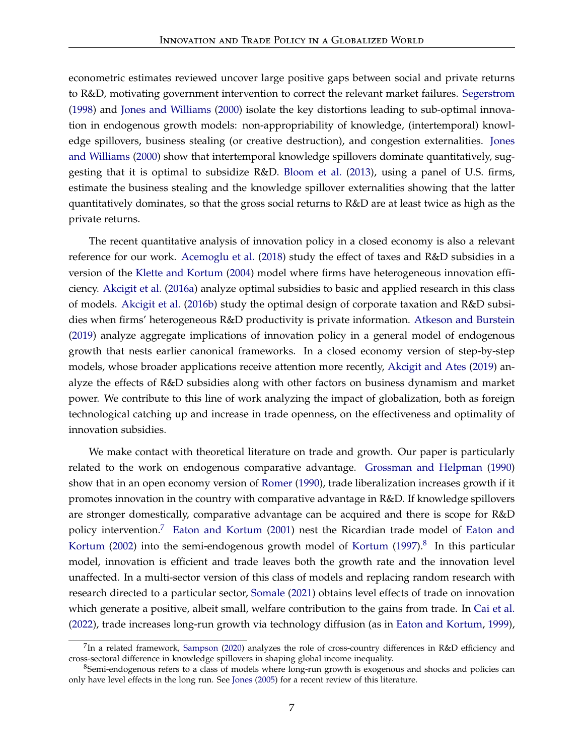econometric estimates reviewed uncover large positive gaps between social and private returns to R&D, motivating government intervention to correct the relevant market failures. Segerstrom (1998) and Jones and Williams (2000) isolate the key distortions leading to sub-optimal innovation in endogenous growth models: non-appropriability of knowledge, (intertemporal) knowledge spillovers, business stealing (or creative destruction), and congestion externalities. Jones and Williams (2000) show that intertemporal knowledge spillovers dominate quantitatively, suggesting that it is optimal to subsidize R&D. Bloom et al. (2013), using a panel of U.S. firms, estimate the business stealing and the knowledge spillover externalities showing that the latter quantitatively dominates, so that the gross social returns to R&D are at least twice as high as the private returns.

The recent quantitative analysis of innovation policy in a closed economy is also a relevant reference for our work. Acemoglu et al. (2018) study the effect of taxes and R&D subsidies in a version of the Klette and Kortum (2004) model where firms have heterogeneous innovation efficiency. Akcigit et al. (2016a) analyze optimal subsidies to basic and applied research in this class of models. Akcigit et al. (2016b) study the optimal design of corporate taxation and R&D subsidies when firms' heterogeneous R&D productivity is private information. Atkeson and Burstein (2019) analyze aggregate implications of innovation policy in a general model of endogenous growth that nests earlier canonical frameworks. In a closed economy version of step-by-step models, whose broader applications receive attention more recently, Akcigit and Ates (2019) analyze the effects of R&D subsidies along with other factors on business dynamism and market power. We contribute to this line of work analyzing the impact of globalization, both as foreign technological catching up and increase in trade openness, on the effectiveness and optimality of innovation subsidies.

We make contact with theoretical literature on trade and growth. Our paper is particularly related to the work on endogenous comparative advantage. Grossman and Helpman (1990) show that in an open economy version of Romer (1990), trade liberalization increases growth if it promotes innovation in the country with comparative advantage in R&D. If knowledge spillovers are stronger domestically, comparative advantage can be acquired and there is scope for R&D policy intervention.[7] Eaton and Kortum (2001) nest the Ricardian trade model of Eaton and Kortum (2002) into the semi-endogenous growth model of Kortum (1997).[8] In this particular model, innovation is efficient and trade leaves both the growth rate and the innovation level unaffected. In a multi-sector version of this class of models and replacing random research with research directed to a particular sector, Somale (2021) obtains level effects of trade on innovation which generate a positive, albeit small, welfare contribution to the gains from trade. In Cai et al. (2022), trade increases long-run growth via technology diffusion (as in Eaton and Kortum, 1999),

[7] In a related framework, Sampson (2020) analyzes the role of cross-country differences in R&D efficiency and cross-sectoral difference in knowledge spillovers in shaping global income inequality.

[8] Semi-endogenous refers to a class of models where long-run growth is exogenous and shocks and policies can only have level effects in the long run. See Jones (2005) for a recent review of this literature.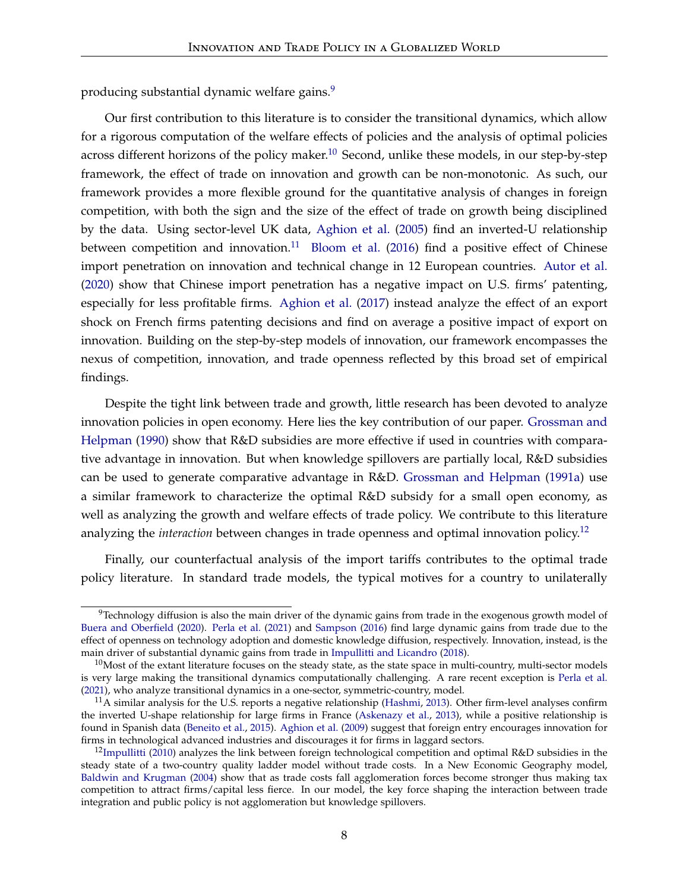producing substantial dynamic welfare gains.[9]

Our first contribution to this literature is to consider the transitional dynamics, which allow for a rigorous computation of the welfare effects of policies and the analysis of optimal policies across different horizons of the policy maker.[10] Second, unlike these models, in our step-by-step framework, the effect of trade on innovation and growth can be non-monotonic. As such, our framework provides a more flexible ground for the quantitative analysis of changes in foreign competition, with both the sign and the size of the effect of trade on growth being disciplined by the data. Using sector-level UK data, Aghion et al. (2005) find an inverted-U relationship between competition and innovation.[11] Bloom et al. (2016) find a positive effect of Chinese import penetration on innovation and technical change in 12 European countries. Autor et al. (2020) show that Chinese import penetration has a negative impact on U.S. firms' patenting, especially for less profitable firms. Aghion et al. (2017) instead analyze the effect of an export shock on French firms patenting decisions and find on average a positive impact of export on innovation. Building on the step-by-step models of innovation, our framework encompasses the nexus of competition, innovation, and trade openness reflected by this broad set of empirical findings.

Despite the tight link between trade and growth, little research has been devoted to analyze innovation policies in open economy. Here lies the key contribution of our paper. Grossman and Helpman (1990) show that R&D subsidies are more effective if used in countries with comparative advantage in innovation. But when knowledge spillovers are partially local, R&D subsidies can be used to generate comparative advantage in R&D. Grossman and Helpman (1991a) use a similar framework to characterize the optimal R&D subsidy for a small open economy, as well as analyzing the growth and welfare effects of trade policy. We contribute to this literature analyzing the *interaction* between changes in trade openness and optimal innovation policy.[12]

Finally, our counterfactual analysis of the import tariffs contributes to the optimal trade policy literature. In standard trade models, the typical motives for a country to unilaterally

[9] Technology diffusion is also the main driver of the dynamic gains from trade in the exogenous growth model of Buera and Oberfield (2020). Perla et al. (2021) and Sampson (2016) find large dynamic gains from trade due to the effect of openness on technology adoption and domestic knowledge diffusion, respectively. Innovation, instead, is the main driver of substantial dynamic gains from trade in Impullitti and Licandro (2018).

[10] Most of the extant literature focuses on the steady state, as the state space in multi-country, multi-sector models is very large making the transitional dynamics computationally challenging. A rare recent exception is Perla et al. (2021), who analyze transitional dynamics in a one-sector, symmetric-country, model.

[11] A similar analysis for the U.S. reports a negative relationship (Hashmi, 2013). Other firm-level analyses confirm the inverted U-shape relationship for large firms in France (Askenazy et al., 2013), while a positive relationship is found in Spanish data (Beneito et al., 2015). Aghion et al. (2009) suggest that foreign entry encourages innovation for firms in technological advanced industries and discourages it for firms in laggard sectors.

[12] Impullitti (2010) analyzes the link between foreign technological competition and optimal R&D subsidies in the steady state of a two-country quality ladder model without trade costs. In a New Economic Geography model, Baldwin and Krugman (2004) show that as trade costs fall agglomeration forces become stronger thus making tax competition to attract firms/capital less fierce. In our model, the key force shaping the interaction between trade integration and public policy is not agglomeration but knowledge spillovers.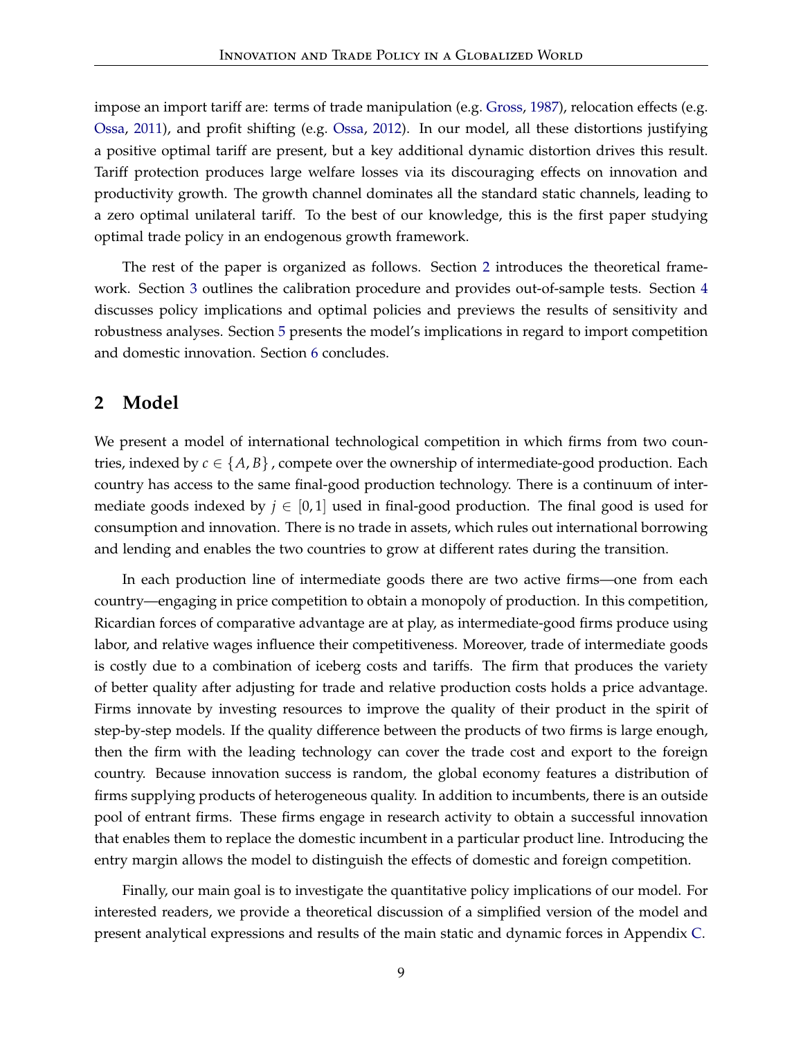impose an import tariff are: terms of trade manipulation (e.g. Gross, 1987), relocation effects (e.g. Ossa, 2011), and profit shifting (e.g. Ossa, 2012). In our model, all these distortions justifying a positive optimal tariff are present, but a key additional dynamic distortion drives this result. Tariff protection produces large welfare losses via its discouraging effects on innovation and productivity growth. The growth channel dominates all the standard static channels, leading to a zero optimal unilateral tariff. To the best of our knowledge, this is the first paper studying optimal trade policy in an endogenous growth framework.

The rest of the paper is organized as follows. Section 2 introduces the theoretical framework. Section 3 outlines the calibration procedure and provides out-of-sample tests. Section 4 discusses policy implications and optimal policies and previews the results of sensitivity and robustness analyses. Section 5 presents the model's implications in regard to import competition and domestic innovation. Section 6 concludes.

## 2 Model

We present a model of international technological competition in which firms from two countries, indexed by $c \in \{A, B\}$, compete over the ownership of intermediate-good production. Each country has access to the same final-good production technology. There is a continuum of intermediate goods indexed by $j \in [0, 1]$ used in final-good production. The final good is used for consumption and innovation. There is no trade in assets, which rules out international borrowing and lending and enables the two countries to grow at different rates during the transition.

In each production line of intermediate goods there are two active firms—one from each country—engaging in price competition to obtain a monopoly of production. In this competition, Ricardian forces of comparative advantage are at play, as intermediate-good firms produce using labor, and relative wages influence their competitiveness. Moreover, trade of intermediate goods is costly due to a combination of iceberg costs and tariffs. The firm that produces the variety of better quality after adjusting for trade and relative production costs holds a price advantage. Firms innovate by investing resources to improve the quality of their product in the spirit of step-by-step models. If the quality difference between the products of two firms is large enough, then the firm with the leading technology can cover the trade cost and export to the foreign country. Because innovation success is random, the global economy features a distribution of firms supplying products of heterogeneous quality. In addition to incumbents, there is an outside pool of entrant firms. These firms engage in research activity to obtain a successful innovation that enables them to replace the domestic incumbent in a particular product line. Introducing the entry margin allows the model to distinguish the effects of domestic and foreign competition.

Finally, our main goal is to investigate the quantitative policy implications of our model. For interested readers, we provide a theoretical discussion of a simplified version of the model and present analytical expressions and results of the main static and dynamic forces in Appendix C.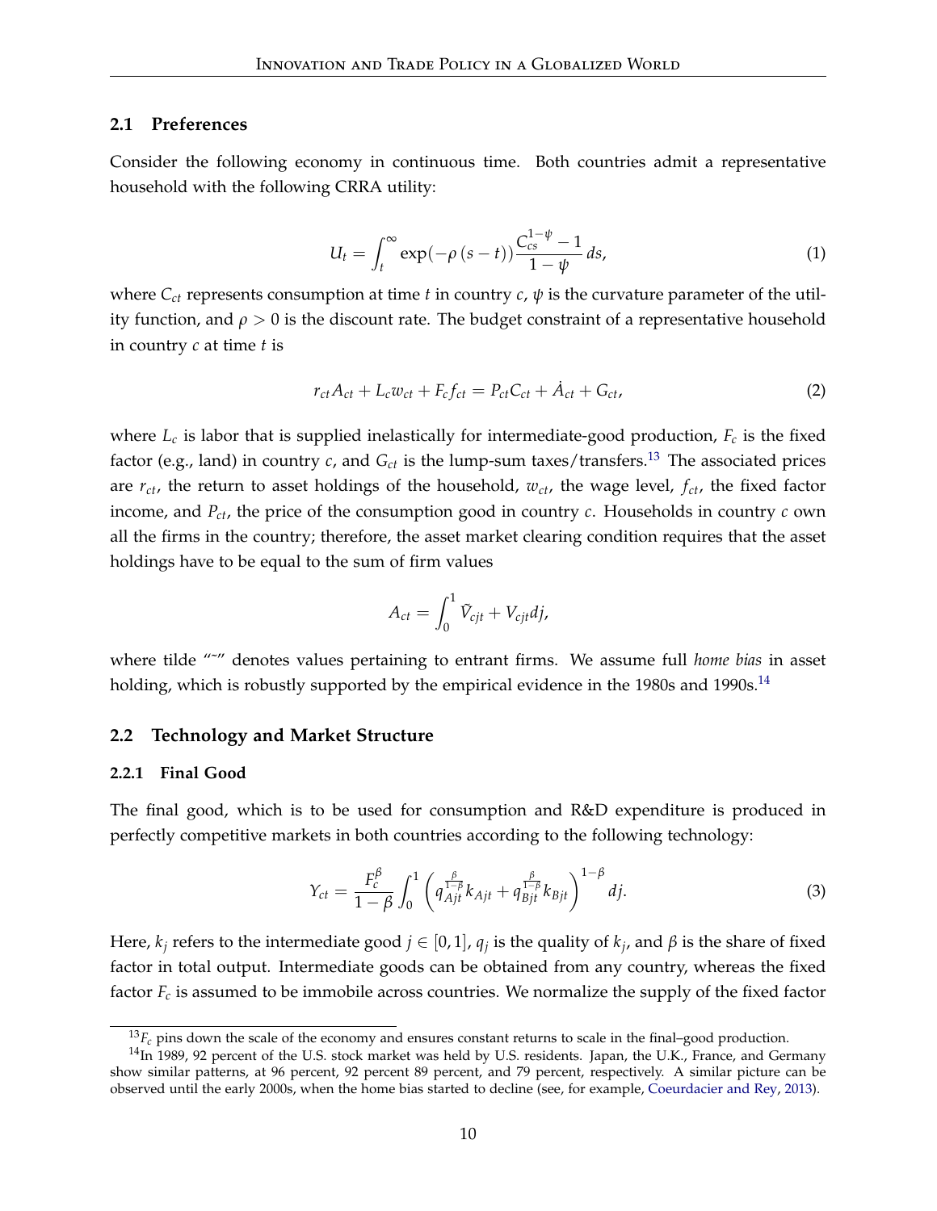## 2.1 Preferences

Consider the following economy in continuous time. Both countries admit a representative household with the following CRRA utility:

$$U_t = \int_t^\infty \exp(-\rho(s-t)) \frac{C_{cs}^{1-\psi} - 1}{1-\psi} \, ds, \tag{1}$$

where $C_{ct}$ represents consumption at time $t$ in country $c$, $\psi$ is the curvature parameter of the utility function, and $\rho > 0$ is the discount rate. The budget constraint of a representative household in country $c$ at time $t$ is

$$r_{ct} A_{ct} + L_c w_{ct} + F_c f_{ct} = P_{ct} C_{ct} + \dot{A}_{ct} + G_{ct}, \tag{2}$$

where $L_c$ is labor that is supplied inelastically for intermediate-good production, $F_c$ is the fixed factor (e.g., land) in country $c$, and $G_{ct}$ is the lump-sum taxes/transfers.[13] The associated prices are $r_{ct}$, the return to asset holdings of the household, $w_{ct}$, the wage level, $f_{ct}$, the fixed factor income, and $P_{ct}$, the price of the consumption good in country $c$. Households in country $c$ own all the firms in the country; therefore, the asset market clearing condition requires that the asset holdings have to be equal to the sum of firm values

$$A_{ct} = \int_0^1 \tilde{V}_{cjt} + V_{cjt} dj,$$

where tilde "$\tilde{\ }$" denotes values pertaining to entrant firms. We assume full *home bias* in asset holding, which is robustly supported by the empirical evidence in the 1980s and 1990s.[14]

## 2.2 Technology and Market Structure

### 2.2.1 Final Good

The final good, which is to be used for consumption and R&D expenditure is produced in perfectly competitive markets in both countries according to the following technology:

$$Y_{ct} = \frac{F_c^\beta}{1-\beta} \int_0^1 \left( q_{Ajt}^{\frac{\beta}{1-\beta}} k_{Ajt} + q_{Bjt}^{\frac{\beta}{1-\beta}} k_{Bjt} \right)^{1-\beta} dj. \tag{3}$$

Here, $k_j$ refers to the intermediate good $j \in [0,1]$, $q_j$ is the quality of $k_j$, and $\beta$ is the share of fixed factor in total output. Intermediate goods can be obtained from any country, whereas the fixed factor $F_c$ is assumed to be immobile across countries. We normalize the supply of the fixed factor

---

[13] $F_c$ pins down the scale of the economy and ensures constant returns to scale in the final–good production.

[14] In 1989, 92 percent of the U.S. stock market was held by U.S. residents. Japan, the U.K., France, and Germany show similar patterns, at 96 percent, 92 percent 89 percent, and 79 percent, respectively. A similar picture can be observed until the early 2000s, when the home bias started to decline (see, for example, Coeurdacier and Rey, 2013).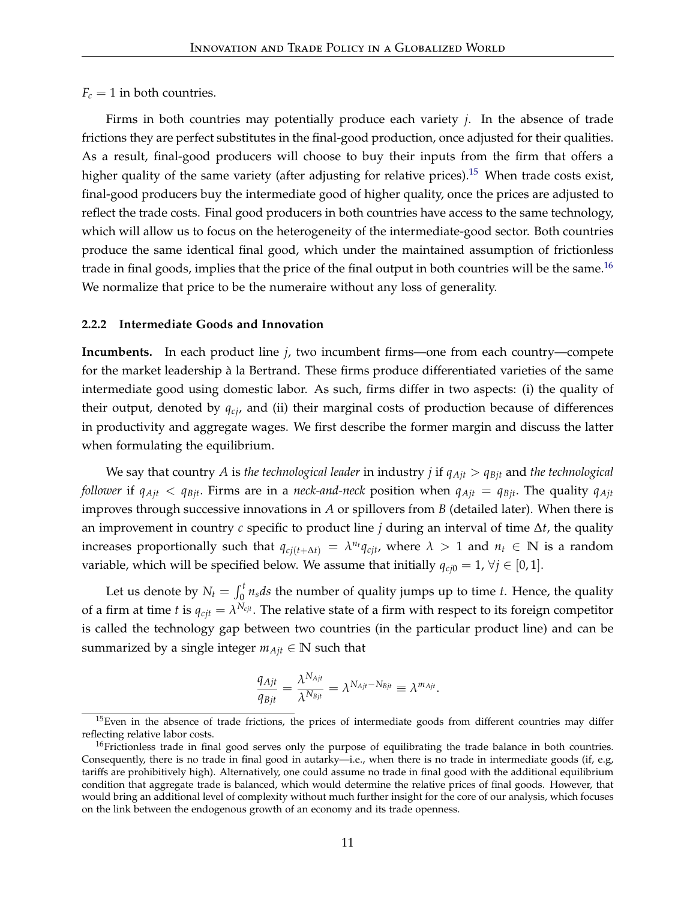$F_c = 1$ in both countries.

Firms in both countries may potentially produce each variety $j$. In the absence of trade frictions they are perfect substitutes in the final-good production, once adjusted for their qualities. As a result, final-good producers will choose to buy their inputs from the firm that offers a higher quality of the same variety (after adjusting for relative prices).[15] When trade costs exist, final-good producers buy the intermediate good of higher quality, once the prices are adjusted to reflect the trade costs. Final good producers in both countries have access to the same technology, which will allow us to focus on the heterogeneity of the intermediate-good sector. Both countries produce the same identical final good, which under the maintained assumption of frictionless trade in final goods, implies that the price of the final output in both countries will be the same.[16] We normalize that price to be the numeraire without any loss of generality.

### 2.2.2 Intermediate Goods and Innovation

**Incumbents.** In each product line $j$, two incumbent firms—one from each country—compete for the market leadership à la Bertrand. These firms produce differentiated varieties of the same intermediate good using domestic labor. As such, firms differ in two aspects: (i) the quality of their output, denoted by $q_{cj}$, and (ii) their marginal costs of production because of differences in productivity and aggregate wages. We first describe the former margin and discuss the latter when formulating the equilibrium.

We say that country $A$ is *the technological leader* in industry $j$ if $q_{Ajt} > q_{Bjt}$ and *the technological follower* if $q_{Ajt} < q_{Bjt}$. Firms are in a *neck-and-neck* position when $q_{Ajt} = q_{Bjt}$. The quality $q_{Ajt}$ improves through successive innovations in $A$ or spillovers from $B$ (detailed later). When there is an improvement in country $c$ specific to product line $j$ during an interval of time $\Delta t$, the quality increases proportionally such that $q_{cj(t+\Delta t)} = \lambda^{n_t} q_{cjt}$, where $\lambda > 1$ and $n_t \in \mathbb{N}$ is a random variable, which will be specified below. We assume that initially $q_{cj0} = 1$, $\forall j \in [0, 1]$.

Let us denote by $N_t = \int_0^t n_s ds$ the number of quality jumps up to time $t$. Hence, the quality of a firm at time $t$ is $q_{cjt} = \lambda^{N_{cjt}}$. The relative state of a firm with respect to its foreign competitor is called the technology gap between two countries (in the particular product line) and can be summarized by a single integer $m_{Ajt} \in \mathbb{N}$ such that

$$\frac{q_{Ajt}}{q_{Bjt}} = \frac{\lambda^{N_{Ajt}}}{\lambda^{N_{Bjt}}} = \lambda^{N_{Ajt} - N_{Bjt}} \equiv \lambda^{m_{Ajt}}.$$

[15] Even in the absence of trade frictions, the prices of intermediate goods from different countries may differ reflecting relative labor costs.

[16] Frictionless trade in final good serves only the purpose of equilibrating the trade balance in both countries. Consequently, there is no trade in final good in autarky—i.e., when there is no trade in intermediate goods (if, e.g, tariffs are prohibitively high). Alternatively, one could assume no trade in final good with the additional equilibrium condition that aggregate trade is balanced, which would determine the relative prices of final goods. However, that would bring an additional level of complexity without much further insight for the core of our analysis, which focuses on the link between the endogenous growth of an economy and its trade openness.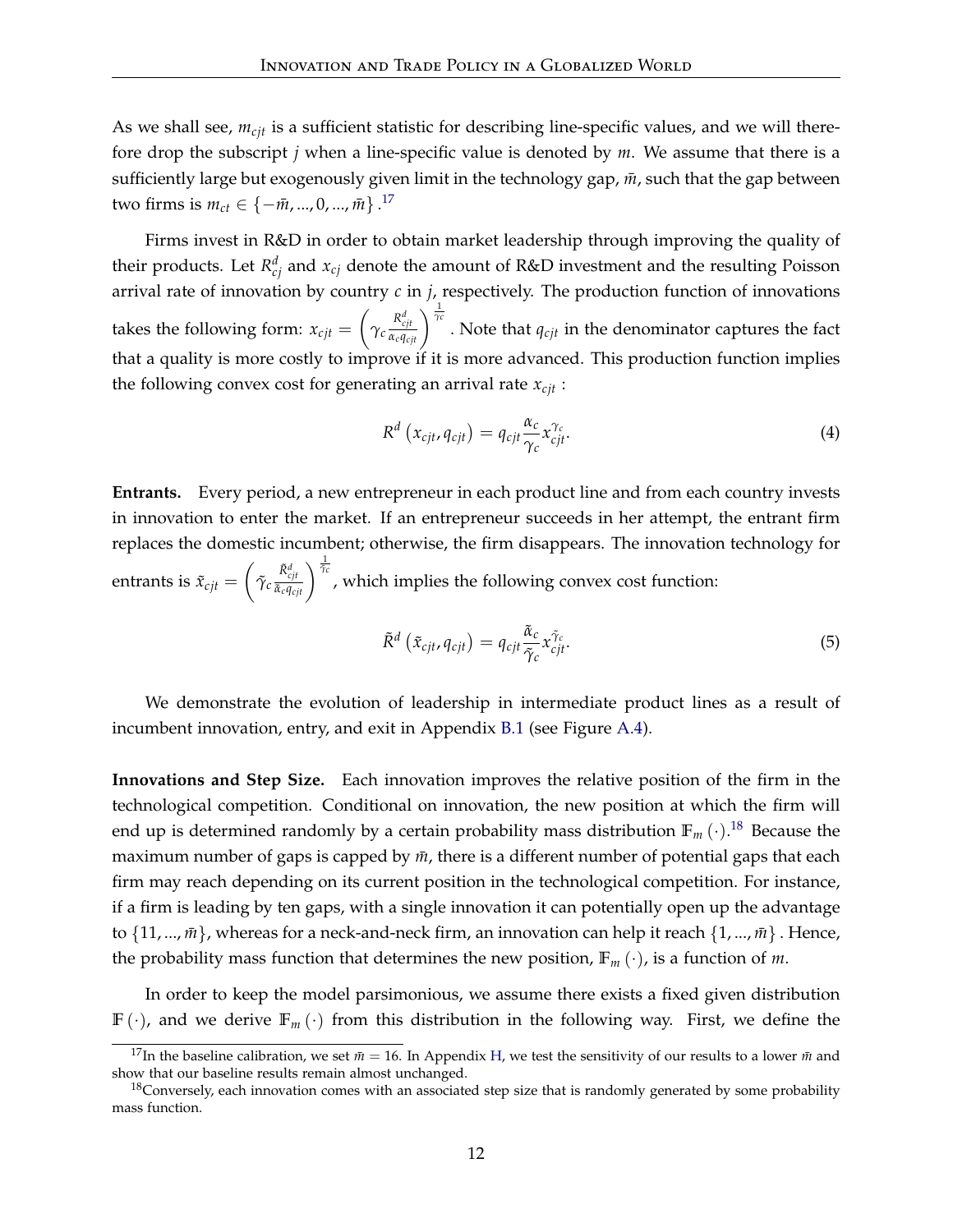As we shall see, $m_{cjt}$ is a sufficient statistic for describing line-specific values, and we will therefore drop the subscript $j$ when a line-specific value is denoted by $m$. We assume that there is a sufficiently large but exogenously given limit in the technology gap, $\bar{m}$, such that the gap between two firms is $m_{ct} \in \{-\bar{m}, ..., 0, ..., \bar{m}\}$.[17]

Firms invest in R&D in order to obtain market leadership through improving the quality of their products. Let $R^d_{cj}$ and $x_{cj}$ denote the amount of R&D investment and the resulting Poisson arrival rate of innovation by country $c$ in $j$, respectively. The production function of innovations takes the following form: $x_{cjt} = \left(\gamma_c \frac{R^d_{cjt}}{\alpha_c q_{cjt}}\right)^{\frac{1}{\gamma_c}}$. Note that $q_{cjt}$ in the denominator captures the fact that a quality is more costly to improve if it is more advanced. This production function implies the following convex cost for generating an arrival rate $x_{cjt}$ :

$$R^d\left(x_{cjt}, q_{cjt}\right) = q_{cjt} \frac{\alpha_c}{\gamma_c} x_{cjt}^{\gamma_c}. \tag{4}$$

**Entrants.** Every period, a new entrepreneur in each product line and from each country invests in innovation to enter the market. If an entrepreneur succeeds in her attempt, the entrant firm replaces the domestic incumbent; otherwise, the firm disappears. The innovation technology for entrants is $\tilde{x}_{cjt} = \left(\tilde{\gamma}_c \frac{\tilde{R}^d_{cjt}}{\tilde{\alpha}_c q_{cjt}}\right)^{\frac{1}{\tilde{\gamma}_c}}$, which implies the following convex cost function:

$$\tilde{R}^d\left(\tilde{x}_{cjt}, q_{cjt}\right) = q_{cjt} \frac{\tilde{\alpha}_c}{\tilde{\gamma}_c} x_{cjt}^{\tilde{\gamma}_c}. \tag{5}$$

We demonstrate the evolution of leadership in intermediate product lines as a result of incumbent innovation, entry, and exit in Appendix B.1 (see Figure A.4).

**Innovations and Step Size.** Each innovation improves the relative position of the firm in the technological competition. Conditional on innovation, the new position at which the firm will end up is determined randomly by a certain probability mass distribution $\mathbb{F}_m(\cdot)$.[18] Because the maximum number of gaps is capped by $\bar{m}$, there is a different number of potential gaps that each firm may reach depending on its current position in the technological competition. For instance, if a firm is leading by ten gaps, with a single innovation it can potentially open up the advantage to $\{11, ..., \bar{m}\}$, whereas for a neck-and-neck firm, an innovation can help it reach $\{1, ..., \bar{m}\}$. Hence, the probability mass function that determines the new position, $\mathbb{F}_m(\cdot)$, is a function of $m$.

In order to keep the model parsimonious, we assume there exists a fixed given distribution $\mathbb{F}(\cdot)$, and we derive $\mathbb{F}_m(\cdot)$ from this distribution in the following way. First, we define the

[17] In the baseline calibration, we set $\bar{m} = 16$. In Appendix H, we test the sensitivity of our results to a lower $\bar{m}$ and show that our baseline results remain almost unchanged.

[18] Conversely, each innovation comes with an associated step size that is randomly generated by some probability mass function.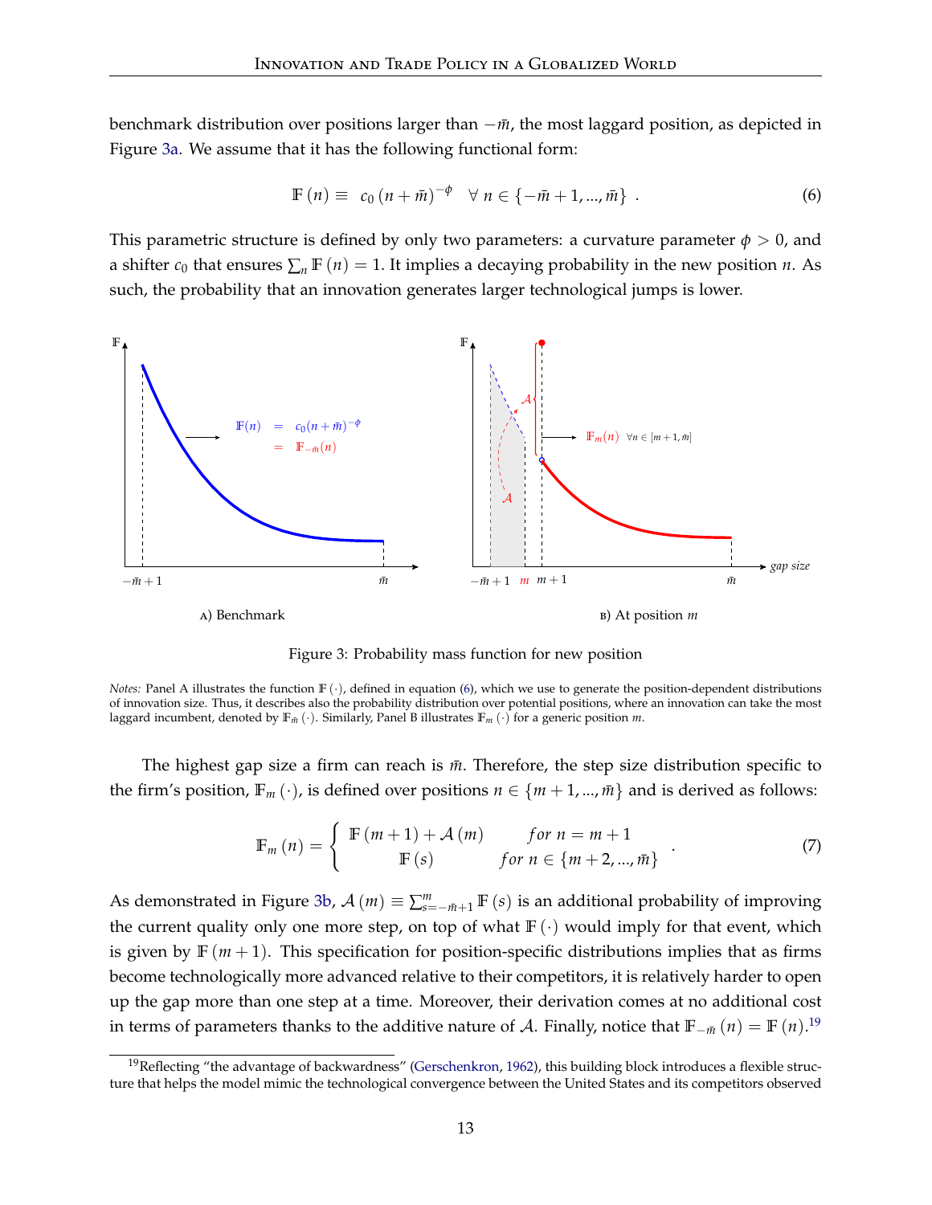benchmark distribution over positions larger than $-\bar{m}$, the most laggard position, as depicted in Figure 3a. We assume that it has the following functional form:

$$\mathbb{F}(n) \equiv c_0 (n + \bar{m})^{-\phi} \quad \forall\, n \in \{-\bar{m}+1, ..., \bar{m}\} \ . \tag{6}$$

This parametric structure is defined by only two parameters: a curvature parameter $\phi > 0$, and a shifter $c_0$ that ensures $\sum_n \mathbb{F}(n) = 1$. It implies a decaying probability in the new position $n$. As such, the probability that an innovation generates larger technological jumps is lower.

A) Benchmark

B) At position $m$

Figure 3: Probability mass function for new position

*Notes:* Panel A illustrates the function $\mathbb{F}(\cdot)$, defined in equation (6), which we use to generate the position-dependent distributions of innovation size. Thus, it describes also the probability distribution over potential positions, where an innovation can take the most laggard incumbent, denoted by $\mathbb{F}_{\bar{m}}(\cdot)$. Similarly, Panel B illustrates $\mathbb{F}_m(\cdot)$ for a generic position $m$.

The highest gap size a firm can reach is $\bar{m}$. Therefore, the step size distribution specific to the firm's position, $\mathbb{F}_m(\cdot)$, is defined over positions $n \in \{m+1, ..., \bar{m}\}$ and is derived as follows:

$$\mathbb{F}_m(n) = \begin{cases} \mathbb{F}(m+1) + \mathcal{A}(m) & for\ n = m+1 \\ \mathbb{F}(s) & for\ n \in \{m+2, ..., \bar{m}\} \end{cases} . \tag{7}$$

As demonstrated in Figure 3b, $\mathcal{A}(m) \equiv \sum_{s=-\bar{m}+1}^{m} \mathbb{F}(s)$ is an additional probability of improving the current quality only one more step, on top of what $\mathbb{F}(\cdot)$ would imply for that event, which is given by $\mathbb{F}(m+1)$. This specification for position-specific distributions implies that as firms become technologically more advanced relative to their competitors, it is relatively harder to open up the gap more than one step at a time. Moreover, their derivation comes at no additional cost in terms of parameters thanks to the additive nature of $\mathcal{A}$. Finally, notice that $\mathbb{F}_{-\bar{m}}(n) = \mathbb{F}(n)$.[19]

[19] Reflecting "the advantage of backwardness" (Gerschenkron, 1962), this building block introduces a flexible structure that helps the model mimic the technological convergence between the United States and its competitors observed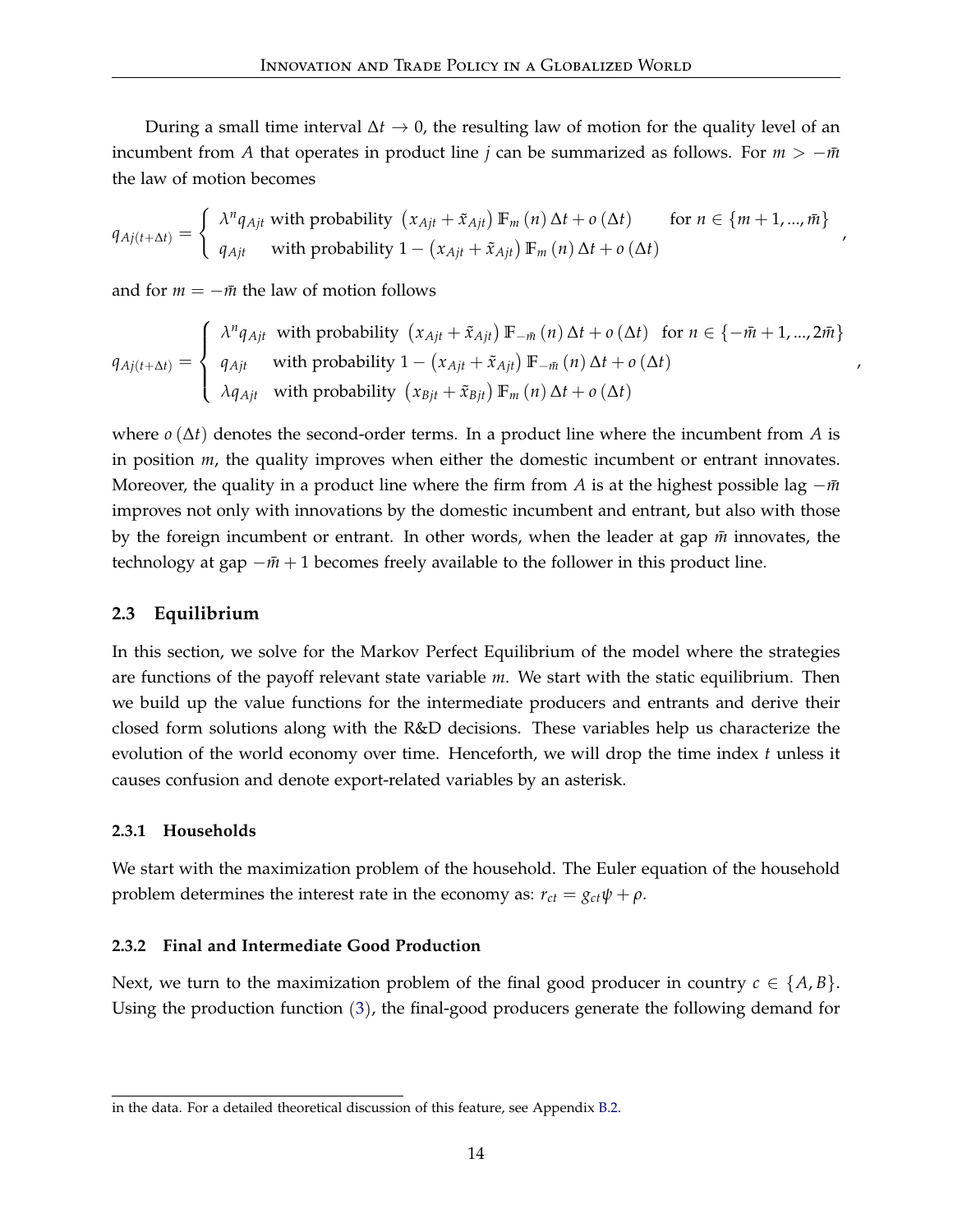During a small time interval $\Delta t \to 0$, the resulting law of motion for the quality level of an incumbent from $A$ that operates in product line $j$ can be summarized as follows. For $m > -\bar{m}$ the law of motion becomes

$$
q_{Aj(t+\Delta t)} = \begin{cases} \lambda^n q_{Ajt} \text{ with probability } \left(x_{Ajt} + \tilde{x}_{Ajt}\right) \mathbb{F}_m(n) \Delta t + o(\Delta t) & \text{for } n \in \{m+1, ..., \bar{m}\} \\ q_{Ajt} \quad \text{with probability } 1 - \left(x_{Ajt} + \tilde{x}_{Ajt}\right) \mathbb{F}_m(n) \Delta t + o(\Delta t) & \end{cases},
$$

and for $m = -\bar{m}$ the law of motion follows

$$
q_{Aj(t+\Delta t)} = \begin{cases} \lambda^n q_{Ajt} \text{ with probability } \left(x_{Ajt} + \tilde{x}_{Ajt}\right) \mathbb{F}_{-\bar{m}}(n) \Delta t + o(\Delta t) & \text{for } n \in \{-\bar{m}+1, ..., 2\bar{m}\} \\ q_{Ajt} \quad \text{with probability } 1 - \left(x_{Ajt} + \tilde{x}_{Ajt}\right) \mathbb{F}_{-\bar{m}}(n) \Delta t + o(\Delta t) & \\ \lambda q_{Ajt} \quad \text{with probability } \left(x_{Bjt} + \tilde{x}_{Bjt}\right) \mathbb{F}_m(n) \Delta t + o(\Delta t) & \end{cases},
$$

where $o(\Delta t)$ denotes the second-order terms. In a product line where the incumbent from $A$ is in position $m$, the quality improves when either the domestic incumbent or entrant innovates. Moreover, the quality in a product line where the firm from $A$ is at the highest possible lag $-\bar{m}$ improves not only with innovations by the domestic incumbent and entrant, but also with those by the foreign incumbent or entrant. In other words, when the leader at gap $\bar{m}$ innovates, the technology at gap $-\bar{m}+1$ becomes freely available to the follower in this product line.

### 2.3 Equilibrium

In this section, we solve for the Markov Perfect Equilibrium of the model where the strategies are functions of the payoff relevant state variable $m$. We start with the static equilibrium. Then we build up the value functions for the intermediate producers and entrants and derive their closed form solutions along with the R&D decisions. These variables help us characterize the evolution of the world economy over time. Henceforth, we will drop the time index $t$ unless it causes confusion and denote export-related variables by an asterisk.

#### 2.3.1 Households

We start with the maximization problem of the household. The Euler equation of the household problem determines the interest rate in the economy as: $r_{ct} = g_{ct}\psi + \rho$.

#### 2.3.2 Final and Intermediate Good Production

Next, we turn to the maximization problem of the final good producer in country $c \in \{A, B\}$. Using the production function (3), the final-good producers generate the following demand for

in the data. For a detailed theoretical discussion of this feature, see Appendix B.2.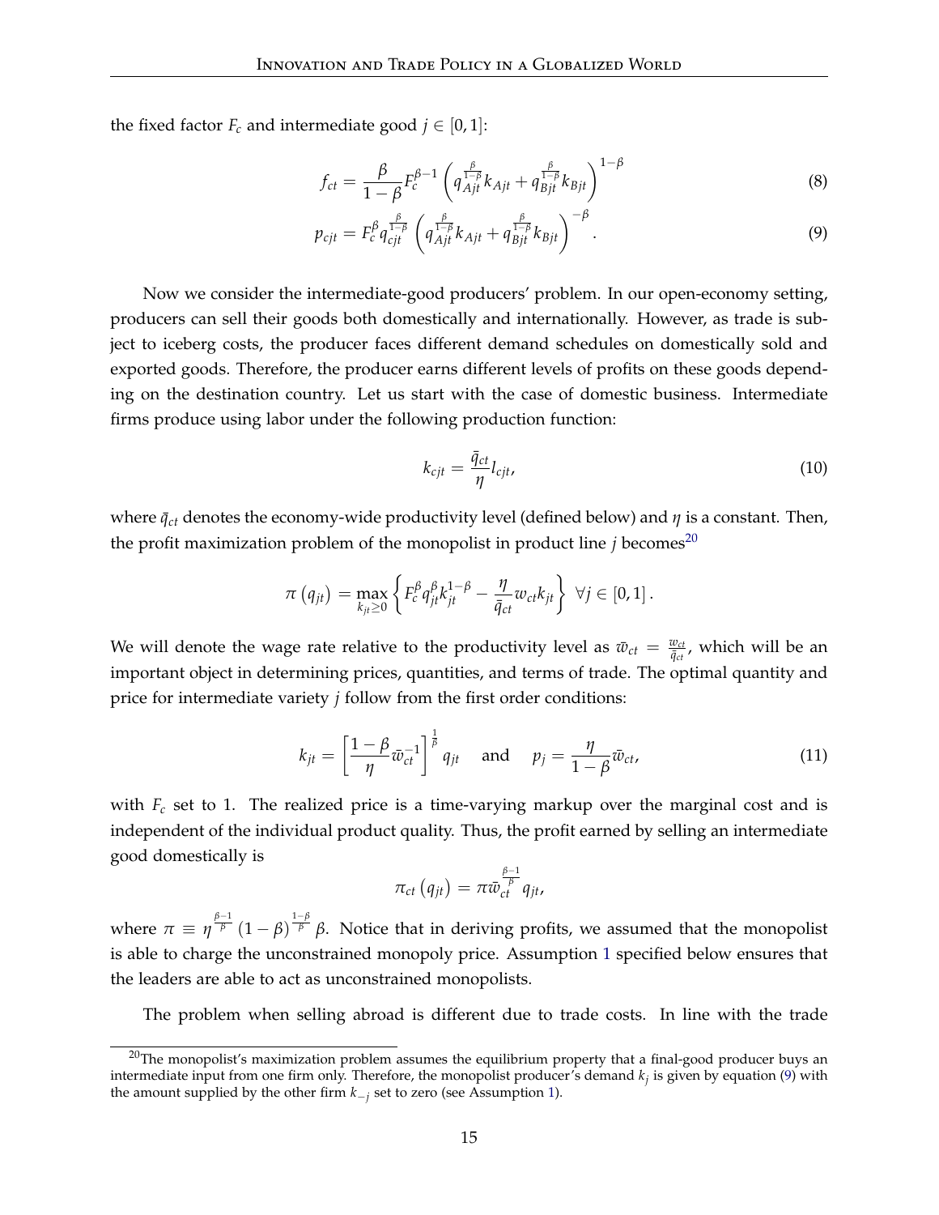the fixed factor $F_c$ and intermediate good $j \in [0,1]$:

$$f_{ct} = \frac{\beta}{1-\beta} F_c^{\beta-1} \left( q_{Ajt}^{\frac{\beta}{1-\beta}} k_{Ajt} + q_{Bjt}^{\frac{\beta}{1-\beta}} k_{Bjt} \right)^{1-\beta} \tag{8}$$

$$p_{cjt} = F_c^{\beta} q_{cjt}^{\frac{\beta}{1-\beta}} \left( q_{Ajt}^{\frac{\beta}{1-\beta}} k_{Ajt} + q_{Bjt}^{\frac{\beta}{1-\beta}} k_{Bjt} \right)^{-\beta}. \tag{9}$$

Now we consider the intermediate-good producers' problem. In our open-economy setting, producers can sell their goods both domestically and internationally. However, as trade is subject to iceberg costs, the producer faces different demand schedules on domestically sold and exported goods. Therefore, the producer earns different levels of profits on these goods depending on the destination country. Let us start with the case of domestic business. Intermediate firms produce using labor under the following production function:

$$k_{cjt} = \frac{\bar{q}_{ct}}{\eta} l_{cjt}, \tag{10}$$

where $\bar{q}_{ct}$ denotes the economy-wide productivity level (defined below) and $\eta$ is a constant. Then, the profit maximization problem of the monopolist in product line $j$ becomes[20]

$$\pi\left(q_{jt}\right) = \max_{k_{jt} \geq 0} \left\{ F_c^{\beta} q_{jt}^{\beta} k_{jt}^{1-\beta} - \frac{\eta}{\bar{q}_{ct}} w_{ct} k_{jt} \right\} \ \forall j \in [0,1].$$

We will denote the wage rate relative to the productivity level as $\bar{w}_{ct} = \frac{w_{ct}}{\bar{q}_{ct}}$, which will be an important object in determining prices, quantities, and terms of trade. The optimal quantity and price for intermediate variety $j$ follow from the first order conditions:

$$k_{jt} = \left[ \frac{1-\beta}{\eta} \bar{w}_{ct}^{-1} \right]^{\frac{1}{\beta}} q_{jt} \quad \text{and} \quad p_j = \frac{\eta}{1-\beta} \bar{w}_{ct}, \tag{11}$$

with $F_c$ set to 1. The realized price is a time-varying markup over the marginal cost and is independent of the individual product quality. Thus, the profit earned by selling an intermediate good domestically is

$$\pi_{ct}\left(q_{jt}\right) = \pi \bar{w}_{ct}^{\frac{\beta-1}{\beta}} q_{jt},$$

where $\pi \equiv \eta^{\frac{\beta-1}{\beta}} (1-\beta)^{\frac{1-\beta}{\beta}} \beta$. Notice that in deriving profits, we assumed that the monopolist is able to charge the unconstrained monopoly price. Assumption 1 specified below ensures that the leaders are able to act as unconstrained monopolists.

The problem when selling abroad is different due to trade costs. In line with the trade

[20] The monopolist's maximization problem assumes the equilibrium property that a final-good producer buys an intermediate input from one firm only. Therefore, the monopolist producer's demand $k_j$ is given by equation (9) with the amount supplied by the other firm $k_{-j}$ set to zero (see Assumption 1).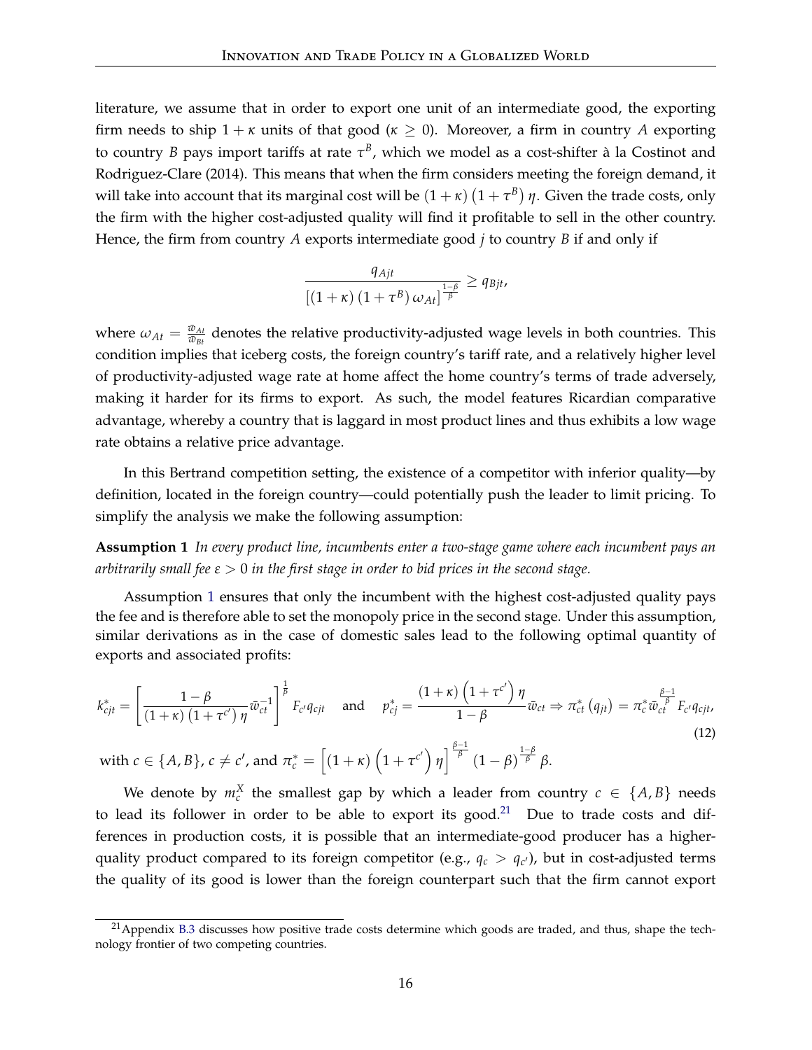literature, we assume that in order to export one unit of an intermediate good, the exporting firm needs to ship $1+\kappa$ units of that good ($\kappa \geq 0$). Moreover, a firm in country $A$ exporting to country $B$ pays import tariffs at rate $\tau^B$, which we model as a cost-shifter à la Costinot and Rodriguez-Clare (2014). This means that when the firm considers meeting the foreign demand, it will take into account that its marginal cost will be $(1+\kappa)(1+\tau^B)\eta$. Given the trade costs, only the firm with the higher cost-adjusted quality will find it profitable to sell in the other country. Hence, the firm from country $A$ exports intermediate good $j$ to country $B$ if and only if

$$\frac{q_{Ajt}}{\left[(1+\kappa)(1+\tau^B)\,\omega_{At}\right]^{\frac{1-\beta}{\beta}}} \geq q_{Bjt},$$

where $\omega_{At} = \frac{\bar{w}_{At}}{\bar{w}_{Bt}}$ denotes the relative productivity-adjusted wage levels in both countries. This condition implies that iceberg costs, the foreign country's tariff rate, and a relatively higher level of productivity-adjusted wage rate at home affect the home country's terms of trade adversely, making it harder for its firms to export. As such, the model features Ricardian comparative advantage, whereby a country that is laggard in most product lines and thus exhibits a low wage rate obtains a relative price advantage.

In this Bertrand competition setting, the existence of a competitor with inferior quality—by definition, located in the foreign country—could potentially push the leader to limit pricing. To simplify the analysis we make the following assumption:

**Assumption 1** *In every product line, incumbents enter a two-stage game where each incumbent pays an arbitrarily small fee $\varepsilon > 0$ in the first stage in order to bid prices in the second stage.*

Assumption 1 ensures that only the incumbent with the highest cost-adjusted quality pays the fee and is therefore able to set the monopoly price in the second stage. Under this assumption, similar derivations as in the case of domestic sales lead to the following optimal quantity of exports and associated profits:

$$k^*_{cjt} = \left[\frac{1-\beta}{(1+\kappa)\left(1+\tau^{c'}\right)\eta}\bar{w}_{ct}^{-1}\right]^{\frac{1}{\beta}} F_{c'}q_{cjt} \quad \text{and} \quad p^*_{cj} = \frac{(1+\kappa)\left(1+\tau^{c'}\right)\eta}{1-\beta}\bar{w}_{ct} \Rightarrow \pi^*_{ct}\left(q_{jt}\right) = \pi^*_c \bar{w}_{ct}^{\frac{\beta-1}{\beta}} F_{c'}q_{cjt}, \tag{12}$$

with $c \in \{A, B\}$, $c \neq c'$, and $\pi^*_c = \left[(1+\kappa)\left(1+\tau^{c'}\right)\eta\right]^{\frac{\beta-1}{\beta}} (1-\beta)^{\frac{1-\beta}{\beta}}\beta$.

We denote by $m^X_c$ the smallest gap by which a leader from country $c \in \{A, B\}$ needs to lead its follower in order to be able to export its good.[21] Due to trade costs and differences in production costs, it is possible that an intermediate-good producer has a higher-quality product compared to its foreign competitor (e.g., $q_c > q_{c'}$), but in cost-adjusted terms the quality of its good is lower than the foreign counterpart such that the firm cannot export

[21] Appendix B.3 discusses how positive trade costs determine which goods are traded, and thus, shape the technology frontier of two competing countries.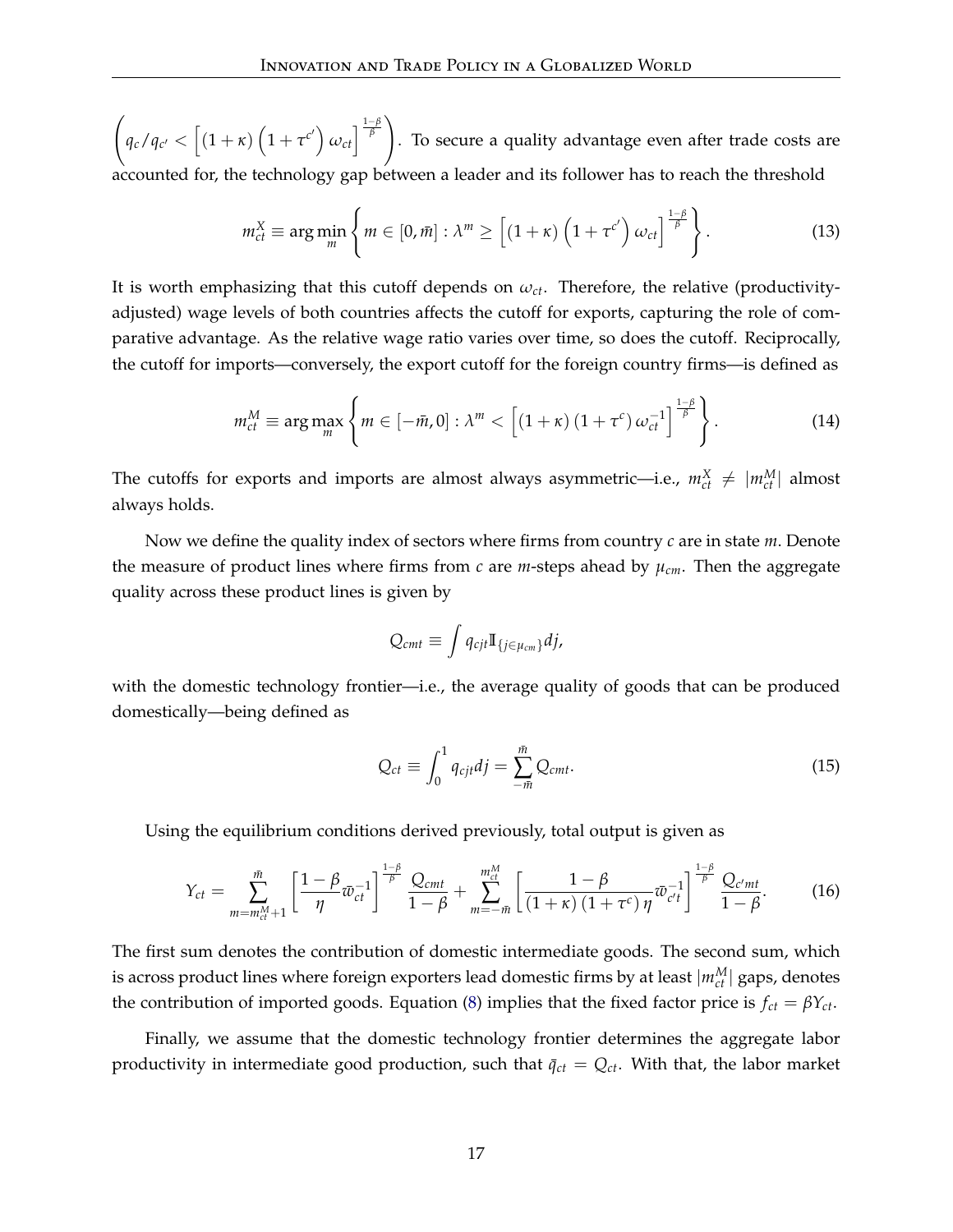$\left(q_c/q_{c'} < \left[(1+\kappa)\left(1+\tau^{c'}\right)\omega_{ct}\right]^{\frac{1-\beta}{\beta}}\right)$. To secure a quality advantage even after trade costs are accounted for, the technology gap between a leader and its follower has to reach the threshold

$$m^X_{ct} \equiv \arg\min_m \left\{ m \in [0, \bar{m}] : \lambda^m \geq \left[(1+\kappa)\left(1+\tau^{c'}\right)\omega_{ct}\right]^{\frac{1-\beta}{\beta}} \right\}. \tag{13}$$

It is worth emphasizing that this cutoff depends on $\omega_{ct}$. Therefore, the relative (productivity-adjusted) wage levels of both countries affects the cutoff for exports, capturing the role of comparative advantage. As the relative wage ratio varies over time, so does the cutoff. Reciprocally, the cutoff for imports—conversely, the export cutoff for the foreign country firms—is defined as

$$m^M_{ct} \equiv \arg\max_m \left\{ m \in [-\bar{m}, 0] : \lambda^m < \left[(1+\kappa)\left(1+\tau^{c}\right)\omega_{ct}^{-1}\right]^{\frac{1-\beta}{\beta}} \right\}. \tag{14}$$

The cutoffs for exports and imports are almost always asymmetric—i.e., $m^X_{ct} \neq |m^M_{ct}|$ almost always holds.

Now we define the quality index of sectors where firms from country $c$ are in state $m$. Denote the measure of product lines where firms from $c$ are $m$-steps ahead by $\mu_{cm}$. Then the aggregate quality across these product lines is given by

$$Q_{cmt} \equiv \int q_{cjt} \mathbb{I}_{\{j \in \mu_{cm}\}} dj,$$

with the domestic technology frontier—i.e., the average quality of goods that can be produced domestically—being defined as

$$Q_{ct} \equiv \int_0^1 q_{cjt} dj = \sum_{-\bar{m}}^{\bar{m}} Q_{cmt}. \tag{15}$$

Using the equilibrium conditions derived previously, total output is given as

$$Y_{ct} = \sum_{m=m^M_{ct}+1}^{\bar{m}} \left[\frac{1-\beta}{\eta}\varpi_{ct}^{-1}\right]^{\frac{1-\beta}{\beta}} \frac{Q_{cmt}}{1-\beta} + \sum_{m=-\bar{m}}^{m^M_{ct}} \left[\frac{1-\beta}{(1+\kappa)(1+\tau^c)\eta}\varpi_{c't}^{-1}\right]^{\frac{1-\beta}{\beta}} \frac{Q_{c'mt}}{1-\beta}. \tag{16}$$

The first sum denotes the contribution of domestic intermediate goods. The second sum, which is across product lines where foreign exporters lead domestic firms by at least $|m^M_{ct}|$ gaps, denotes the contribution of imported goods. Equation (8) implies that the fixed factor price is $f_{ct} = \beta Y_{ct}$.

Finally, we assume that the domestic technology frontier determines the aggregate labor productivity in intermediate good production, such that $\bar{q}_{ct} = Q_{ct}$. With that, the labor market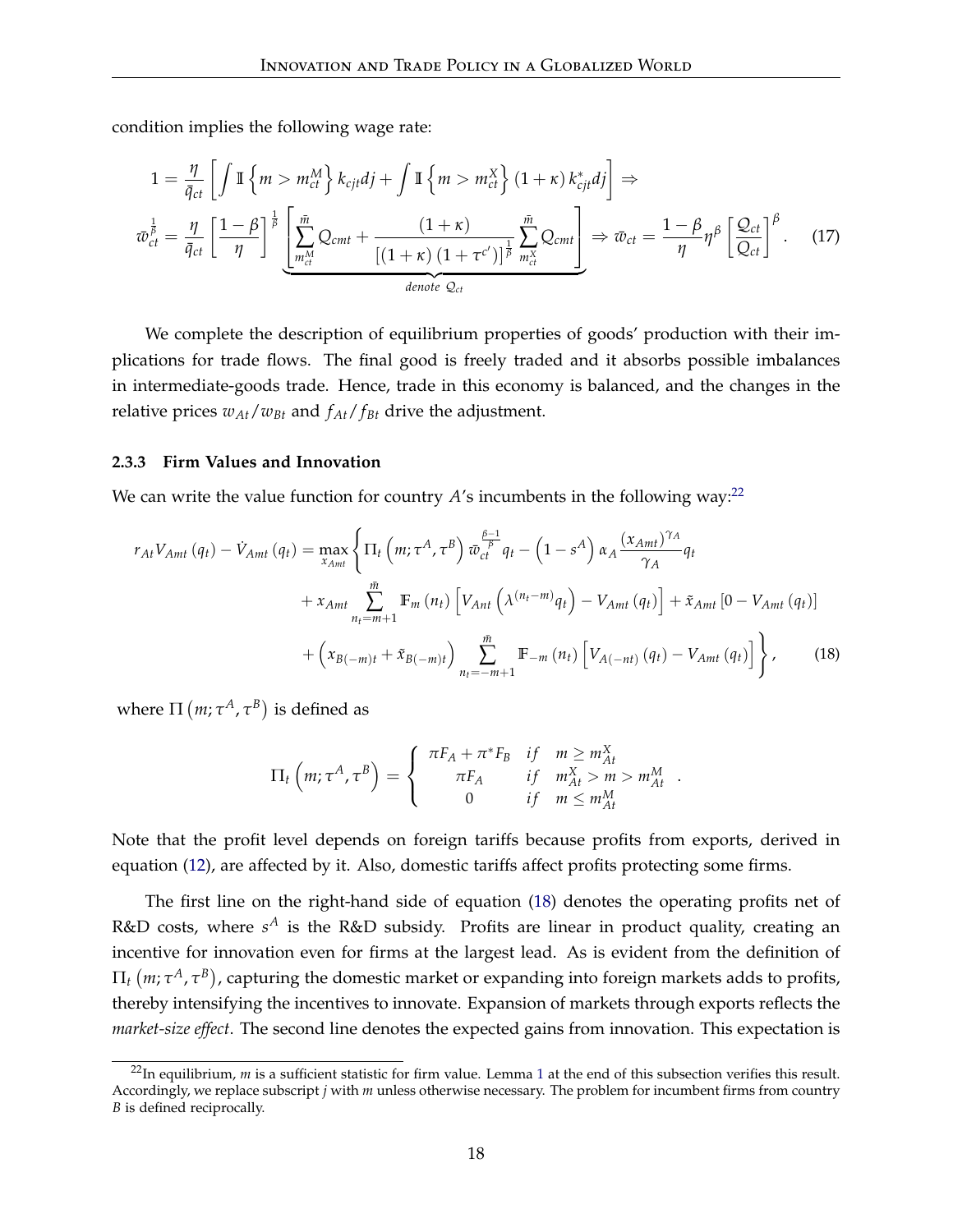condition implies the following wage rate:

$$
\begin{aligned}
1 &= \frac{\eta}{\bar{q}_{ct}} \left[ \int \mathbb{I}\left\{ m > m_{ct}^{M} \right\} k_{cjt} dj + \int \mathbb{I}\left\{ m > m_{ct}^{X} \right\} (1+\kappa) k_{cjt}^{*} dj \right] \Rightarrow \\
\varpi_{ct}^{\frac{1}{\beta}} &= \frac{\eta}{\bar{q}_{ct}} \left[ \frac{1-\beta}{\eta} \right]^{\frac{1}{\beta}} \underbrace{\left[ \sum_{m_{ct}^{M}}^{\bar{m}} Q_{cmt} + \frac{(1+\kappa)}{\left[ (1+\kappa)\left(1+\tau^{c'}\right) \right]^{\frac{1}{\beta}}} \sum_{m_{ct}^{X}}^{\bar{m}} Q_{cmt} \right]}_{denote\ \mathcal{Q}_{ct}} \Rightarrow \varpi_{ct} = \frac{1-\beta}{\eta} \eta^{\beta} \left[ \frac{\mathcal{Q}_{ct}}{Q_{ct}} \right]^{\beta}.
\end{aligned}
\tag{17}
$$

We complete the description of equilibrium properties of goods' production with their implications for trade flows. The final good is freely traded and it absorbs possible imbalances in intermediate-goods trade. Hence, trade in this economy is balanced, and the changes in the relative prices $w_{At}/w_{Bt}$ and $f_{At}/f_{Bt}$ drive the adjustment.

### 2.3.3 Firm Values and Innovation

We can write the value function for country $A$'s incumbents in the following way:[22]

$$
\begin{aligned}
r_{At} V_{Amt}(q_t) - \dot{V}_{Amt}(q_t) = \max_{x_{Amt}} \Bigg\{ & \Pi_t\left(m; \tau^{A}, \tau^{B}\right) \varpi_{ct}^{\frac{\beta-1}{\beta}} q_t - \left(1 - s^{A}\right) \alpha_A \frac{\left(x_{Amt}\right)^{\gamma_A}}{\gamma_A} q_t \\
& + x_{Amt} \sum_{n_t = m+1}^{\bar{m}} \mathbb{F}_m(n_t) \left[ V_{Ant}\left(\lambda^{(n_t - m)} q_t\right) - V_{Amt}(q_t) \right] + \tilde{x}_{Amt}\left[0 - V_{Amt}(q_t)\right] \\
& + \left(x_{B(-m)t} + \tilde{x}_{B(-m)t}\right) \sum_{n_t = -m+1}^{\bar{m}} \mathbb{F}_{-m}(n_t) \left[ V_{A(-nt)}(q_t) - V_{Amt}(q_t) \right] \Bigg\},
\end{aligned}
\tag{18}
$$

where $\Pi\left(m; \tau^{A}, \tau^{B}\right)$ is defined as

$$
\Pi_t\left(m; \tau^{A}, \tau^{B}\right) = \begin{cases} \pi F_A + \pi^{*} F_B & if \quad m \geq m_{At}^{X} \\ \pi F_A & if \quad m_{At}^{X} > m > m_{At}^{M} \\ 0 & if \quad m \leq m_{At}^{M} \end{cases}.
$$

Note that the profit level depends on foreign tariffs because profits from exports, derived in equation (12), are affected by it. Also, domestic tariffs affect profits protecting some firms.

The first line on the right-hand side of equation (18) denotes the operating profits net of R&D costs, where $s^{A}$ is the R&D subsidy. Profits are linear in product quality, creating an incentive for innovation even for firms at the largest lead. As is evident from the definition of $\Pi_t\left(m; \tau^{A}, \tau^{B}\right)$, capturing the domestic market or expanding into foreign markets adds to profits, thereby intensifying the incentives to innovate. Expansion of markets through exports reflects the *market-size effect*. The second line denotes the expected gains from innovation. This expectation is

[22] In equilibrium, $m$ is a sufficient statistic for firm value. Lemma 1 at the end of this subsection verifies this result. Accordingly, we replace subscript $j$ with $m$ unless otherwise necessary. The problem for incumbent firms from country $B$ is defined reciprocally.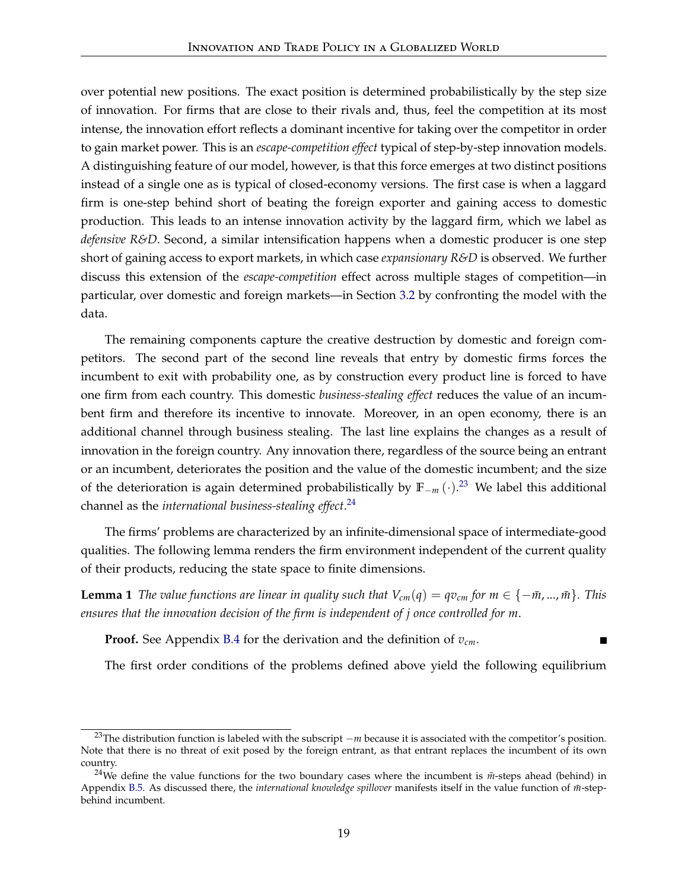over potential new positions. The exact position is determined probabilistically by the step size of innovation. For firms that are close to their rivals and, thus, feel the competition at its most intense, the innovation effort reflects a dominant incentive for taking over the competitor in order to gain market power. This is an *escape-competition effect* typical of step-by-step innovation models. A distinguishing feature of our model, however, is that this force emerges at two distinct positions instead of a single one as is typical of closed-economy versions. The first case is when a laggard firm is one-step behind short of beating the foreign exporter and gaining access to domestic production. This leads to an intense innovation activity by the laggard firm, which we label as *defensive R&D*. Second, a similar intensification happens when a domestic producer is one step short of gaining access to export markets, in which case *expansionary R&D* is observed. We further discuss this extension of the *escape-competition* effect across multiple stages of competition—in particular, over domestic and foreign markets—in Section 3.2 by confronting the model with the data.

The remaining components capture the creative destruction by domestic and foreign competitors. The second part of the second line reveals that entry by domestic firms forces the incumbent to exit with probability one, as by construction every product line is forced to have one firm from each country. This domestic *business-stealing effect* reduces the value of an incumbent firm and therefore its incentive to innovate. Moreover, in an open economy, there is an additional channel through business stealing. The last line explains the changes as a result of innovation in the foreign country. Any innovation there, regardless of the source being an entrant or an incumbent, deteriorates the position and the value of the domestic incumbent; and the size of the deterioration is again determined probabilistically by $\mathbb{F}_{-m}(\cdot)$.[23] We label this additional channel as the *international business-stealing effect*.[24]

The firms' problems are characterized by an infinite-dimensional space of intermediate-good qualities. The following lemma renders the firm environment independent of the current quality of their products, reducing the state space to finite dimensions.

**Lemma 1** *The value functions are linear in quality such that $V_{cm}(q) = qv_{cm}$ for $m \in \{-\bar{m}, ..., \bar{m}\}$. This ensures that the innovation decision of the firm is independent of $j$ once controlled for $m$.*

**Proof.** See Appendix B.4 for the derivation and the definition of $v_{cm}$. ∎

The first order conditions of the problems defined above yield the following equilibrium

[23] The distribution function is labeled with the subscript $-m$ because it is associated with the competitor's position. Note that there is no threat of exit posed by the foreign entrant, as that entrant replaces the incumbent of its own country.

[24] We define the value functions for the two boundary cases where the incumbent is $\bar{m}$-steps ahead (behind) in Appendix B.5. As discussed there, the *international knowledge spillover* manifests itself in the value function of $\bar{m}$-step-behind incumbent.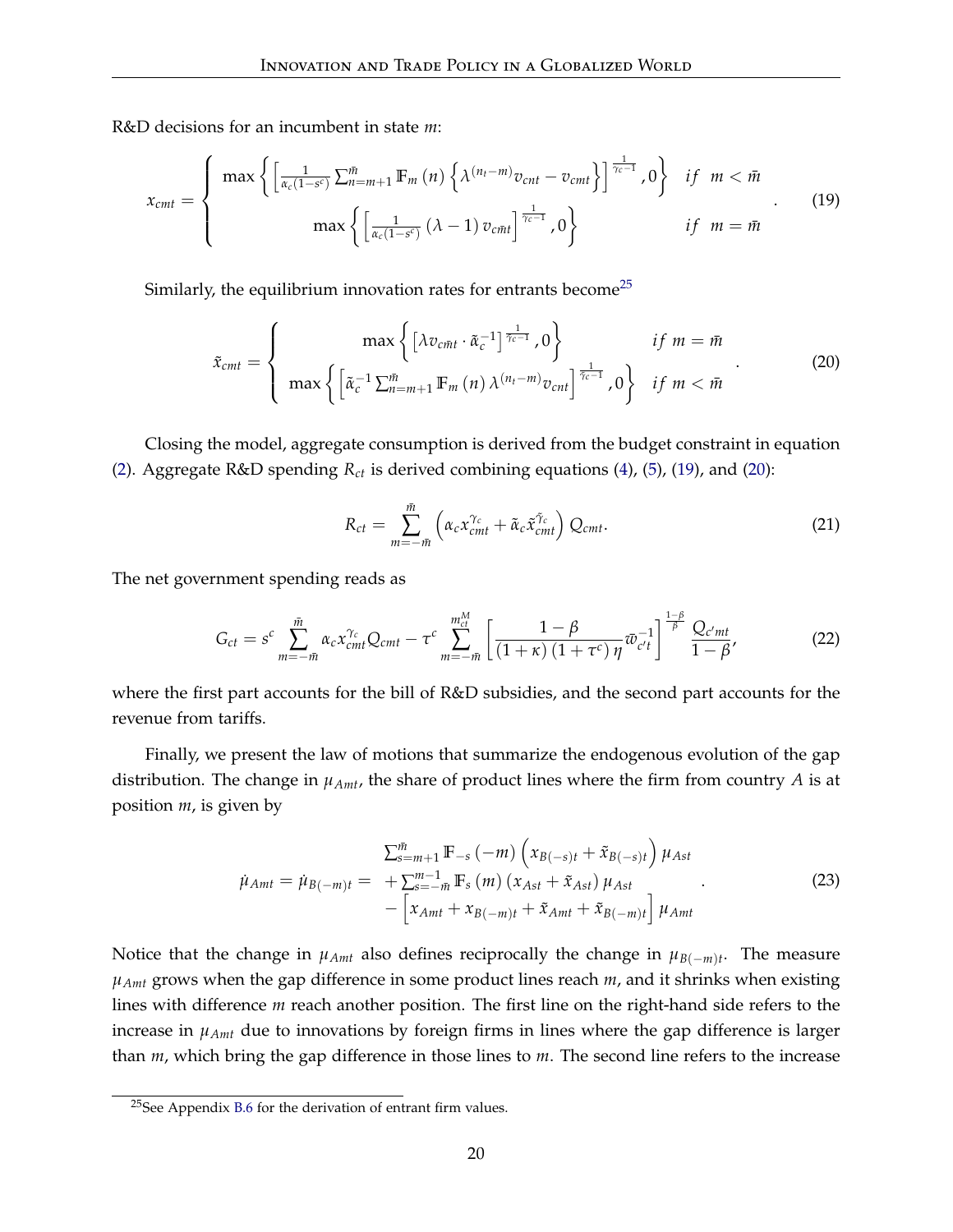R&D decisions for an incumbent in state $m$:

$$
x_{cmt} = \begin{cases} \max\left\{ \left[ \frac{1}{\alpha_c(1-s^c)} \sum_{n=m+1}^{\bar{m}} \mathbb{F}_m(n) \left\{ \lambda^{(n_t - m)} v_{cnt} - v_{cmt} \right\} \right]^{\frac{1}{\gamma_c - 1}}, 0 \right\} & if \;\; m < \bar{m} \\ \max\left\{ \left[ \frac{1}{\alpha_c(1-s^c)} (\lambda - 1) v_{c\bar{m}t} \right]^{\frac{1}{\gamma_c - 1}}, 0 \right\} & if \;\; m = \bar{m} \end{cases}. \tag{19}
$$

Similarly, the equilibrium innovation rates for entrants become[25]

$$
\tilde{x}_{cmt} = \begin{cases} \max\left\{ \left[ \lambda v_{c\bar{m}t} \cdot \tilde{\alpha}_c^{-1} \right]^{\frac{1}{\tilde{\gamma}_c - 1}}, 0 \right\} & if \; m = \bar{m} \\ \max\left\{ \left[ \tilde{\alpha}_c^{-1} \sum_{n=m+1}^{\bar{m}} \mathbb{F}_m(n) \lambda^{(n_t - m)} v_{cnt} \right]^{\frac{1}{\tilde{\gamma}_c - 1}}, 0 \right\} & if \; m < \bar{m} \end{cases}. \tag{20}
$$

Closing the model, aggregate consumption is derived from the budget constraint in equation (2). Aggregate R&D spending $R_{ct}$ is derived combining equations (4), (5), (19), and (20):

$$
R_{ct} = \sum_{m=-\bar{m}}^{\bar{m}} \left( \alpha_c x_{cmt}^{\gamma_c} + \tilde{\alpha}_c \tilde{x}_{cmt}^{\tilde{\gamma}_c} \right) Q_{cmt}. \tag{21}
$$

The net government spending reads as

$$
G_{ct} = s^c \sum_{m=-\bar{m}}^{\bar{m}} \alpha_c x_{cmt}^{\gamma_c} Q_{cmt} - \tau^c \sum_{m=-\bar{m}}^{m_{ct}^M} \left[ \frac{1-\beta}{(1+\kappa)(1+\tau^c)\eta} \varpi_{c't}^{-1} \right]^{\frac{1-\beta}{\beta}} \frac{Q_{c'mt}}{1-\beta}, \tag{22}
$$

where the first part accounts for the bill of R&D subsidies, and the second part accounts for the revenue from tariffs.

Finally, we present the law of motions that summarize the endogenous evolution of the gap distribution. The change in $\mu_{Amt}$, the share of product lines where the firm from country $A$ is at position $m$, is given by

$$
\begin{aligned} \dot{\mu}_{Amt} = \dot{\mu}_{B(-m)t} = \; & \sum_{s=m+1}^{\bar{m}} \mathbb{F}_{-s}(-m) \left( x_{B(-s)t} + \tilde{x}_{B(-s)t} \right) \mu_{Ast} \\ & + \sum_{s=-\bar{m}}^{m-1} \mathbb{F}_s(m) \left( x_{Ast} + \tilde{x}_{Ast} \right) \mu_{Ast} \\ & - \left[ x_{Amt} + x_{B(-m)t} + \tilde{x}_{Amt} + \tilde{x}_{B(-m)t} \right] \mu_{Amt} \end{aligned}. \tag{23}
$$

Notice that the change in $\mu_{Amt}$ also defines reciprocally the change in $\mu_{B(-m)t}$. The measure $\mu_{Amt}$ grows when the gap difference in some product lines reach $m$, and it shrinks when existing lines with difference $m$ reach another position. The first line on the right-hand side refers to the increase in $\mu_{Amt}$ due to innovations by foreign firms in lines where the gap difference is larger than $m$, which bring the gap difference in those lines to $m$. The second line refers to the increase

[25] See Appendix B.6 for the derivation of entrant firm values.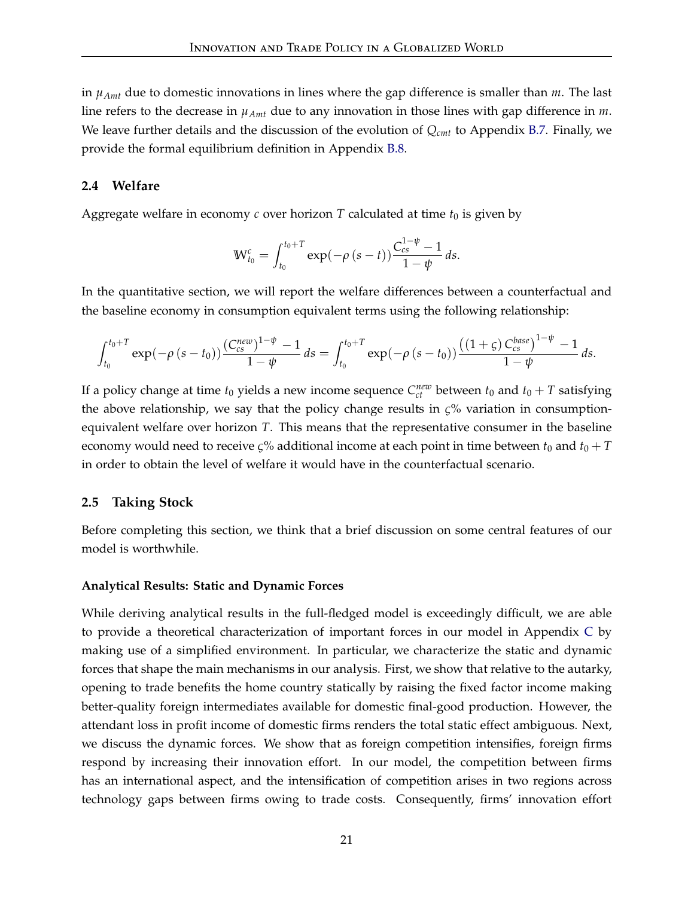in $\mu_{Amt}$ due to domestic innovations in lines where the gap difference is smaller than $m$. The last line refers to the decrease in $\mu_{Amt}$ due to any innovation in those lines with gap difference in $m$. We leave further details and the discussion of the evolution of $Q_{cmt}$ to Appendix B.7. Finally, we provide the formal equilibrium definition in Appendix B.8.

### 2.4 Welfare

Aggregate welfare in economy $c$ over horizon $T$ calculated at time $t_0$ is given by

$$\mathbb{W}_{t_0}^{c} = \int_{t_0}^{t_0+T} \exp(-\rho\,(s-t))\frac{C_{cs}^{1-\psi}-1}{1-\psi}\,ds.$$

In the quantitative section, we will report the welfare differences between a counterfactual and the baseline economy in consumption equivalent terms using the following relationship:

$$\int_{t_0}^{t_0+T} \exp(-\rho\,(s-t_0))\frac{\left(C_{cs}^{new}\right)^{1-\psi}-1}{1-\psi}\,ds = \int_{t_0}^{t_0+T} \exp(-\rho\,(s-t_0))\frac{\left((1+\varsigma)\,C_{cs}^{base}\right)^{1-\psi}-1}{1-\psi}\,ds.$$

If a policy change at time $t_0$ yields a new income sequence $C_{ct}^{new}$ between $t_0$ and $t_0+T$ satisfying the above relationship, we say that the policy change results in $\varsigma$% variation in consumption-equivalent welfare over horizon $T$. This means that the representative consumer in the baseline economy would need to receive $\varsigma$% additional income at each point in time between $t_0$ and $t_0+T$ in order to obtain the level of welfare it would have in the counterfactual scenario.

### 2.5 Taking Stock

Before completing this section, we think that a brief discussion on some central features of our model is worthwhile.

#### Analytical Results: Static and Dynamic Forces

While deriving analytical results in the full-fledged model is exceedingly difficult, we are able to provide a theoretical characterization of important forces in our model in Appendix C by making use of a simplified environment. In particular, we characterize the static and dynamic forces that shape the main mechanisms in our analysis. First, we show that relative to the autarky, opening to trade benefits the home country statically by raising the fixed factor income making better-quality foreign intermediates available for domestic final-good production. However, the attendant loss in profit income of domestic firms renders the total static effect ambiguous. Next, we discuss the dynamic forces. We show that as foreign competition intensifies, foreign firms respond by increasing their innovation effort. In our model, the competition between firms has an international aspect, and the intensification of competition arises in two regions across technology gaps between firms owing to trade costs. Consequently, firms' innovation effort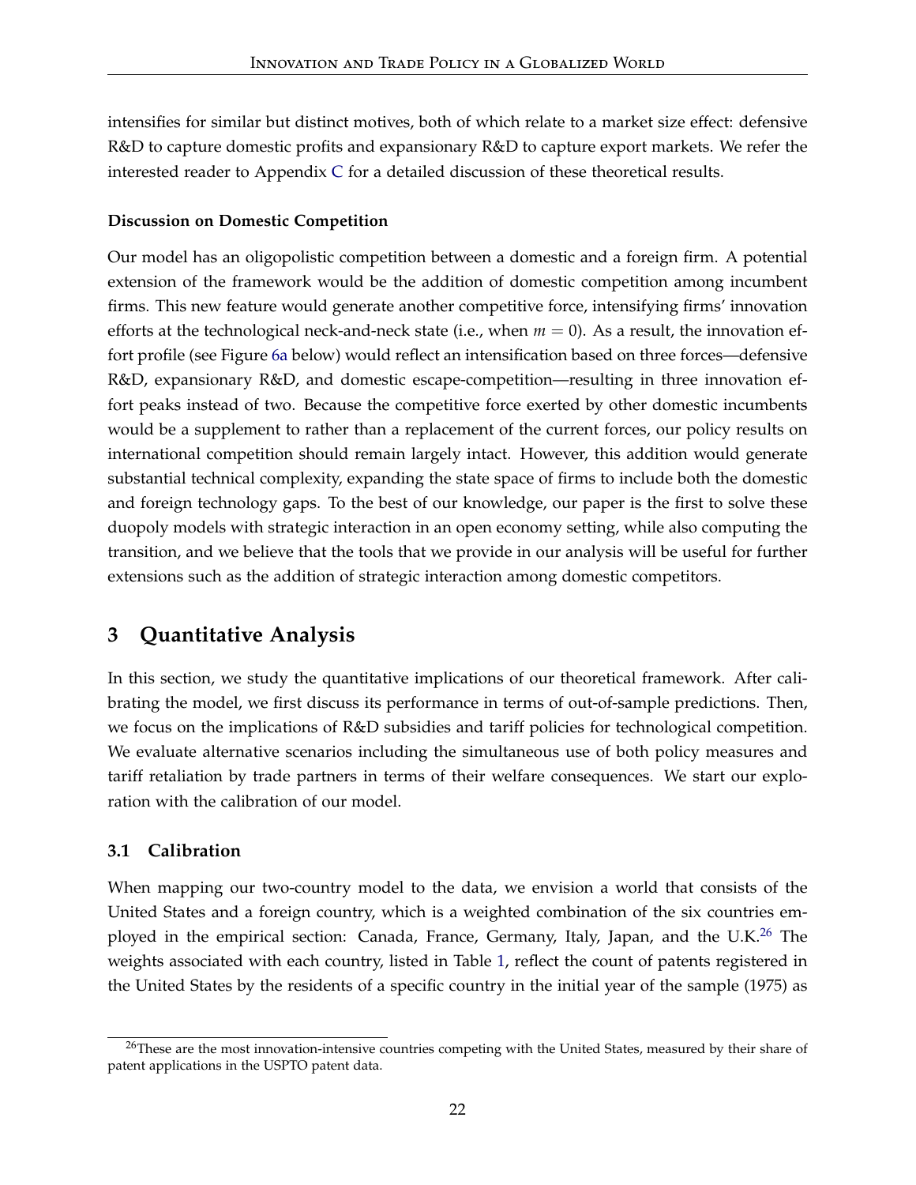intensifies for similar but distinct motives, both of which relate to a market size effect: defensive R&D to capture domestic profits and expansionary R&D to capture export markets. We refer the interested reader to Appendix C for a detailed discussion of these theoretical results.

**Discussion on Domestic Competition**

Our model has an oligopolistic competition between a domestic and a foreign firm. A potential extension of the framework would be the addition of domestic competition among incumbent firms. This new feature would generate another competitive force, intensifying firms' innovation efforts at the technological neck-and-neck state (i.e., when $m = 0$). As a result, the innovation effort profile (see Figure 6a below) would reflect an intensification based on three forces—defensive R&D, expansionary R&D, and domestic escape-competition—resulting in three innovation effort peaks instead of two. Because the competitive force exerted by other domestic incumbents would be a supplement to rather than a replacement of the current forces, our policy results on international competition should remain largely intact. However, this addition would generate substantial technical complexity, expanding the state space of firms to include both the domestic and foreign technology gaps. To the best of our knowledge, our paper is the first to solve these duopoly models with strategic interaction in an open economy setting, while also computing the transition, and we believe that the tools that we provide in our analysis will be useful for further extensions such as the addition of strategic interaction among domestic competitors.

## 3 Quantitative Analysis

In this section, we study the quantitative implications of our theoretical framework. After calibrating the model, we first discuss its performance in terms of out-of-sample predictions. Then, we focus on the implications of R&D subsidies and tariff policies for technological competition. We evaluate alternative scenarios including the simultaneous use of both policy measures and tariff retaliation by trade partners in terms of their welfare consequences. We start our exploration with the calibration of our model.

### 3.1 Calibration

When mapping our two-country model to the data, we envision a world that consists of the United States and a foreign country, which is a weighted combination of the six countries employed in the empirical section: Canada, France, Germany, Italy, Japan, and the U.K.[26] The weights associated with each country, listed in Table 1, reflect the count of patents registered in the United States by the residents of a specific country in the initial year of the sample (1975) as

[26]These are the most innovation-intensive countries competing with the United States, measured by their share of patent applications in the USPTO patent data.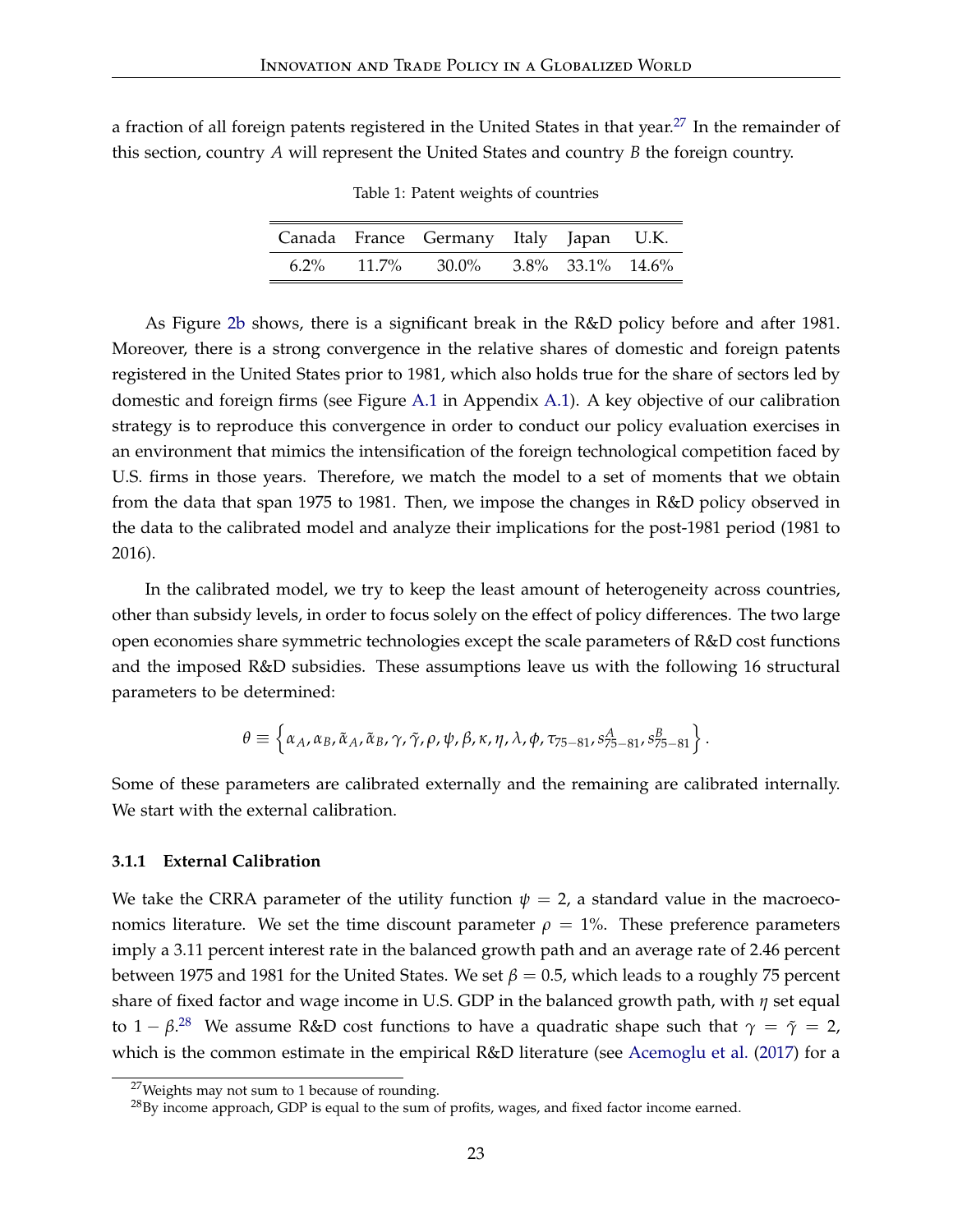a fraction of all foreign patents registered in the United States in that year.[27] In the remainder of this section, country $A$ will represent the United States and country $B$ the foreign country.

Table 1: Patent weights of countries

| Canada | France | Germany | Italy | Japan | U.K. |
|---|---|---|---|---|---|
| 6.2% | 11.7% | 30.0% | 3.8% | 33.1% | 14.6% |

As Figure 2b shows, there is a significant break in the R&D policy before and after 1981. Moreover, there is a strong convergence in the relative shares of domestic and foreign patents registered in the United States prior to 1981, which also holds true for the share of sectors led by domestic and foreign firms (see Figure A.1 in Appendix A.1). A key objective of our calibration strategy is to reproduce this convergence in order to conduct our policy evaluation exercises in an environment that mimics the intensification of the foreign technological competition faced by U.S. firms in those years. Therefore, we match the model to a set of moments that we obtain from the data that span 1975 to 1981. Then, we impose the changes in R&D policy observed in the data to the calibrated model and analyze their implications for the post-1981 period (1981 to 2016).

In the calibrated model, we try to keep the least amount of heterogeneity across countries, other than subsidy levels, in order to focus solely on the effect of policy differences. The two large open economies share symmetric technologies except the scale parameters of R&D cost functions and the imposed R&D subsidies. These assumptions leave us with the following 16 structural parameters to be determined:

$$\theta \equiv \left\{ \alpha_A, \alpha_B, \tilde{\alpha}_A, \tilde{\alpha}_B, \gamma, \tilde{\gamma}, \rho, \psi, \beta, \kappa, \eta, \lambda, \phi, \tau_{75-81}, s^A_{75-81}, s^B_{75-81} \right\}.$$

Some of these parameters are calibrated externally and the remaining are calibrated internally. We start with the external calibration.

### 3.1.1 External Calibration

We take the CRRA parameter of the utility function $\psi = 2$, a standard value in the macroeconomics literature. We set the time discount parameter $\rho = 1\%$. These preference parameters imply a 3.11 percent interest rate in the balanced growth path and an average rate of 2.46 percent between 1975 and 1981 for the United States. We set $\beta = 0.5$, which leads to a roughly 75 percent share of fixed factor and wage income in U.S. GDP in the balanced growth path, with $\eta$ set equal to $1 - \beta$.[28] We assume R&D cost functions to have a quadratic shape such that $\gamma = \tilde{\gamma} = 2$, which is the common estimate in the empirical R&D literature (see Acemoglu et al. (2017) for a

[27] Weights may not sum to 1 because of rounding.

[28] By income approach, GDP is equal to the sum of profits, wages, and fixed factor income earned.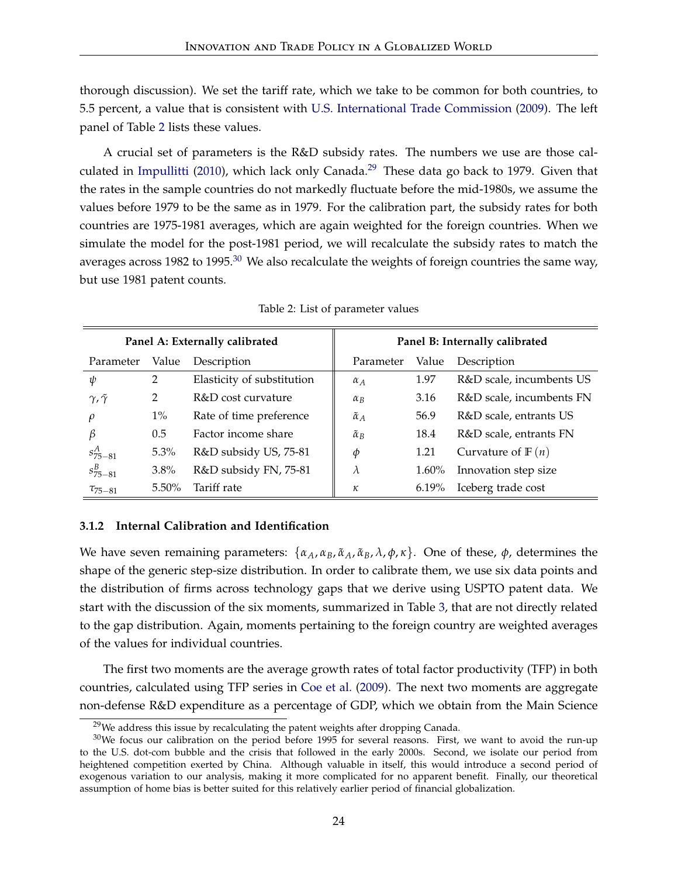thorough discussion). We set the tariff rate, which we take to be common for both countries, to 5.5 percent, a value that is consistent with U.S. International Trade Commission (2009). The left panel of Table 2 lists these values.

A crucial set of parameters is the R&D subsidy rates. The numbers we use are those calculated in Impullitti (2010), which lack only Canada.[29] These data go back to 1979. Given that the rates in the sample countries do not markedly fluctuate before the mid-1980s, we assume the values before 1979 to be the same as in 1979. For the calibration part, the subsidy rates for both countries are 1975-1981 averages, which are again weighted for the foreign countries. When we simulate the model for the post-1981 period, we will recalculate the subsidy rates to match the averages across 1982 to 1995.[30] We also recalculate the weights of foreign countries the same way, but use 1981 patent counts.

Table 2: List of parameter values

| **Panel A: Externally calibrated** | | | **Panel B: Internally calibrated** | | |
|---|---|---|---|---|---|
| Parameter | Value | Description | Parameter | Value | Description |
| $\psi$ | 2 | Elasticity of substitution | $\alpha_A$ | 1.97 | R&D scale, incumbents US |
| $\gamma, \tilde{\gamma}$ | 2 | R&D cost curvature | $\alpha_B$ | 3.16 | R&D scale, incumbents FN |
| $\rho$ | 1% | Rate of time preference | $\tilde{\alpha}_A$ | 56.9 | R&D scale, entrants US |
| $\beta$ | 0.5 | Factor income share | $\tilde{\alpha}_B$ | 18.4 | R&D scale, entrants FN |
| $s^A_{75-81}$ | 5.3% | R&D subsidy US, 75-81 | $\phi$ | 1.21 | Curvature of $\mathbb{F}(n)$ |
| $s^B_{75-81}$ | 3.8% | R&D subsidy FN, 75-81 | $\lambda$ | 1.60% | Innovation step size |
| $\tau_{75-81}$ | 5.50% | Tariff rate | $\kappa$ | 6.19% | Iceberg trade cost |

### 3.1.2 Internal Calibration and Identification

We have seven remaining parameters: $\{\alpha_A, \alpha_B, \tilde{\alpha}_A, \tilde{\alpha}_B, \lambda, \phi, \kappa\}$. One of these, $\phi$, determines the shape of the generic step-size distribution. In order to calibrate them, we use six data points and the distribution of firms across technology gaps that we derive using USPTO patent data. We start with the discussion of the six moments, summarized in Table 3, that are not directly related to the gap distribution. Again, moments pertaining to the foreign country are weighted averages of the values for individual countries.

The first two moments are the average growth rates of total factor productivity (TFP) in both countries, calculated using TFP series in Coe et al. (2009). The next two moments are aggregate non-defense R&D expenditure as a percentage of GDP, which we obtain from the Main Science

[29] We address this issue by recalculating the patent weights after dropping Canada.

[30] We focus our calibration on the period before 1995 for several reasons. First, we want to avoid the run-up to the U.S. dot-com bubble and the crisis that followed in the early 2000s. Second, we isolate our period from heightened competition exerted by China. Although valuable in itself, this would introduce a second period of exogenous variation to our analysis, making it more complicated for no apparent benefit. Finally, our theoretical assumption of home bias is better suited for this relatively earlier period of financial globalization.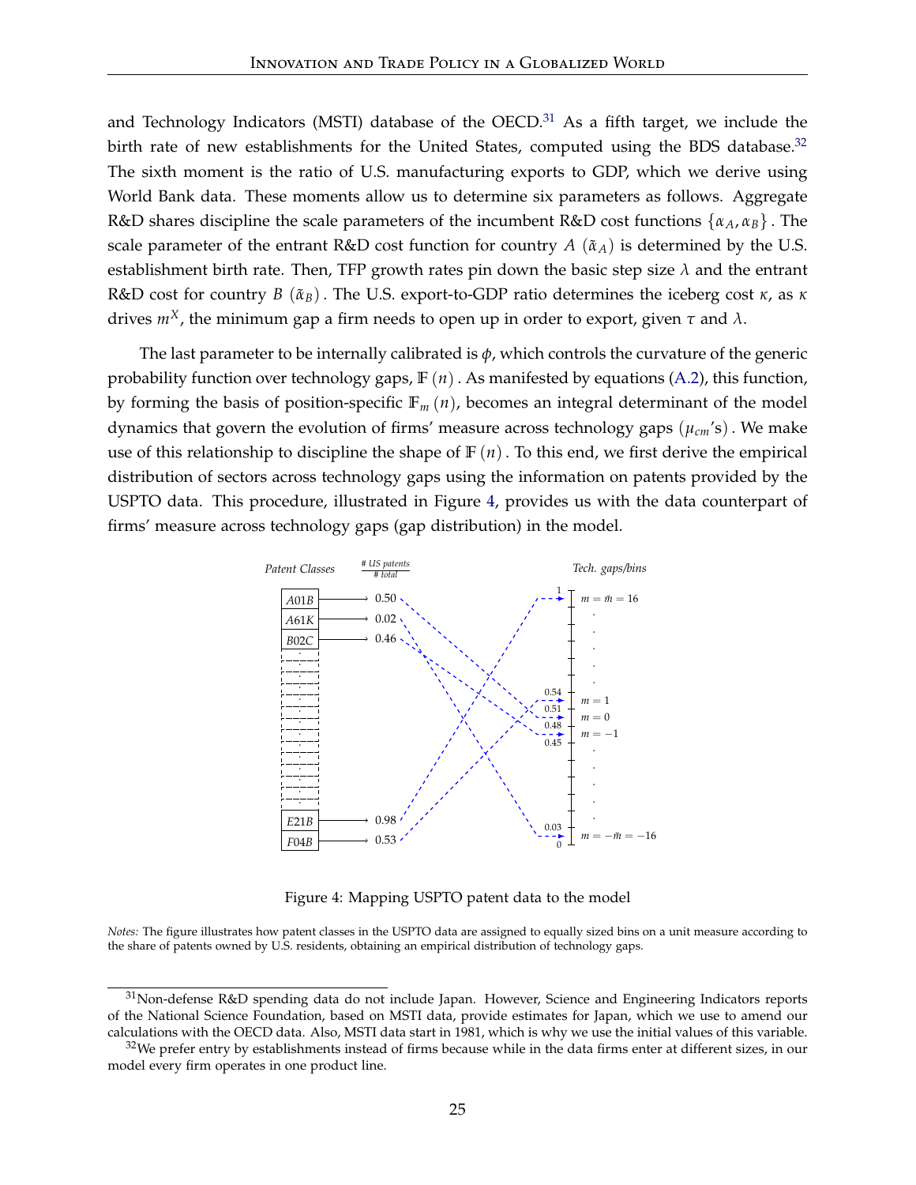and Technology Indicators (MSTI) database of the OECD.[31] As a fifth target, we include the birth rate of new establishments for the United States, computed using the BDS database.[32] The sixth moment is the ratio of U.S. manufacturing exports to GDP, which we derive using World Bank data. These moments allow us to determine six parameters as follows. Aggregate R&D shares discipline the scale parameters of the incumbent R&D cost functions $\{\alpha_A, \alpha_B\}$. The scale parameter of the entrant R&D cost function for country $A$ $(\tilde{\alpha}_A)$ is determined by the U.S. establishment birth rate. Then, TFP growth rates pin down the basic step size $\lambda$ and the entrant R&D cost for country $B$ $(\tilde{\alpha}_B)$. The U.S. export-to-GDP ratio determines the iceberg cost $\kappa$, as $\kappa$ drives $m^X$, the minimum gap a firm needs to open up in order to export, given $\tau$ and $\lambda$.

The last parameter to be internally calibrated is $\phi$, which controls the curvature of the generic probability function over technology gaps, $\mathbb{F}(n)$. As manifested by equations (A.2), this function, by forming the basis of position-specific $\mathbb{F}_m(n)$, becomes an integral determinant of the model dynamics that govern the evolution of firms' measure across technology gaps $(\mu_{cm}\text{'s})$. We make use of this relationship to discipline the shape of $\mathbb{F}(n)$. To this end, we first derive the empirical distribution of sectors across technology gaps using the information on patents provided by the USPTO data. This procedure, illustrated in Figure 4, provides us with the data counterpart of firms' measure across technology gaps (gap distribution) in the model.

Figure 4: Mapping USPTO patent data to the model

*Notes:* The figure illustrates how patent classes in the USPTO data are assigned to equally sized bins on a unit measure according to the share of patents owned by U.S. residents, obtaining an empirical distribution of technology gaps.

---

[31] Non-defense R&D spending data do not include Japan. However, Science and Engineering Indicators reports of the National Science Foundation, based on MSTI data, provide estimates for Japan, which we use to amend our calculations with the OECD data. Also, MSTI data start in 1981, which is why we use the initial values of this variable.

[32] We prefer entry by establishments instead of firms because while in the data firms enter at different sizes, in our model every firm operates in one product line.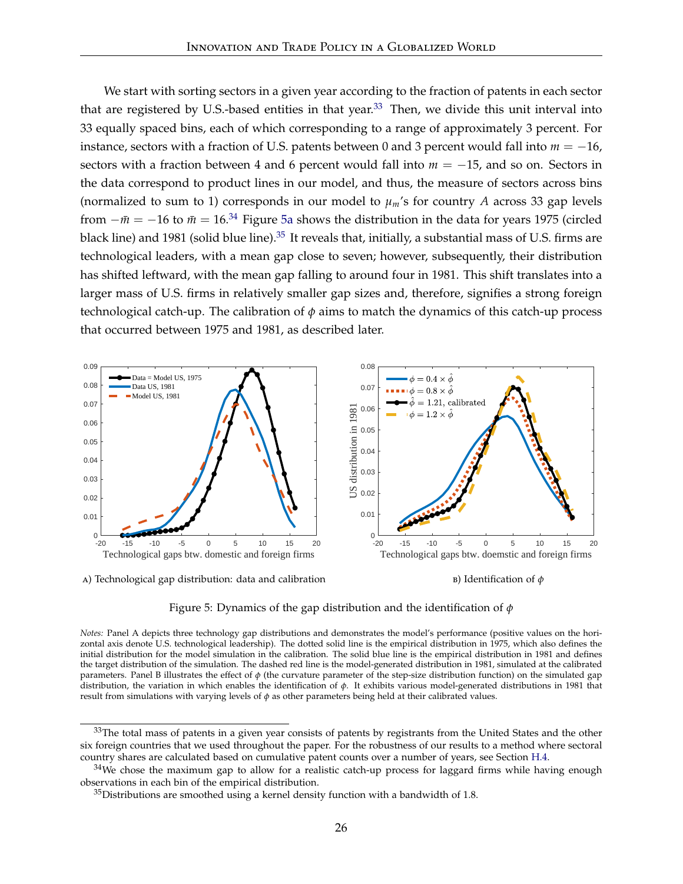We start with sorting sectors in a given year according to the fraction of patents in each sector that are registered by U.S.-based entities in that year.[33] Then, we divide this unit interval into 33 equally spaced bins, each of which corresponding to a range of approximately 3 percent. For instance, sectors with a fraction of U.S. patents between 0 and 3 percent would fall into $m = -16$, sectors with a fraction between 4 and 6 percent would fall into $m = -15$, and so on. Sectors in the data correspond to product lines in our model, and thus, the measure of sectors across bins (normalized to sum to 1) corresponds in our model to $\mu_m$'s for country $A$ across 33 gap levels from $-\bar{m} = -16$ to $\bar{m} = 16$.[34] Figure 5a shows the distribution in the data for years 1975 (circled black line) and 1981 (solid blue line).[35] It reveals that, initially, a substantial mass of U.S. firms are technological leaders, with a mean gap close to seven; however, subsequently, their distribution has shifted leftward, with the mean gap falling to around four in 1981. This shift translates into a larger mass of U.S. firms in relatively smaller gap sizes and, therefore, signifies a strong foreign technological catch-up. The calibration of $\phi$ aims to match the dynamics of this catch-up process that occurred between 1975 and 1981, as described later.

A) Technological gap distribution: data and calibration

B) Identification of $\phi$

Figure 5: Dynamics of the gap distribution and the identification of $\phi$

*Notes:* Panel A depicts three technology gap distributions and demonstrates the model's performance (positive values on the horizontal axis denote U.S. technological leadership). The dotted solid line is the empirical distribution in 1975, which also defines the initial distribution for the model simulation in the calibration. The solid blue line is the empirical distribution in 1981 and defines the target distribution of the simulation. The dashed red line is the model-generated distribution in 1981, simulated at the calibrated parameters. Panel B illustrates the effect of $\phi$ (the curvature parameter of the step-size distribution function) on the simulated gap distribution, the variation in which enables the identification of $\phi$. It exhibits various model-generated distributions in 1981 that result from simulations with varying levels of $\phi$ as other parameters being held at their calibrated values.

[33] The total mass of patents in a given year consists of patents by registrants from the United States and the other six foreign countries that we used throughout the paper. For the robustness of our results to a method where sectoral country shares are calculated based on cumulative patent counts over a number of years, see Section H.4.

[34] We chose the maximum gap to allow for a realistic catch-up process for laggard firms while having enough observations in each bin of the empirical distribution.

[35] Distributions are smoothed using a kernel density function with a bandwidth of 1.8.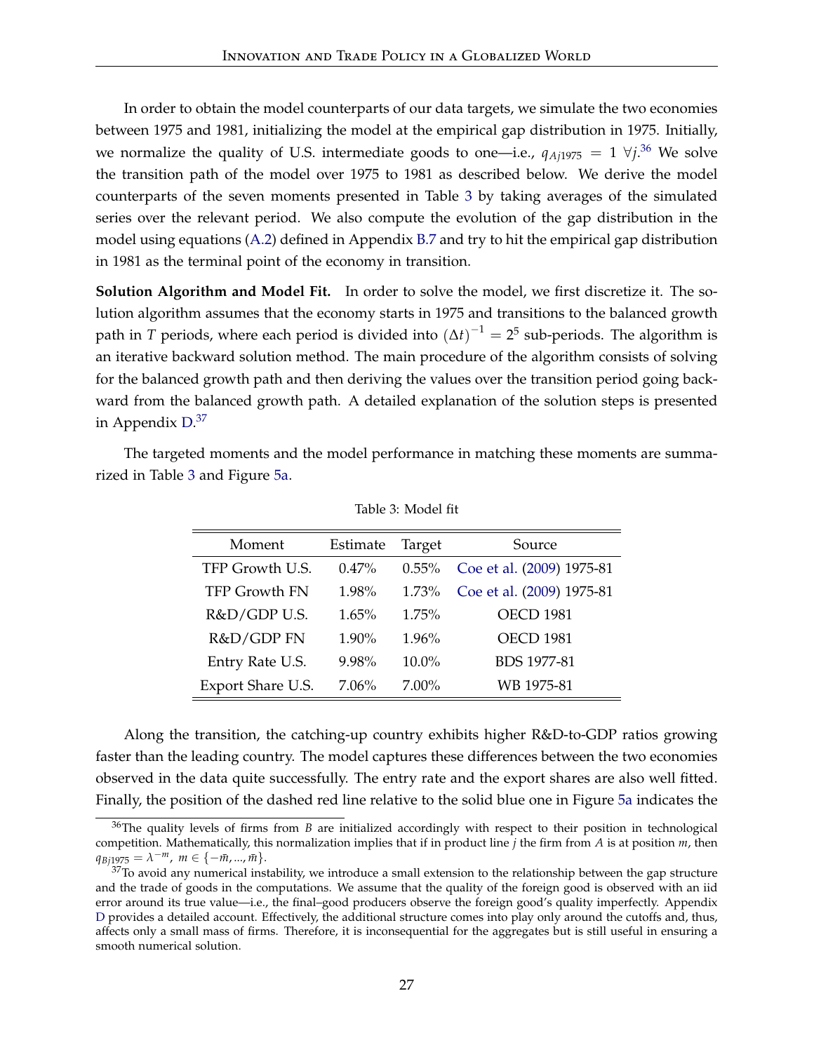In order to obtain the model counterparts of our data targets, we simulate the two economies between 1975 and 1981, initializing the model at the empirical gap distribution in 1975. Initially, we normalize the quality of U.S. intermediate goods to one—i.e., $q_{Aj1975} = 1 \ \forall j$.[36] We solve the transition path of the model over 1975 to 1981 as described below. We derive the model counterparts of the seven moments presented in Table 3 by taking averages of the simulated series over the relevant period. We also compute the evolution of the gap distribution in the model using equations (A.2) defined in Appendix B.7 and try to hit the empirical gap distribution in 1981 as the terminal point of the economy in transition.

**Solution Algorithm and Model Fit.** In order to solve the model, we first discretize it. The solution algorithm assumes that the economy starts in 1975 and transitions to the balanced growth path in $T$ periods, where each period is divided into $(\Delta t)^{-1} = 2^5$ sub-periods. The algorithm is an iterative backward solution method. The main procedure of the algorithm consists of solving for the balanced growth path and then deriving the values over the transition period going backward from the balanced growth path. A detailed explanation of the solution steps is presented in Appendix D.[37]

The targeted moments and the model performance in matching these moments are summarized in Table 3 and Figure 5a.

Table 3: Model fit

| Moment | Estimate | Target | Source |
|---|---|---|---|
| TFP Growth U.S. | 0.47% | 0.55% | Coe et al. (2009) 1975-81 |
| TFP Growth FN | 1.98% | 1.73% | Coe et al. (2009) 1975-81 |
| R&D/GDP U.S. | 1.65% | 1.75% | OECD 1981 |
| R&D/GDP FN | 1.90% | 1.96% | OECD 1981 |
| Entry Rate U.S. | 9.98% | 10.0% | BDS 1977-81 |
| Export Share U.S. | 7.06% | 7.00% | WB 1975-81 |

Along the transition, the catching-up country exhibits higher R&D-to-GDP ratios growing faster than the leading country. The model captures these differences between the two economies observed in the data quite successfully. The entry rate and the export shares are also well fitted. Finally, the position of the dashed red line relative to the solid blue one in Figure 5a indicates the

[36] The quality levels of firms from $B$ are initialized accordingly with respect to their position in technological competition. Mathematically, this normalization implies that if in product line $j$ the firm from $A$ is at position $m$, then $q_{Bj1975} = \lambda^{-m}, \ m \in \{-\bar{m}, ..., \bar{m}\}$.

[37] To avoid any numerical instability, we introduce a small extension to the relationship between the gap structure and the trade of goods in the computations. We assume that the quality of the foreign good is observed with an iid error around its true value—i.e., the final–good producers observe the foreign good's quality imperfectly. Appendix D provides a detailed account. Effectively, the additional structure comes into play only around the cutoffs and, thus, affects only a small mass of firms. Therefore, it is inconsequential for the aggregates but is still useful in ensuring a smooth numerical solution.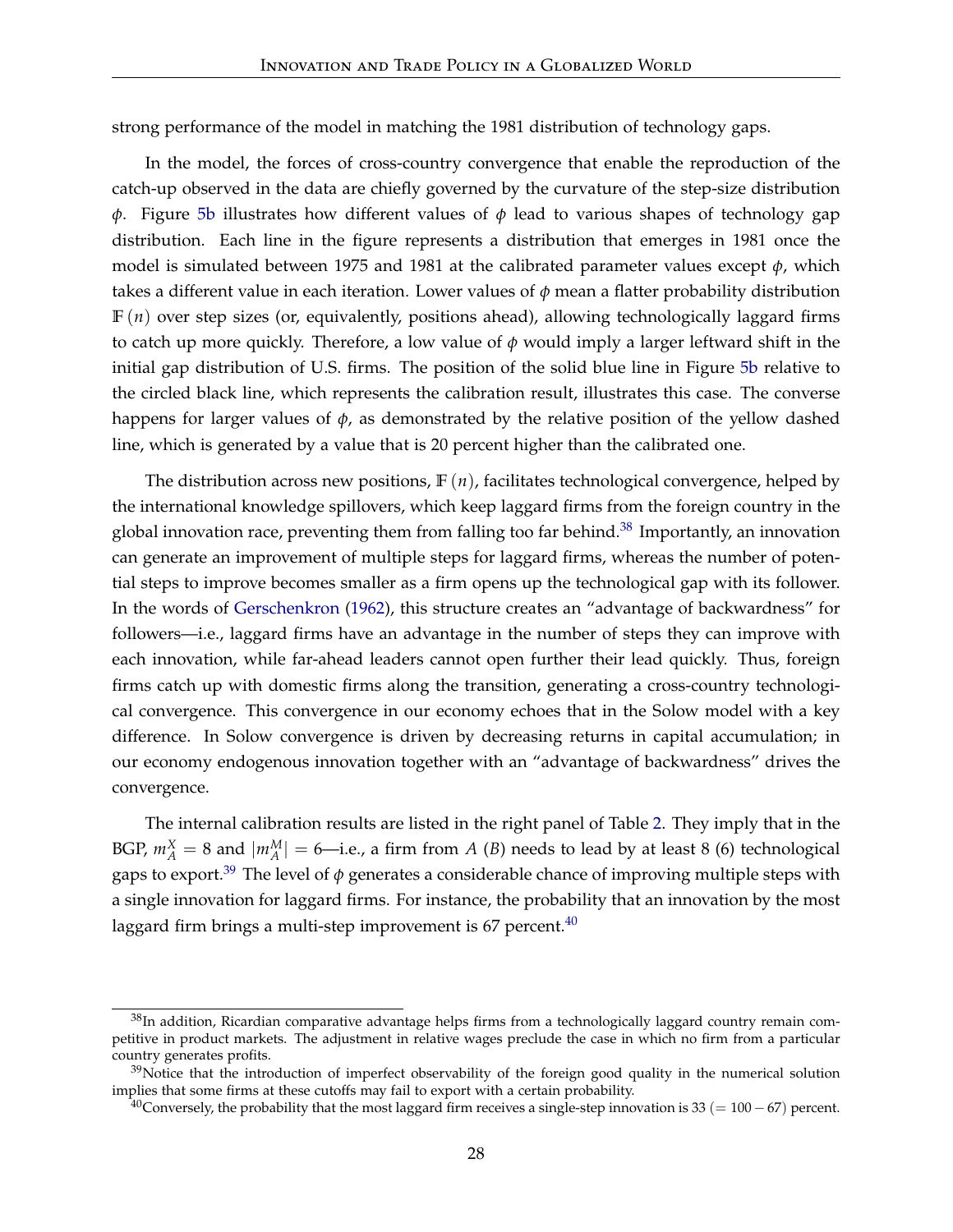strong performance of the model in matching the 1981 distribution of technology gaps.

In the model, the forces of cross-country convergence that enable the reproduction of the catch-up observed in the data are chiefly governed by the curvature of the step-size distribution $\phi$. Figure 5b illustrates how different values of $\phi$ lead to various shapes of technology gap distribution. Each line in the figure represents a distribution that emerges in 1981 once the model is simulated between 1975 and 1981 at the calibrated parameter values except $\phi$, which takes a different value in each iteration. Lower values of $\phi$ mean a flatter probability distribution $\mathbb{F}(n)$ over step sizes (or, equivalently, positions ahead), allowing technologically laggard firms to catch up more quickly. Therefore, a low value of $\phi$ would imply a larger leftward shift in the initial gap distribution of U.S. firms. The position of the solid blue line in Figure 5b relative to the circled black line, which represents the calibration result, illustrates this case. The converse happens for larger values of $\phi$, as demonstrated by the relative position of the yellow dashed line, which is generated by a value that is 20 percent higher than the calibrated one.

The distribution across new positions, $\mathbb{F}(n)$, facilitates technological convergence, helped by the international knowledge spillovers, which keep laggard firms from the foreign country in the global innovation race, preventing them from falling too far behind.[38] Importantly, an innovation can generate an improvement of multiple steps for laggard firms, whereas the number of potential steps to improve becomes smaller as a firm opens up the technological gap with its follower. In the words of Gerschenkron (1962), this structure creates an "advantage of backwardness" for followers—i.e., laggard firms have an advantage in the number of steps they can improve with each innovation, while far-ahead leaders cannot open further their lead quickly. Thus, foreign firms catch up with domestic firms along the transition, generating a cross-country technological convergence. This convergence in our economy echoes that in the Solow model with a key difference. In Solow convergence is driven by decreasing returns in capital accumulation; in our economy endogenous innovation together with an "advantage of backwardness" drives the convergence.

The internal calibration results are listed in the right panel of Table 2. They imply that in the BGP, $m_A^X = 8$ and $|m_A^M| = 6$—i.e., a firm from $A$ ($B$) needs to lead by at least 8 (6) technological gaps to export.[39] The level of $\phi$ generates a considerable chance of improving multiple steps with a single innovation for laggard firms. For instance, the probability that an innovation by the most laggard firm brings a multi-step improvement is 67 percent.[40]

---

[38] In addition, Ricardian comparative advantage helps firms from a technologically laggard country remain competitive in product markets. The adjustment in relative wages preclude the case in which no firm from a particular country generates profits.

[39] Notice that the introduction of imperfect observability of the foreign good quality in the numerical solution implies that some firms at these cutoffs may fail to export with a certain probability.

[40] Conversely, the probability that the most laggard firm receives a single-step innovation is 33 ($= 100 - 67$) percent.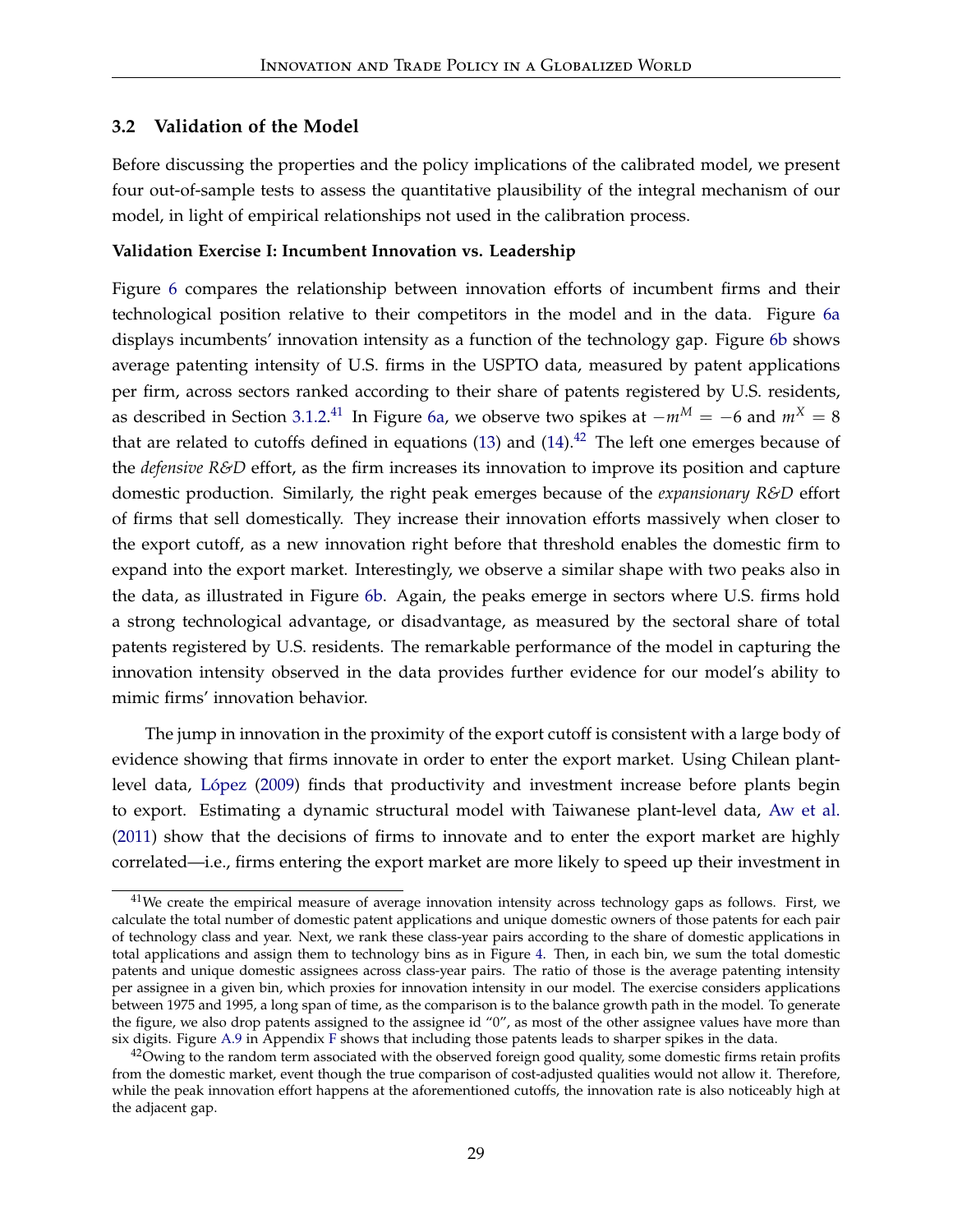## 3.2 Validation of the Model

Before discussing the properties and the policy implications of the calibrated model, we present four out-of-sample tests to assess the quantitative plausibility of the integral mechanism of our model, in light of empirical relationships not used in the calibration process.

**Validation Exercise I: Incumbent Innovation vs. Leadership**

Figure 6 compares the relationship between innovation efforts of incumbent firms and their technological position relative to their competitors in the model and in the data. Figure 6a displays incumbents' innovation intensity as a function of the technology gap. Figure 6b shows average patenting intensity of U.S. firms in the USPTO data, measured by patent applications per firm, across sectors ranked according to their share of patents registered by U.S. residents, as described in Section 3.1.2.[41] In Figure 6a, we observe two spikes at $-m^M = -6$ and $m^X = 8$ that are related to cutoffs defined in equations (13) and (14).[42] The left one emerges because of the *defensive R&D* effort, as the firm increases its innovation to improve its position and capture domestic production. Similarly, the right peak emerges because of the *expansionary R&D* effort of firms that sell domestically. They increase their innovation efforts massively when closer to the export cutoff, as a new innovation right before that threshold enables the domestic firm to expand into the export market. Interestingly, we observe a similar shape with two peaks also in the data, as illustrated in Figure 6b. Again, the peaks emerge in sectors where U.S. firms hold a strong technological advantage, or disadvantage, as measured by the sectoral share of total patents registered by U.S. residents. The remarkable performance of the model in capturing the innovation intensity observed in the data provides further evidence for our model's ability to mimic firms' innovation behavior.

The jump in innovation in the proximity of the export cutoff is consistent with a large body of evidence showing that firms innovate in order to enter the export market. Using Chilean plant-level data, López (2009) finds that productivity and investment increase before plants begin to export. Estimating a dynamic structural model with Taiwanese plant-level data, Aw et al. (2011) show that the decisions of firms to innovate and to enter the export market are highly correlated—i.e., firms entering the export market are more likely to speed up their investment in

[41] We create the empirical measure of average innovation intensity across technology gaps as follows. First, we calculate the total number of domestic patent applications and unique domestic owners of those patents for each pair of technology class and year. Next, we rank these class-year pairs according to the share of domestic applications in total applications and assign them to technology bins as in Figure 4. Then, in each bin, we sum the total domestic patents and unique domestic assignees across class-year pairs. The ratio of those is the average patenting intensity per assignee in a given bin, which proxies for innovation intensity in our model. The exercise considers applications between 1975 and 1995, a long span of time, as the comparison is to the balance growth path in the model. To generate the figure, we also drop patents assigned to the assignee id "0", as most of the other assignee values have more than six digits. Figure A.9 in Appendix F shows that including those patents leads to sharper spikes in the data.

[42] Owing to the random term associated with the observed foreign good quality, some domestic firms retain profits from the domestic market, event though the true comparison of cost-adjusted qualities would not allow it. Therefore, while the peak innovation effort happens at the aforementioned cutoffs, the innovation rate is also noticeably high at the adjacent gap.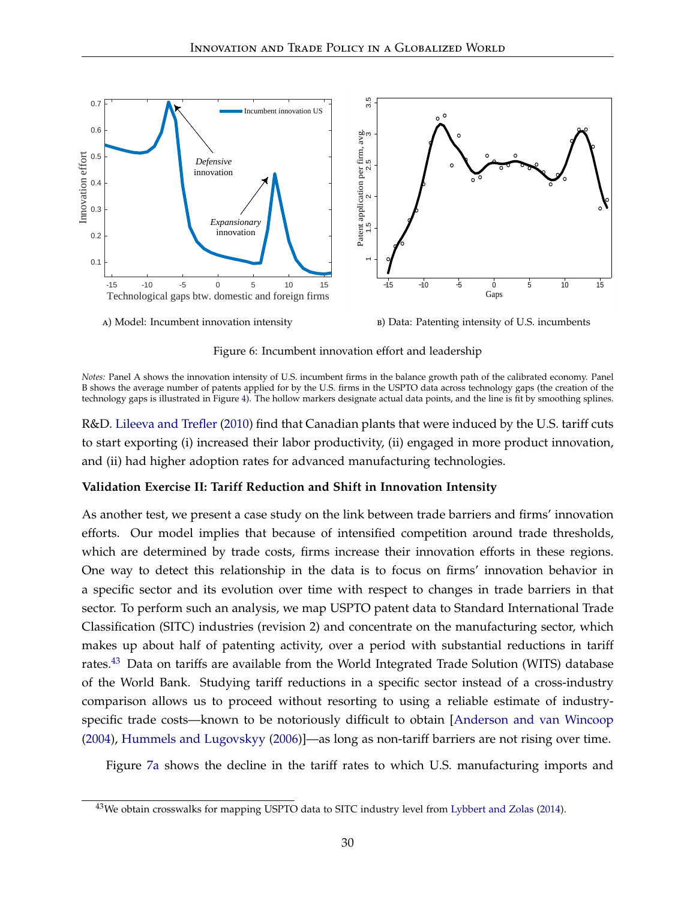A) Model: Incumbent innovation intensity

B) Data: Patenting intensity of U.S. incumbents

Figure 6: Incumbent innovation effort and leadership

*Notes:* Panel A shows the innovation intensity of U.S. incumbent firms in the balance growth path of the calibrated economy. Panel B shows the average number of patents applied for by the U.S. firms in the USPTO data across technology gaps (the creation of the technology gaps is illustrated in Figure 4). The hollow markers designate actual data points, and the line is fit by smoothing splines.

R&D. Lileeva and Trefler (2010) find that Canadian plants that were induced by the U.S. tariff cuts to start exporting (i) increased their labor productivity, (ii) engaged in more product innovation, and (ii) had higher adoption rates for advanced manufacturing technologies.

**Validation Exercise II: Tariff Reduction and Shift in Innovation Intensity**

As another test, we present a case study on the link between trade barriers and firms' innovation efforts. Our model implies that because of intensified competition around trade thresholds, which are determined by trade costs, firms increase their innovation efforts in these regions. One way to detect this relationship in the data is to focus on firms' innovation behavior in a specific sector and its evolution over time with respect to changes in trade barriers in that sector. To perform such an analysis, we map USPTO patent data to Standard International Trade Classification (SITC) industries (revision 2) and concentrate on the manufacturing sector, which makes up about half of patenting activity, over a period with substantial reductions in tariff rates.[43] Data on tariffs are available from the World Integrated Trade Solution (WITS) database of the World Bank. Studying tariff reductions in a specific sector instead of a cross-industry comparison allows us to proceed without resorting to using a reliable estimate of industry-specific trade costs—known to be notoriously difficult to obtain [Anderson and van Wincoop (2004), Hummels and Lugovskyy (2006)]—as long as non-tariff barriers are not rising over time.

Figure 7a shows the decline in the tariff rates to which U.S. manufacturing imports and

[43] We obtain crosswalks for mapping USPTO data to SITC industry level from Lybbert and Zolas (2014).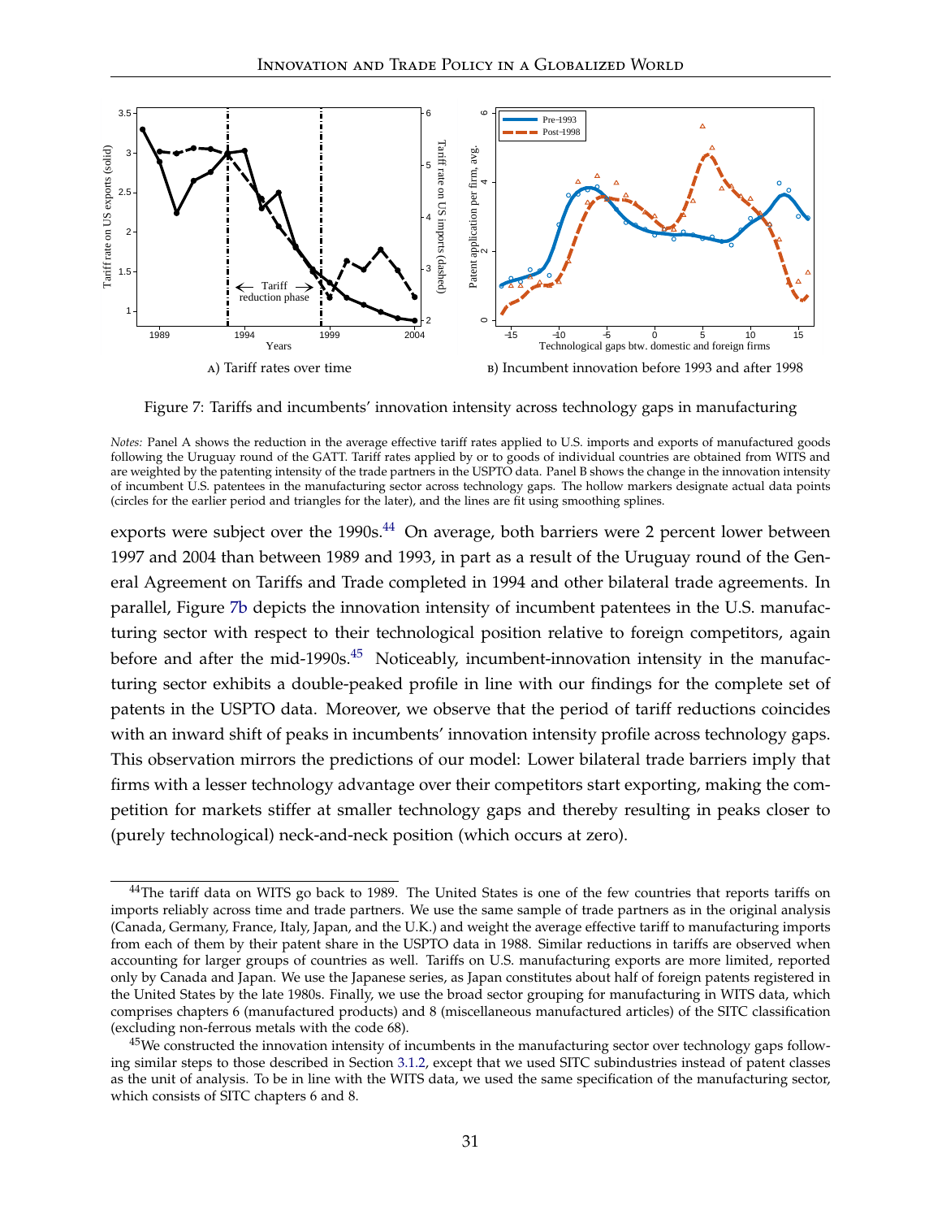A) Tariff rates over time

B) Incumbent innovation before 1993 and after 1998

Figure 7: Tariffs and incumbents' innovation intensity across technology gaps in manufacturing

*Notes:* Panel A shows the reduction in the average effective tariff rates applied to U.S. imports and exports of manufactured goods following the Uruguay round of the GATT. Tariff rates applied by or to goods of individual countries are obtained from WITS and are weighted by the patenting intensity of the trade partners in the USPTO data. Panel B shows the change in the innovation intensity of incumbent U.S. patentees in the manufacturing sector across technology gaps. The hollow markers designate actual data points (circles for the earlier period and triangles for the later), and the lines are fit using smoothing splines.

exports were subject over the 1990s.[44] On average, both barriers were 2 percent lower between 1997 and 2004 than between 1989 and 1993, in part as a result of the Uruguay round of the General Agreement on Tariffs and Trade completed in 1994 and other bilateral trade agreements. In parallel, Figure 7b depicts the innovation intensity of incumbent patentees in the U.S. manufacturing sector with respect to their technological position relative to foreign competitors, again before and after the mid-1990s.[45] Noticeably, incumbent-innovation intensity in the manufacturing sector exhibits a double-peaked profile in line with our findings for the complete set of patents in the USPTO data. Moreover, we observe that the period of tariff reductions coincides with an inward shift of peaks in incumbents' innovation intensity profile across technology gaps. This observation mirrors the predictions of our model: Lower bilateral trade barriers imply that firms with a lesser technology advantage over their competitors start exporting, making the competition for markets stiffer at smaller technology gaps and thereby resulting in peaks closer to (purely technological) neck-and-neck position (which occurs at zero).

[44] The tariff data on WITS go back to 1989. The United States is one of the few countries that reports tariffs on imports reliably across time and trade partners. We use the same sample of trade partners as in the original analysis (Canada, Germany, France, Italy, Japan, and the U.K.) and weight the average effective tariff to manufacturing imports from each of them by their patent share in the USPTO data in 1988. Similar reductions in tariffs are observed when accounting for larger groups of countries as well. Tariffs on U.S. manufacturing exports are more limited, reported only by Canada and Japan. We use the Japanese series, as Japan constitutes about half of foreign patents registered in the United States by the late 1980s. Finally, we use the broad sector grouping for manufacturing in WITS data, which comprises chapters 6 (manufactured products) and 8 (miscellaneous manufactured articles) of the SITC classification (excluding non-ferrous metals with the code 68).

[45] We constructed the innovation intensity of incumbents in the manufacturing sector over technology gaps following similar steps to those described in Section 3.1.2, except that we used SITC subindustries instead of patent classes as the unit of analysis. To be in line with the WITS data, we used the same specification of the manufacturing sector, which consists of SITC chapters 6 and 8.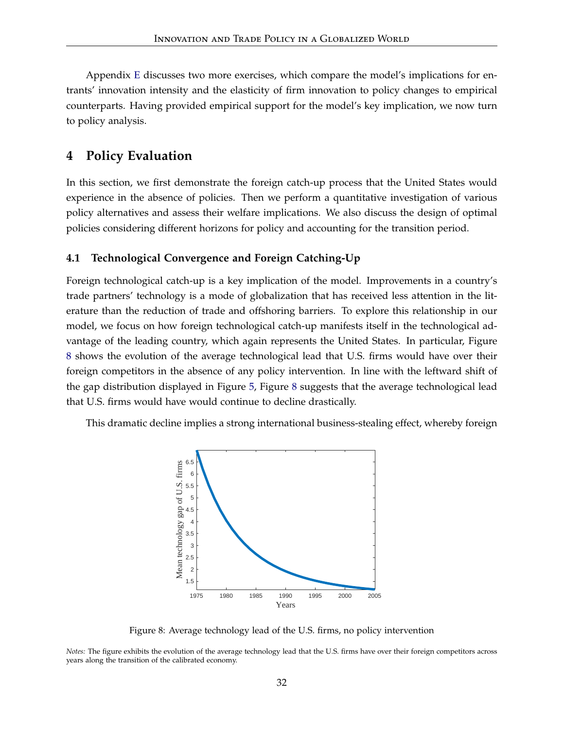Appendix E discusses two more exercises, which compare the model's implications for entrants' innovation intensity and the elasticity of firm innovation to policy changes to empirical counterparts. Having provided empirical support for the model's key implication, we now turn to policy analysis.

## 4 Policy Evaluation

In this section, we first demonstrate the foreign catch-up process that the United States would experience in the absence of policies. Then we perform a quantitative investigation of various policy alternatives and assess their welfare implications. We also discuss the design of optimal policies considering different horizons for policy and accounting for the transition period.

### 4.1 Technological Convergence and Foreign Catching-Up

Foreign technological catch-up is a key implication of the model. Improvements in a country's trade partners' technology is a mode of globalization that has received less attention in the literature than the reduction of trade and offshoring barriers. To explore this relationship in our model, we focus on how foreign technological catch-up manifests itself in the technological advantage of the leading country, which again represents the United States. In particular, Figure 8 shows the evolution of the average technological lead that U.S. firms would have over their foreign competitors in the absence of any policy intervention. In line with the leftward shift of the gap distribution displayed in Figure 5, Figure 8 suggests that the average technological lead that U.S. firms would have would continue to decline drastically.

This dramatic decline implies a strong international business-stealing effect, whereby foreign

Figure 8: Average technology lead of the U.S. firms, no policy intervention

*Notes:* The figure exhibits the evolution of the average technology lead that the U.S. firms have over their foreign competitors across years along the transition of the calibrated economy.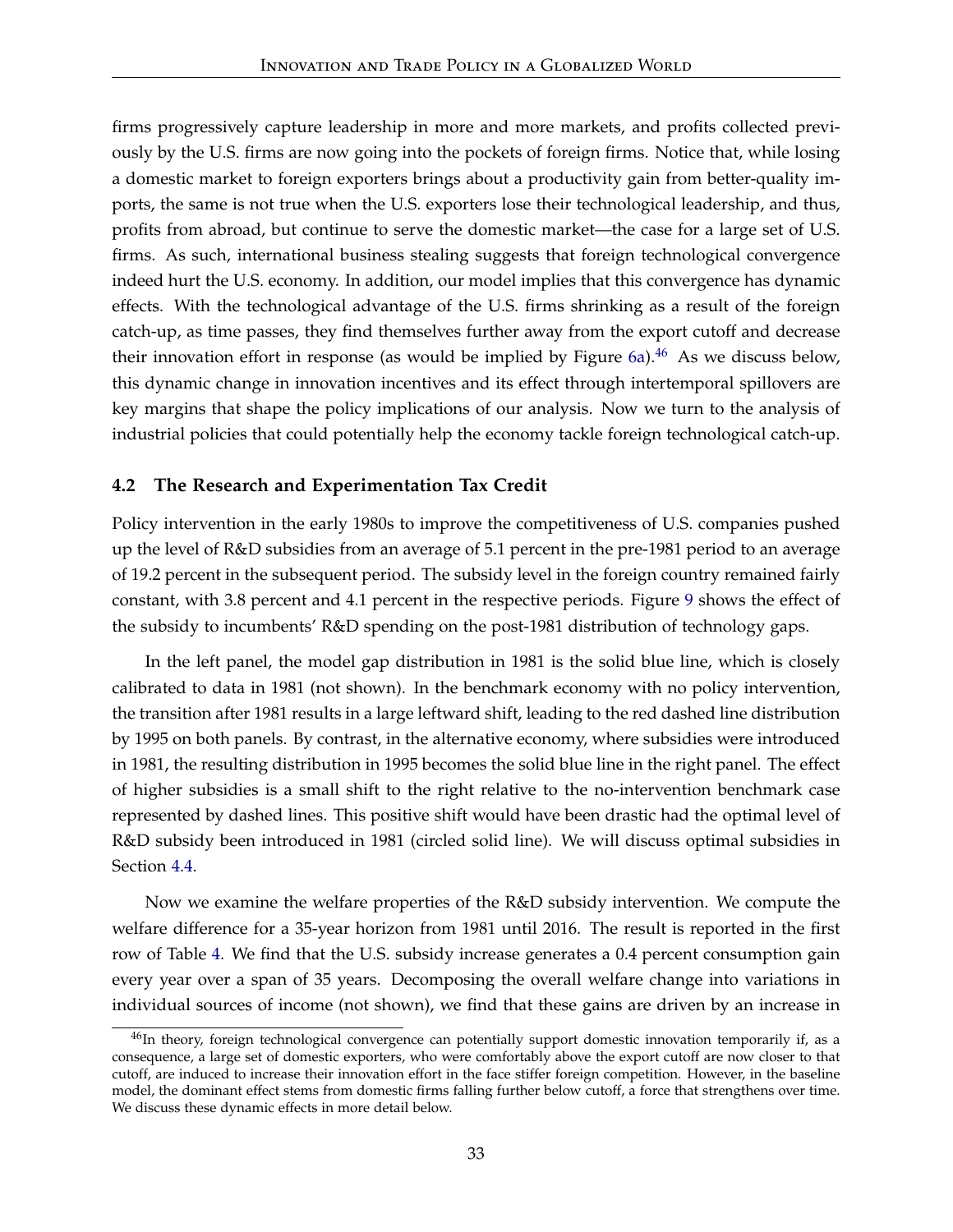firms progressively capture leadership in more and more markets, and profits collected previously by the U.S. firms are now going into the pockets of foreign firms. Notice that, while losing a domestic market to foreign exporters brings about a productivity gain from better-quality imports, the same is not true when the U.S. exporters lose their technological leadership, and thus, profits from abroad, but continue to serve the domestic market—the case for a large set of U.S. firms. As such, international business stealing suggests that foreign technological convergence indeed hurt the U.S. economy. In addition, our model implies that this convergence has dynamic effects. With the technological advantage of the U.S. firms shrinking as a result of the foreign catch-up, as time passes, they find themselves further away from the export cutoff and decrease their innovation effort in response (as would be implied by Figure 6a).[46] As we discuss below, this dynamic change in innovation incentives and its effect through intertemporal spillovers are key margins that shape the policy implications of our analysis. Now we turn to the analysis of industrial policies that could potentially help the economy tackle foreign technological catch-up.

### 4.2 The Research and Experimentation Tax Credit

Policy intervention in the early 1980s to improve the competitiveness of U.S. companies pushed up the level of R&D subsidies from an average of 5.1 percent in the pre-1981 period to an average of 19.2 percent in the subsequent period. The subsidy level in the foreign country remained fairly constant, with 3.8 percent and 4.1 percent in the respective periods. Figure 9 shows the effect of the subsidy to incumbents' R&D spending on the post-1981 distribution of technology gaps.

In the left panel, the model gap distribution in 1981 is the solid blue line, which is closely calibrated to data in 1981 (not shown). In the benchmark economy with no policy intervention, the transition after 1981 results in a large leftward shift, leading to the red dashed line distribution by 1995 on both panels. By contrast, in the alternative economy, where subsidies were introduced in 1981, the resulting distribution in 1995 becomes the solid blue line in the right panel. The effect of higher subsidies is a small shift to the right relative to the no-intervention benchmark case represented by dashed lines. This positive shift would have been drastic had the optimal level of R&D subsidy been introduced in 1981 (circled solid line). We will discuss optimal subsidies in Section 4.4.

Now we examine the welfare properties of the R&D subsidy intervention. We compute the welfare difference for a 35-year horizon from 1981 until 2016. The result is reported in the first row of Table 4. We find that the U.S. subsidy increase generates a 0.4 percent consumption gain every year over a span of 35 years. Decomposing the overall welfare change into variations in individual sources of income (not shown), we find that these gains are driven by an increase in

[46] In theory, foreign technological convergence can potentially support domestic innovation temporarily if, as a consequence, a large set of domestic exporters, who were comfortably above the export cutoff are now closer to that cutoff, are induced to increase their innovation effort in the face stiffer foreign competition. However, in the baseline model, the dominant effect stems from domestic firms falling further below cutoff, a force that strengthens over time. We discuss these dynamic effects in more detail below.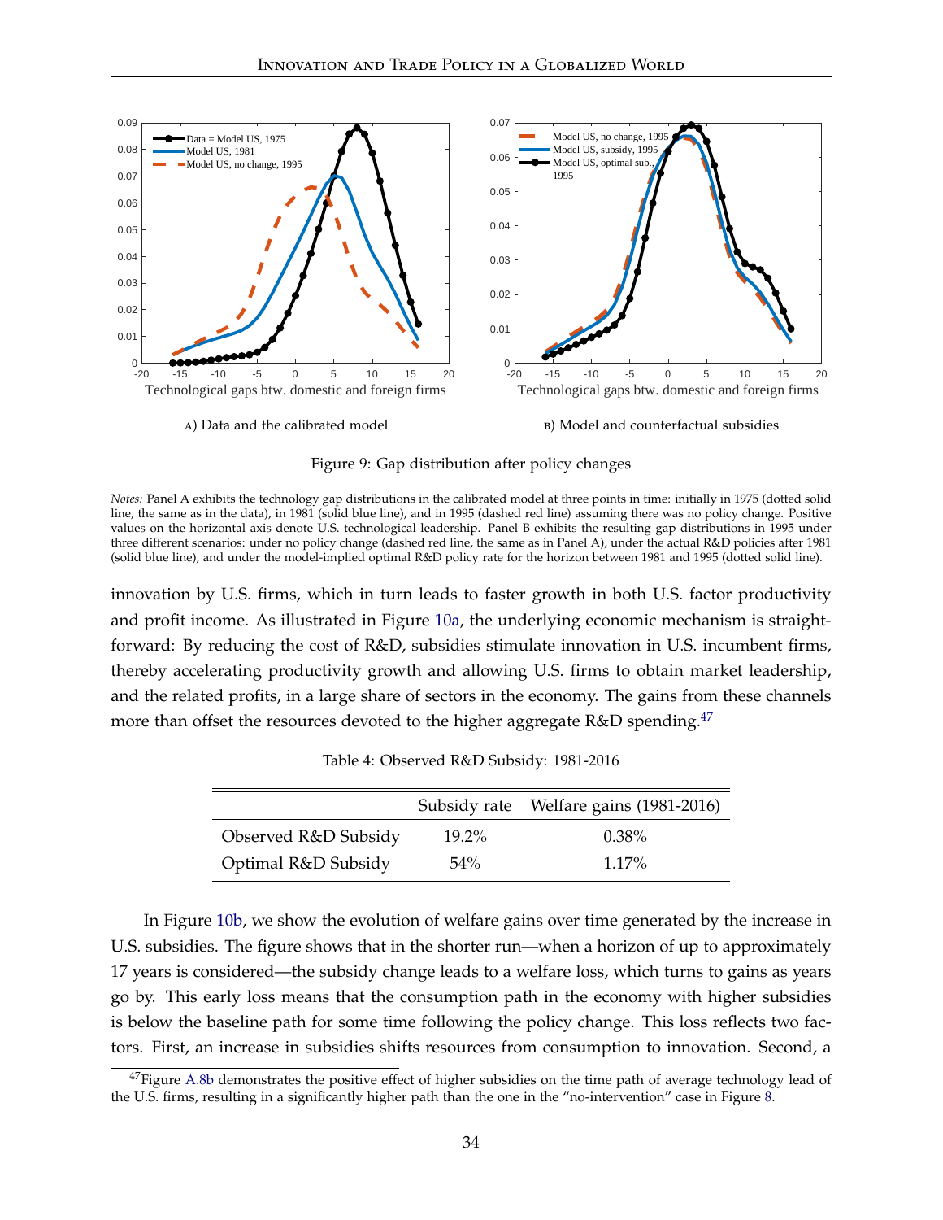A) Data and the calibrated model

B) Model and counterfactual subsidies

Figure 9: Gap distribution after policy changes

*Notes:* Panel A exhibits the technology gap distributions in the calibrated model at three points in time: initially in 1975 (dotted solid line, the same as in the data), in 1981 (solid blue line), and in 1995 (dashed red line) assuming there was no policy change. Positive values on the horizontal axis denote U.S. technological leadership. Panel B exhibits the resulting gap distributions in 1995 under three different scenarios: under no policy change (dashed red line, the same as in Panel A), under the actual R&D policies after 1981 (solid blue line), and under the model-implied optimal R&D policy rate for the horizon between 1981 and 1995 (dotted solid line).

innovation by U.S. firms, which in turn leads to faster growth in both U.S. factor productivity and profit income. As illustrated in Figure 10a, the underlying economic mechanism is straightforward: By reducing the cost of R&D, subsidies stimulate innovation in U.S. incumbent firms, thereby accelerating productivity growth and allowing U.S. firms to obtain market leadership, and the related profits, in a large share of sectors in the economy. The gains from these channels more than offset the resources devoted to the higher aggregate R&D spending.[47]

Table 4: Observed R&D Subsidy: 1981-2016

| | Subsidy rate | Welfare gains (1981-2016) |
|---|---|---|
| Observed R&D Subsidy | 19.2% | 0.38% |
| Optimal R&D Subsidy | 54% | 1.17% |

In Figure 10b, we show the evolution of welfare gains over time generated by the increase in U.S. subsidies. The figure shows that in the shorter run—when a horizon of up to approximately 17 years is considered—the subsidy change leads to a welfare loss, which turns to gains as years go by. This early loss means that the consumption path in the economy with higher subsidies is below the baseline path for some time following the policy change. This loss reflects two factors. First, an increase in subsidies shifts resources from consumption to innovation. Second, a

[47]Figure A.8b demonstrates the positive effect of higher subsidies on the time path of average technology lead of the U.S. firms, resulting in a significantly higher path than the one in the "no-intervention" case in Figure 8.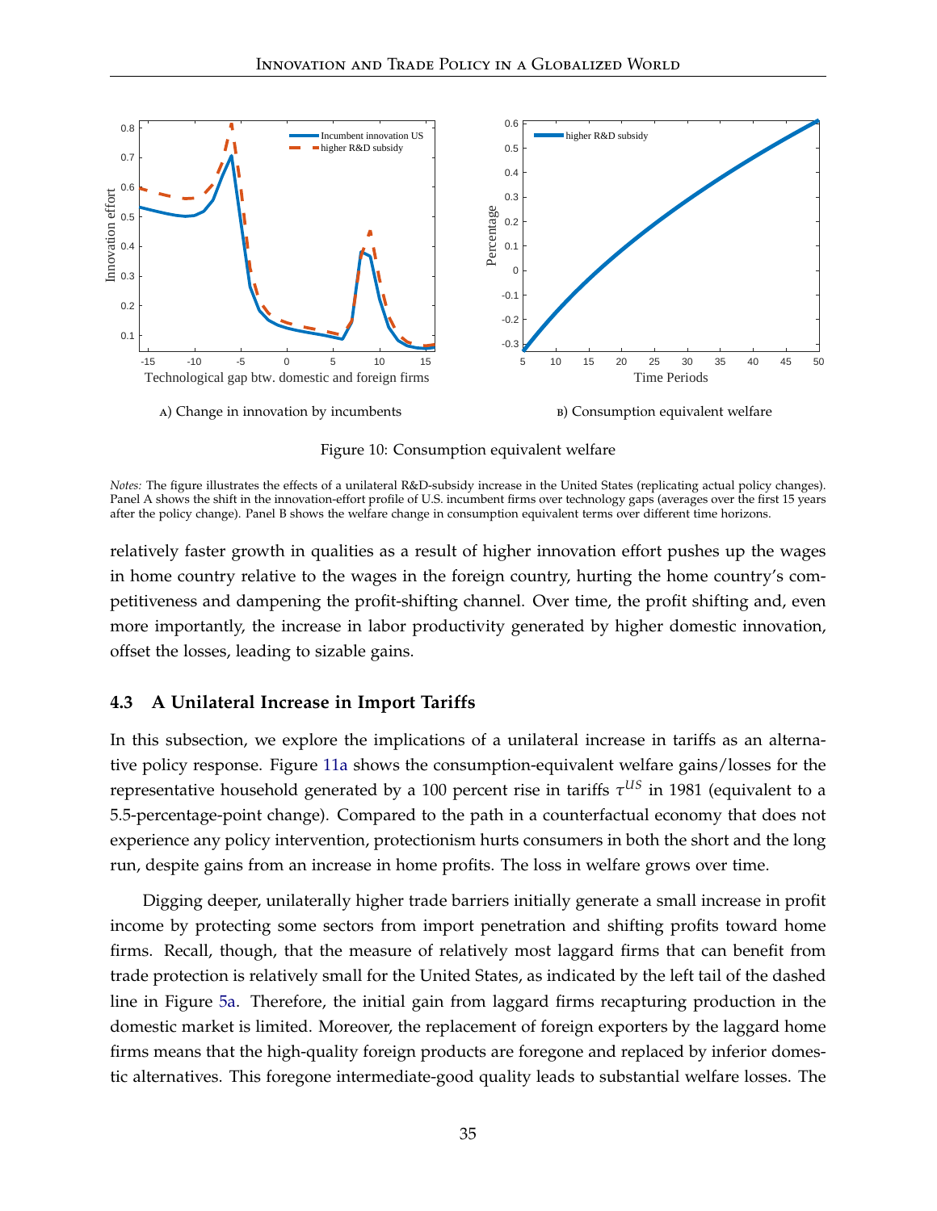A) Change in innovation by incumbents

B) Consumption equivalent welfare

Figure 10: Consumption equivalent welfare

*Notes:* The figure illustrates the effects of a unilateral R&D-subsidy increase in the United States (replicating actual policy changes). Panel A shows the shift in the innovation-effort profile of U.S. incumbent firms over technology gaps (averages over the first 15 years after the policy change). Panel B shows the welfare change in consumption equivalent terms over different time horizons.

relatively faster growth in qualities as a result of higher innovation effort pushes up the wages in home country relative to the wages in the foreign country, hurting the home country's competitiveness and dampening the profit-shifting channel. Over time, the profit shifting and, even more importantly, the increase in labor productivity generated by higher domestic innovation, offset the losses, leading to sizable gains.

### 4.3 A Unilateral Increase in Import Tariffs

In this subsection, we explore the implications of a unilateral increase in tariffs as an alternative policy response. Figure 11a shows the consumption-equivalent welfare gains/losses for the representative household generated by a 100 percent rise in tariffs $\tau^{US}$ in 1981 (equivalent to a 5.5-percentage-point change). Compared to the path in a counterfactual economy that does not experience any policy intervention, protectionism hurts consumers in both the short and the long run, despite gains from an increase in home profits. The loss in welfare grows over time.

Digging deeper, unilaterally higher trade barriers initially generate a small increase in profit income by protecting some sectors from import penetration and shifting profits toward home firms. Recall, though, that the measure of relatively most laggard firms that can benefit from trade protection is relatively small for the United States, as indicated by the left tail of the dashed line in Figure 5a. Therefore, the initial gain from laggard firms recapturing production in the domestic market is limited. Moreover, the replacement of foreign exporters by the laggard home firms means that the high-quality foreign products are foregone and replaced by inferior domestic alternatives. This foregone intermediate-good quality leads to substantial welfare losses. The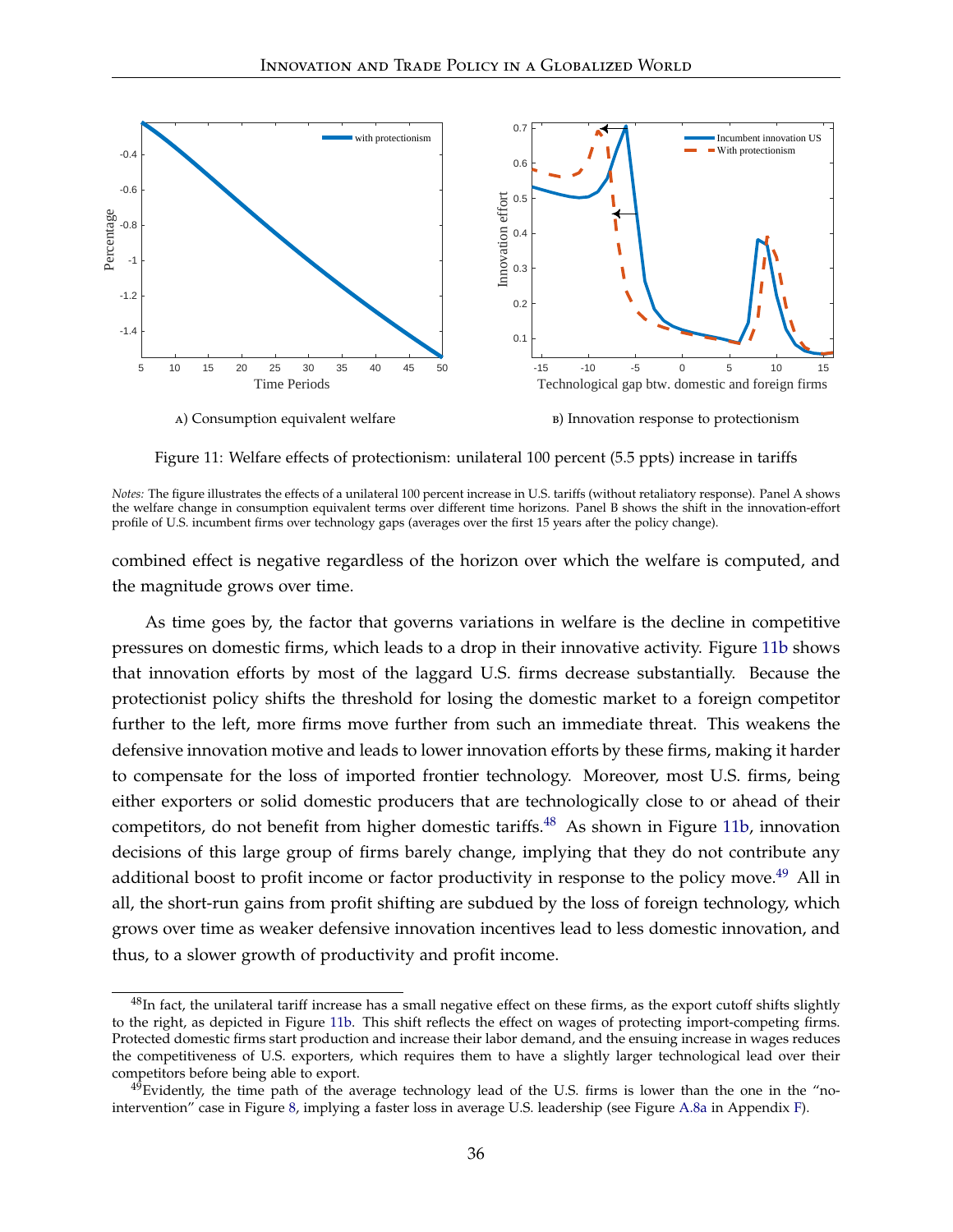A) Consumption equivalent welfare

B) Innovation response to protectionism

Figure 11: Welfare effects of protectionism: unilateral 100 percent (5.5 ppts) increase in tariffs

*Notes:* The figure illustrates the effects of a unilateral 100 percent increase in U.S. tariffs (without retaliatory response). Panel A shows the welfare change in consumption equivalent terms over different time horizons. Panel B shows the shift in the innovation-effort profile of U.S. incumbent firms over technology gaps (averages over the first 15 years after the policy change).

combined effect is negative regardless of the horizon over which the welfare is computed, and the magnitude grows over time.

As time goes by, the factor that governs variations in welfare is the decline in competitive pressures on domestic firms, which leads to a drop in their innovative activity. Figure 11b shows that innovation efforts by most of the laggard U.S. firms decrease substantially. Because the protectionist policy shifts the threshold for losing the domestic market to a foreign competitor further to the left, more firms move further from such an immediate threat. This weakens the defensive innovation motive and leads to lower innovation efforts by these firms, making it harder to compensate for the loss of imported frontier technology. Moreover, most U.S. firms, being either exporters or solid domestic producers that are technologically close to or ahead of their competitors, do not benefit from higher domestic tariffs.[48] As shown in Figure 11b, innovation decisions of this large group of firms barely change, implying that they do not contribute any additional boost to profit income or factor productivity in response to the policy move.[49] All in all, the short-run gains from profit shifting are subdued by the loss of foreign technology, which grows over time as weaker defensive innovation incentives lead to less domestic innovation, and thus, to a slower growth of productivity and profit income.

[48]In fact, the unilateral tariff increase has a small negative effect on these firms, as the export cutoff shifts slightly to the right, as depicted in Figure 11b. This shift reflects the effect on wages of protecting import-competing firms. Protected domestic firms start production and increase their labor demand, and the ensuing increase in wages reduces the competitiveness of U.S. exporters, which requires them to have a slightly larger technological lead over their competitors before being able to export.

[49]Evidently, the time path of the average technology lead of the U.S. firms is lower than the one in the "no-intervention" case in Figure 8, implying a faster loss in average U.S. leadership (see Figure A.8a in Appendix F).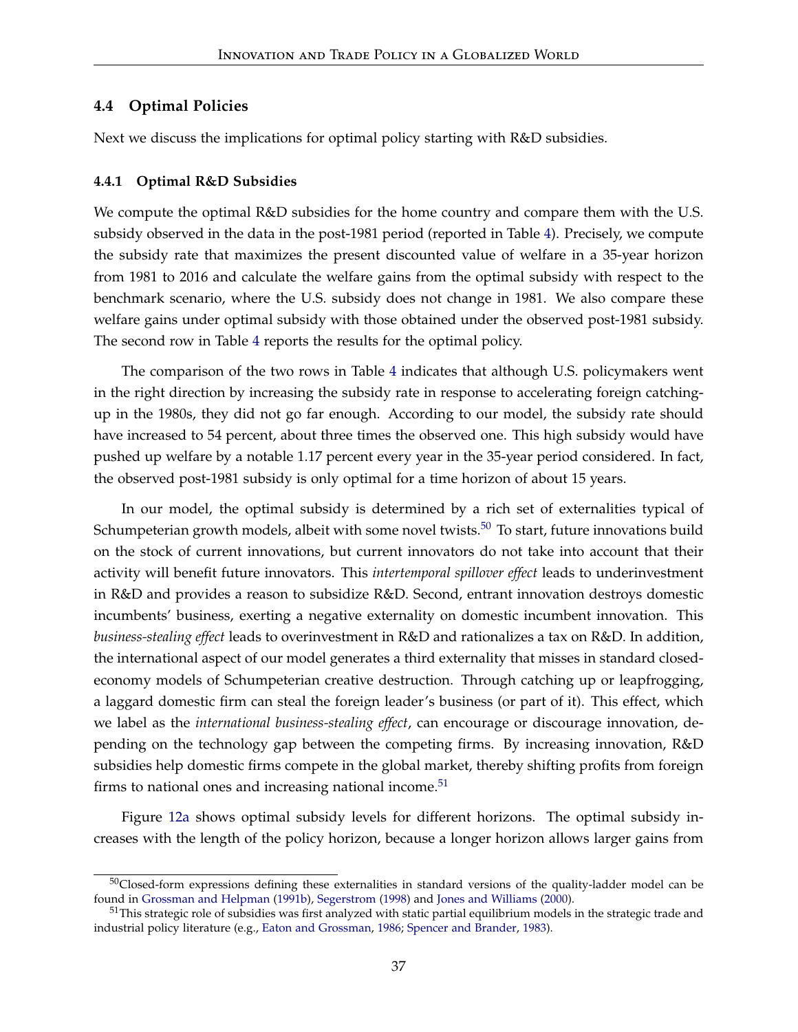### 4.4 Optimal Policies

Next we discuss the implications for optimal policy starting with R&D subsidies.

#### 4.4.1 Optimal R&D Subsidies

We compute the optimal R&D subsidies for the home country and compare them with the U.S. subsidy observed in the data in the post-1981 period (reported in Table 4). Precisely, we compute the subsidy rate that maximizes the present discounted value of welfare in a 35-year horizon from 1981 to 2016 and calculate the welfare gains from the optimal subsidy with respect to the benchmark scenario, where the U.S. subsidy does not change in 1981. We also compare these welfare gains under optimal subsidy with those obtained under the observed post-1981 subsidy. The second row in Table 4 reports the results for the optimal policy.

The comparison of the two rows in Table 4 indicates that although U.S. policymakers went in the right direction by increasing the subsidy rate in response to accelerating foreign catching-up in the 1980s, they did not go far enough. According to our model, the subsidy rate should have increased to 54 percent, about three times the observed one. This high subsidy would have pushed up welfare by a notable 1.17 percent every year in the 35-year period considered. In fact, the observed post-1981 subsidy is only optimal for a time horizon of about 15 years.

In our model, the optimal subsidy is determined by a rich set of externalities typical of Schumpeterian growth models, albeit with some novel twists.[50] To start, future innovations build on the stock of current innovations, but current innovators do not take into account that their activity will benefit future innovators. This *intertemporal spillover effect* leads to underinvestment in R&D and provides a reason to subsidize R&D. Second, entrant innovation destroys domestic incumbents' business, exerting a negative externality on domestic incumbent innovation. This *business-stealing effect* leads to overinvestment in R&D and rationalizes a tax on R&D. In addition, the international aspect of our model generates a third externality that misses in standard closed-economy models of Schumpeterian creative destruction. Through catching up or leapfrogging, a laggard domestic firm can steal the foreign leader's business (or part of it). This effect, which we label as the *international business-stealing effect*, can encourage or discourage innovation, depending on the technology gap between the competing firms. By increasing innovation, R&D subsidies help domestic firms compete in the global market, thereby shifting profits from foreign firms to national ones and increasing national income.[51]

Figure 12a shows optimal subsidy levels for different horizons. The optimal subsidy increases with the length of the policy horizon, because a longer horizon allows larger gains from

[50] Closed-form expressions defining these externalities in standard versions of the quality-ladder model can be found in Grossman and Helpman (1991b), Segerstrom (1998) and Jones and Williams (2000).

[51] This strategic role of subsidies was first analyzed with static partial equilibrium models in the strategic trade and industrial policy literature (e.g., Eaton and Grossman, 1986; Spencer and Brander, 1983).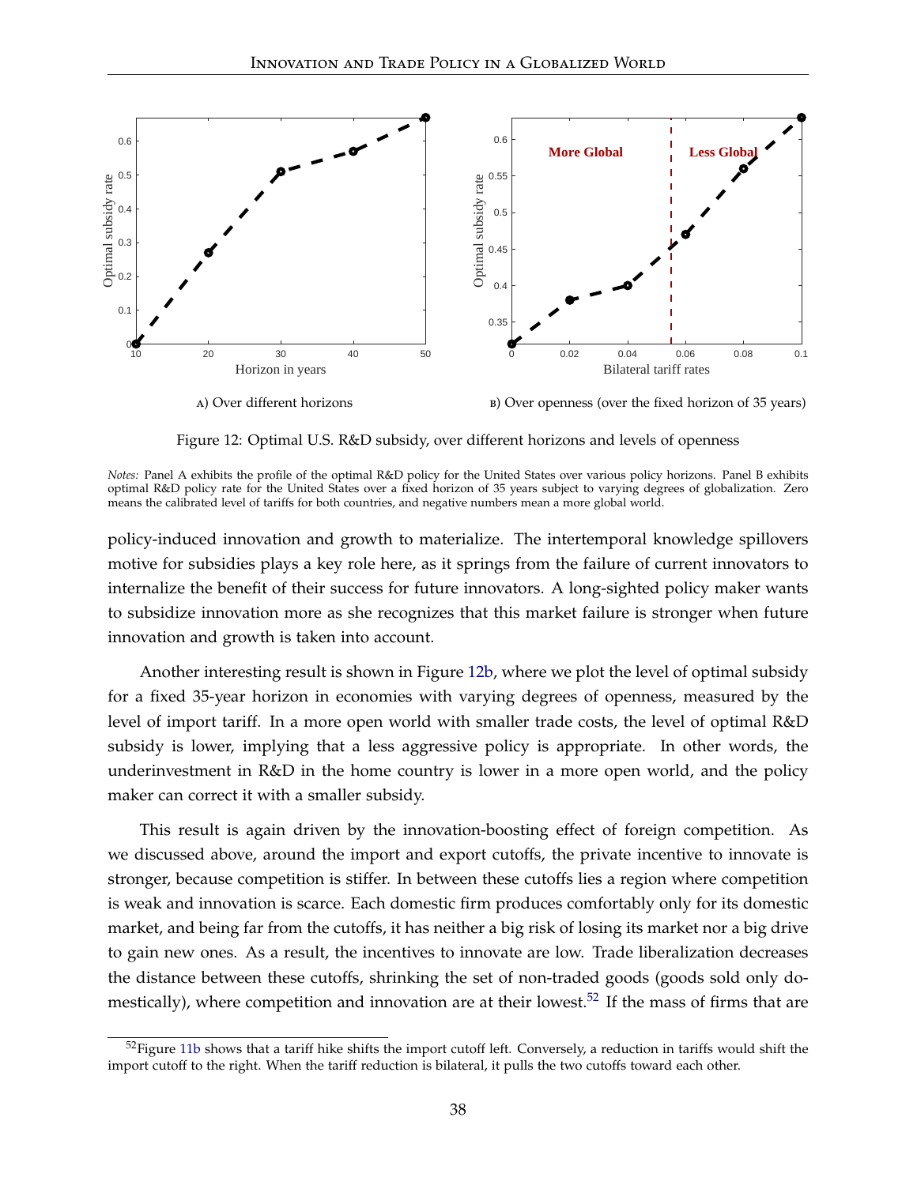A) Over different horizons

B) Over openness (over the fixed horizon of 35 years)

Figure 12: Optimal U.S. R&D subsidy, over different horizons and levels of openness

*Notes:* Panel A exhibits the profile of the optimal R&D policy for the United States over various policy horizons. Panel B exhibits optimal R&D policy rate for the United States over a fixed horizon of 35 years subject to varying degrees of globalization. Zero means the calibrated level of tariffs for both countries, and negative numbers mean a more global world.

policy-induced innovation and growth to materialize. The intertemporal knowledge spillovers motive for subsidies plays a key role here, as it springs from the failure of current innovators to internalize the benefit of their success for future innovators. A long-sighted policy maker wants to subsidize innovation more as she recognizes that this market failure is stronger when future innovation and growth is taken into account.

Another interesting result is shown in Figure 12b, where we plot the level of optimal subsidy for a fixed 35-year horizon in economies with varying degrees of openness, measured by the level of import tariff. In a more open world with smaller trade costs, the level of optimal R&D subsidy is lower, implying that a less aggressive policy is appropriate. In other words, the underinvestment in R&D in the home country is lower in a more open world, and the policy maker can correct it with a smaller subsidy.

This result is again driven by the innovation-boosting effect of foreign competition. As we discussed above, around the import and export cutoffs, the private incentive to innovate is stronger, because competition is stiffer. In between these cutoffs lies a region where competition is weak and innovation is scarce. Each domestic firm produces comfortably only for its domestic market, and being far from the cutoffs, it has neither a big risk of losing its market nor a big drive to gain new ones. As a result, the incentives to innovate are low. Trade liberalization decreases the distance between these cutoffs, shrinking the set of non-traded goods (goods sold only domestically), where competition and innovation are at their lowest.[52] If the mass of firms that are

[52] Figure 11b shows that a tariff hike shifts the import cutoff left. Conversely, a reduction in tariffs would shift the import cutoff to the right. When the tariff reduction is bilateral, it pulls the two cutoffs toward each other.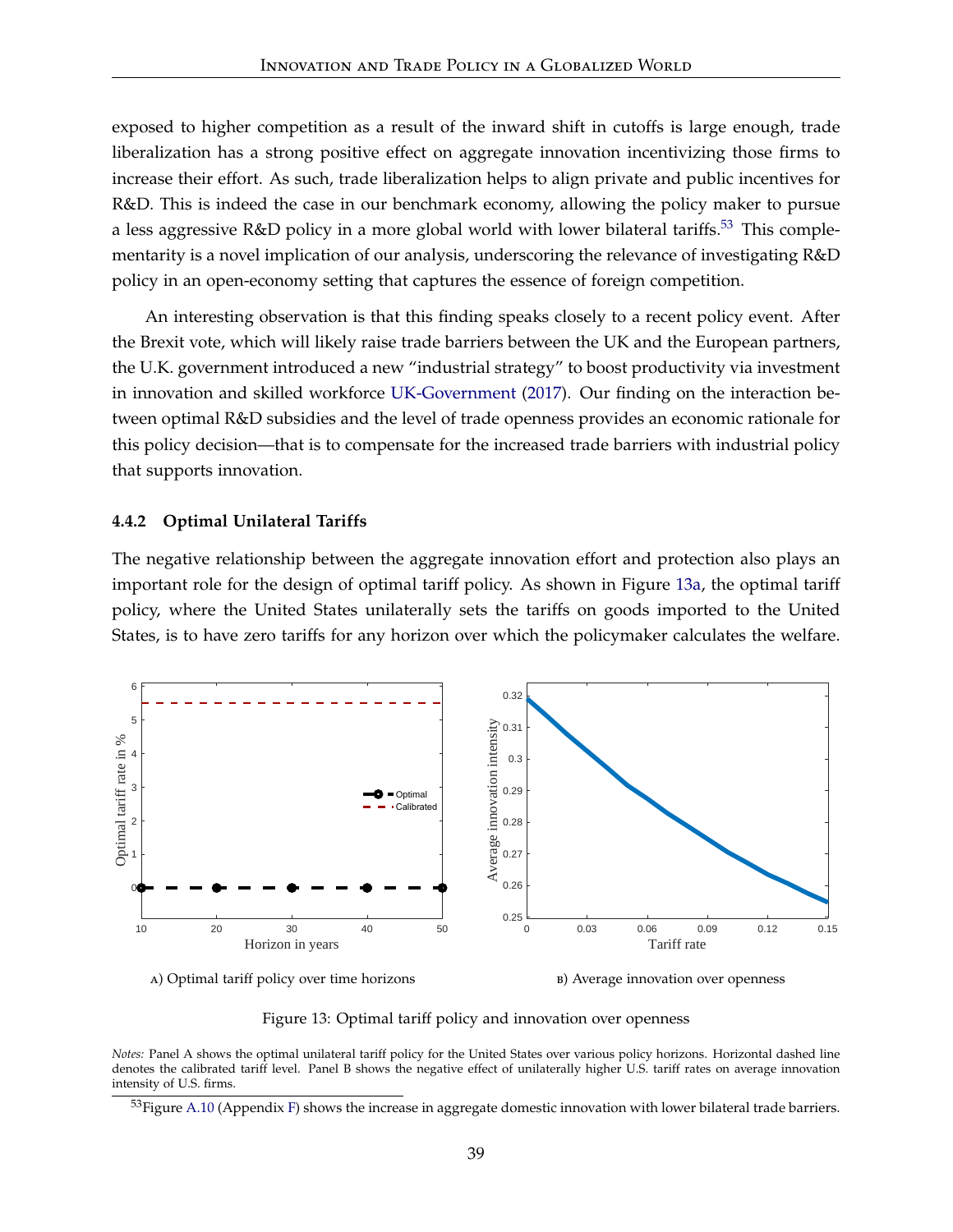exposed to higher competition as a result of the inward shift in cutoffs is large enough, trade liberalization has a strong positive effect on aggregate innovation incentivizing those firms to increase their effort. As such, trade liberalization helps to align private and public incentives for R&D. This is indeed the case in our benchmark economy, allowing the policy maker to pursue a less aggressive R&D policy in a more global world with lower bilateral tariffs.[53] This complementarity is a novel implication of our analysis, underscoring the relevance of investigating R&D policy in an open-economy setting that captures the essence of foreign competition.

An interesting observation is that this finding speaks closely to a recent policy event. After the Brexit vote, which will likely raise trade barriers between the UK and the European partners, the U.K. government introduced a new "industrial strategy" to boost productivity via investment in innovation and skilled workforce UK-Government (2017). Our finding on the interaction between optimal R&D subsidies and the level of trade openness provides an economic rationale for this policy decision—that is to compensate for the increased trade barriers with industrial policy that supports innovation.

#### 4.4.2 Optimal Unilateral Tariffs

The negative relationship between the aggregate innovation effort and protection also plays an important role for the design of optimal tariff policy. As shown in Figure 13a, the optimal tariff policy, where the United States unilaterally sets the tariffs on goods imported to the United States, is to have zero tariffs for any horizon over which the policymaker calculates the welfare.

A) Optimal tariff policy over time horizons

B) Average innovation over openness

Figure 13: Optimal tariff policy and innovation over openness

*Notes:* Panel A shows the optimal unilateral tariff policy for the United States over various policy horizons. Horizontal dashed line denotes the calibrated tariff level. Panel B shows the negative effect of unilaterally higher U.S. tariff rates on average innovation intensity of U.S. firms.

[53] Figure A.10 (Appendix F) shows the increase in aggregate domestic innovation with lower bilateral trade barriers.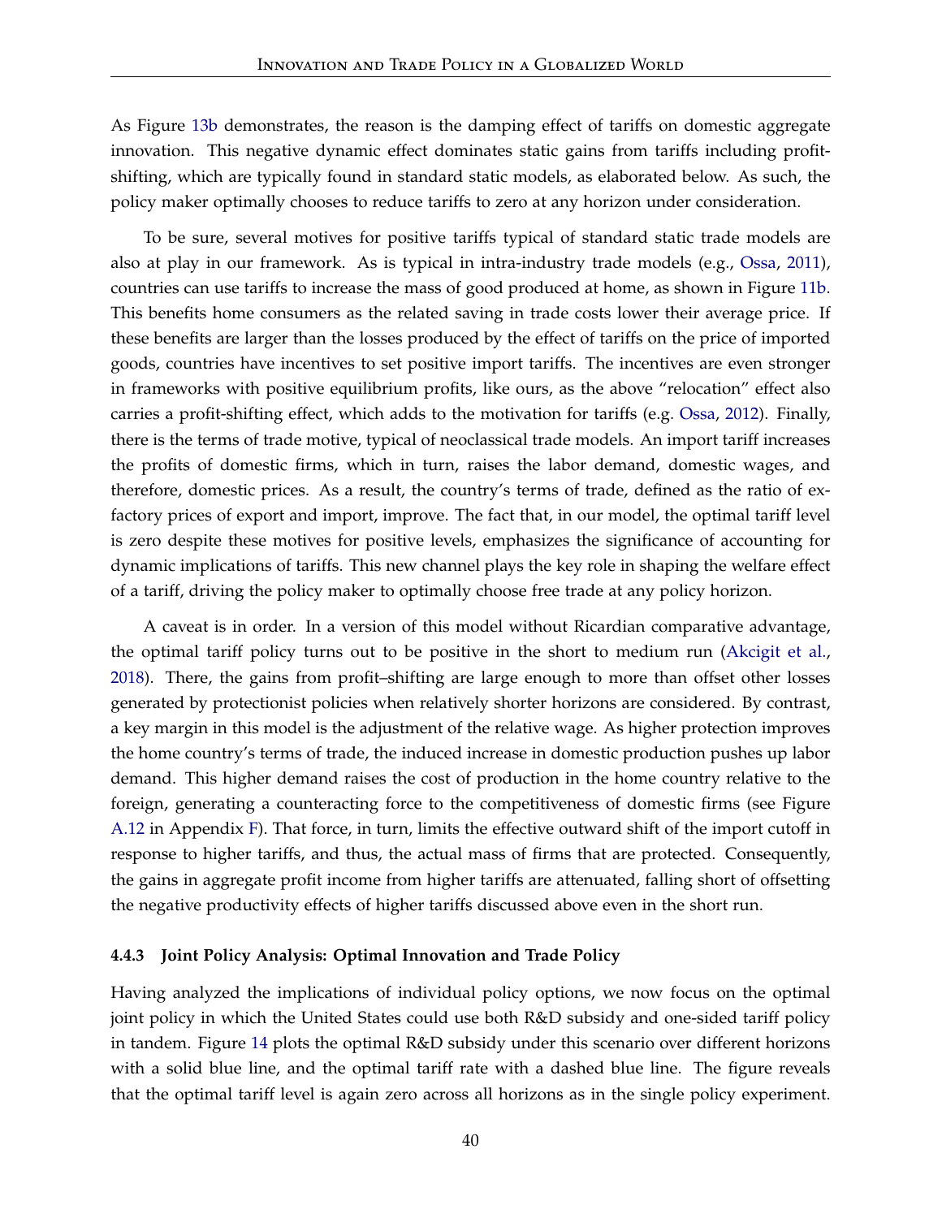As Figure 13b demonstrates, the reason is the damping effect of tariffs on domestic aggregate innovation. This negative dynamic effect dominates static gains from tariffs including profit-shifting, which are typically found in standard static models, as elaborated below. As such, the policy maker optimally chooses to reduce tariffs to zero at any horizon under consideration.

To be sure, several motives for positive tariffs typical of standard static trade models are also at play in our framework. As is typical in intra-industry trade models (e.g., Ossa, 2011), countries can use tariffs to increase the mass of good produced at home, as shown in Figure 11b. This benefits home consumers as the related saving in trade costs lower their average price. If these benefits are larger than the losses produced by the effect of tariffs on the price of imported goods, countries have incentives to set positive import tariffs. The incentives are even stronger in frameworks with positive equilibrium profits, like ours, as the above "relocation" effect also carries a profit-shifting effect, which adds to the motivation for tariffs (e.g. Ossa, 2012). Finally, there is the terms of trade motive, typical of neoclassical trade models. An import tariff increases the profits of domestic firms, which in turn, raises the labor demand, domestic wages, and therefore, domestic prices. As a result, the country's terms of trade, defined as the ratio of ex-factory prices of export and import, improve. The fact that, in our model, the optimal tariff level is zero despite these motives for positive levels, emphasizes the significance of accounting for dynamic implications of tariffs. This new channel plays the key role in shaping the welfare effect of a tariff, driving the policy maker to optimally choose free trade at any policy horizon.

A caveat is in order. In a version of this model without Ricardian comparative advantage, the optimal tariff policy turns out to be positive in the short to medium run (Akcigit et al., 2018). There, the gains from profit–shifting are large enough to more than offset other losses generated by protectionist policies when relatively shorter horizons are considered. By contrast, a key margin in this model is the adjustment of the relative wage. As higher protection improves the home country's terms of trade, the induced increase in domestic production pushes up labor demand. This higher demand raises the cost of production in the home country relative to the foreign, generating a counteracting force to the competitiveness of domestic firms (see Figure A.12 in Appendix F). That force, in turn, limits the effective outward shift of the import cutoff in response to higher tariffs, and thus, the actual mass of firms that are protected. Consequently, the gains in aggregate profit income from higher tariffs are attenuated, falling short of offsetting the negative productivity effects of higher tariffs discussed above even in the short run.

#### 4.4.3 Joint Policy Analysis: Optimal Innovation and Trade Policy

Having analyzed the implications of individual policy options, we now focus on the optimal joint policy in which the United States could use both R&D subsidy and one-sided tariff policy in tandem. Figure 14 plots the optimal R&D subsidy under this scenario over different horizons with a solid blue line, and the optimal tariff rate with a dashed blue line. The figure reveals that the optimal tariff level is again zero across all horizons as in the single policy experiment.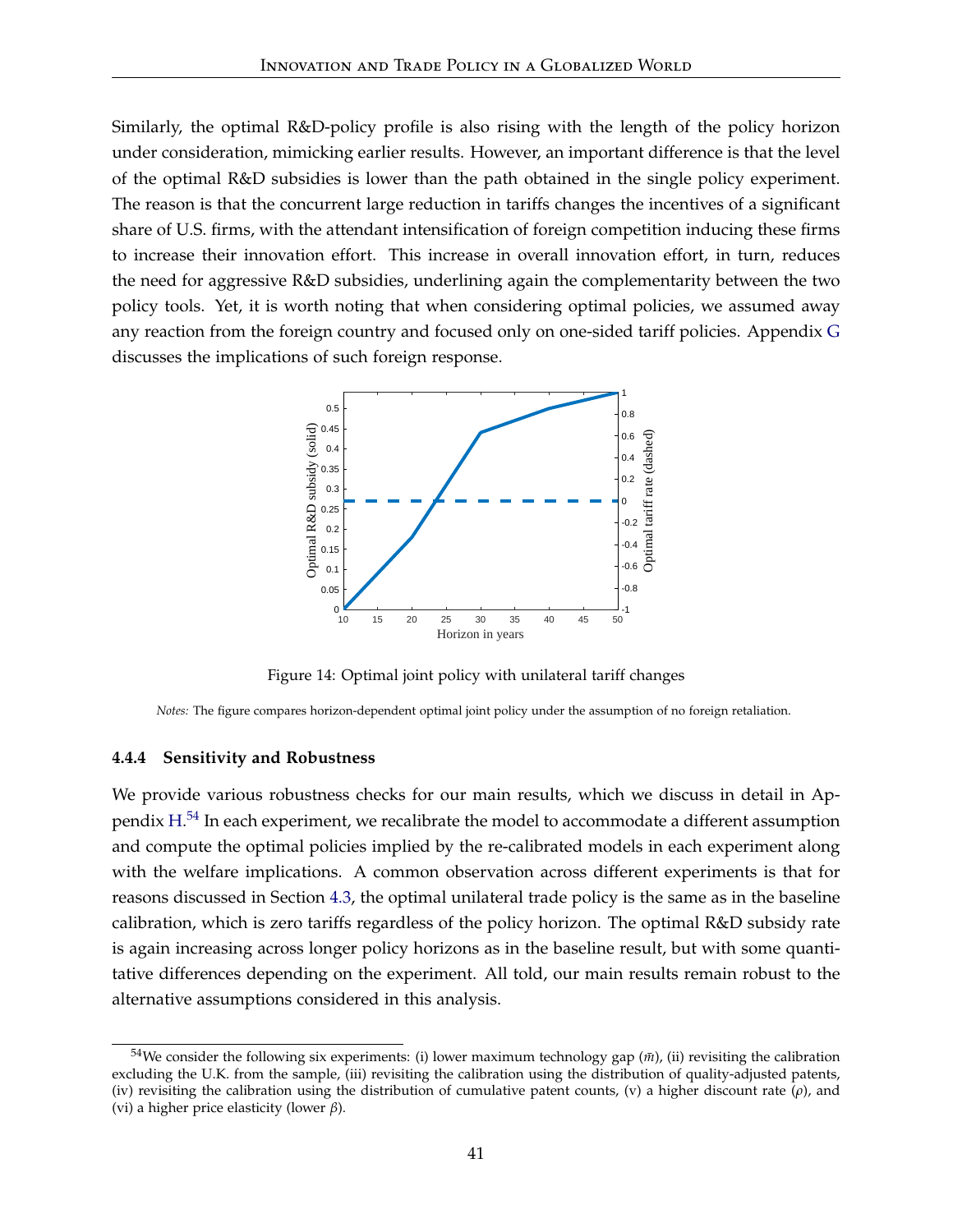Similarly, the optimal R&D-policy profile is also rising with the length of the policy horizon under consideration, mimicking earlier results. However, an important difference is that the level of the optimal R&D subsidies is lower than the path obtained in the single policy experiment. The reason is that the concurrent large reduction in tariffs changes the incentives of a significant share of U.S. firms, with the attendant intensification of foreign competition inducing these firms to increase their innovation effort. This increase in overall innovation effort, in turn, reduces the need for aggressive R&D subsidies, underlining again the complementarity between the two policy tools. Yet, it is worth noting that when considering optimal policies, we assumed away any reaction from the foreign country and focused only on one-sided tariff policies. Appendix G discusses the implications of such foreign response.

Figure 14: Optimal joint policy with unilateral tariff changes

*Notes:* The figure compares horizon-dependent optimal joint policy under the assumption of no foreign retaliation.

### 4.4.4 Sensitivity and Robustness

We provide various robustness checks for our main results, which we discuss in detail in Appendix H.[54] In each experiment, we recalibrate the model to accommodate a different assumption and compute the optimal policies implied by the re-calibrated models in each experiment along with the welfare implications. A common observation across different experiments is that for reasons discussed in Section 4.3, the optimal unilateral trade policy is the same as in the baseline calibration, which is zero tariffs regardless of the policy horizon. The optimal R&D subsidy rate is again increasing across longer policy horizons as in the baseline result, but with some quantitative differences depending on the experiment. All told, our main results remain robust to the alternative assumptions considered in this analysis.

[54] We consider the following six experiments: (i) lower maximum technology gap ($\bar{m}$), (ii) revisiting the calibration excluding the U.K. from the sample, (iii) revisiting the calibration using the distribution of quality-adjusted patents, (iv) revisiting the calibration using the distribution of cumulative patent counts, (v) a higher discount rate ($\rho$), and (vi) a higher price elasticity (lower $\beta$).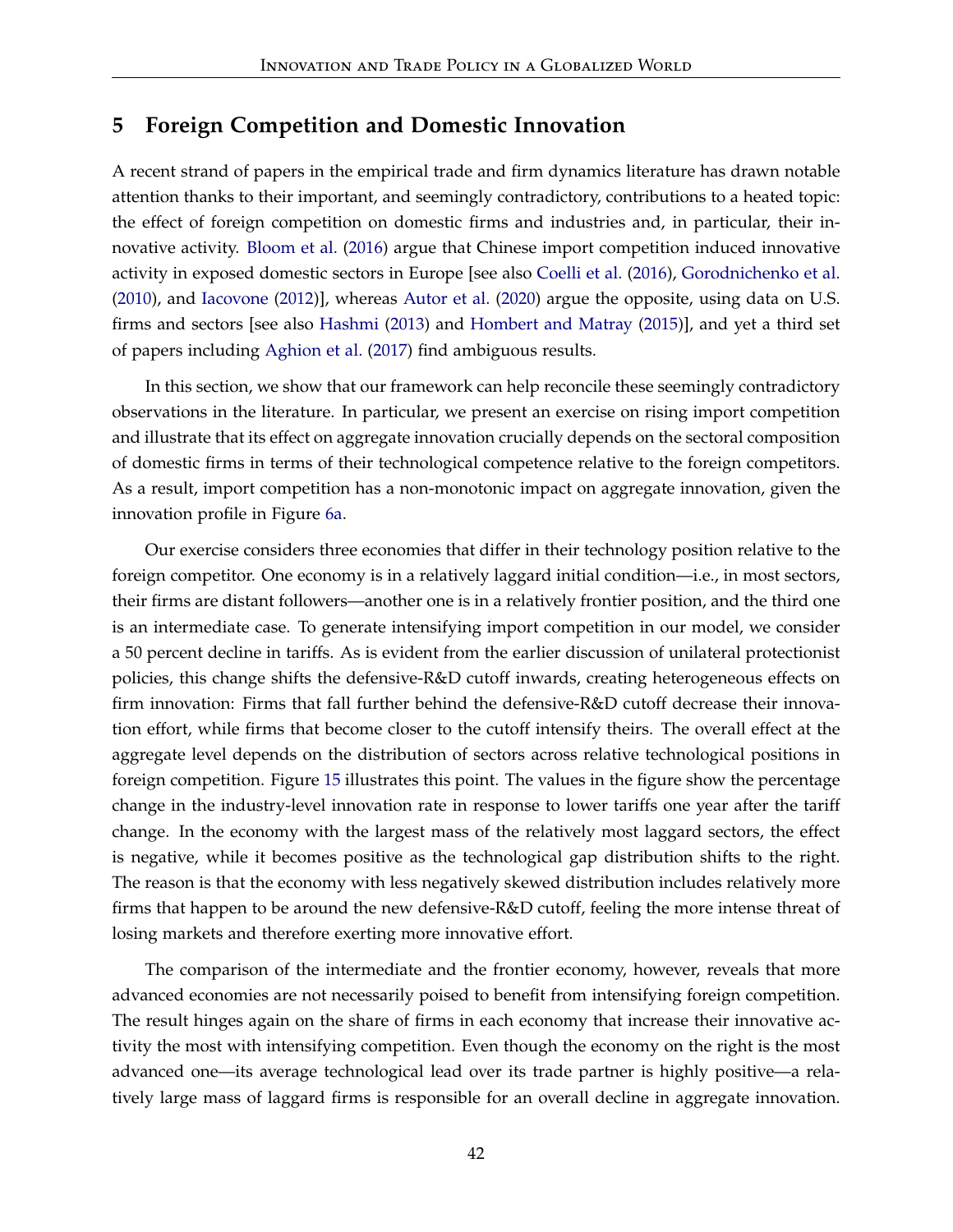## 5 Foreign Competition and Domestic Innovation

A recent strand of papers in the empirical trade and firm dynamics literature has drawn notable attention thanks to their important, and seemingly contradictory, contributions to a heated topic: the effect of foreign competition on domestic firms and industries and, in particular, their innovative activity. Bloom et al. (2016) argue that Chinese import competition induced innovative activity in exposed domestic sectors in Europe [see also Coelli et al. (2016), Gorodnichenko et al. (2010), and Iacovone (2012)], whereas Autor et al. (2020) argue the opposite, using data on U.S. firms and sectors [see also Hashmi (2013) and Hombert and Matray (2015)], and yet a third set of papers including Aghion et al. (2017) find ambiguous results.

In this section, we show that our framework can help reconcile these seemingly contradictory observations in the literature. In particular, we present an exercise on rising import competition and illustrate that its effect on aggregate innovation crucially depends on the sectoral composition of domestic firms in terms of their technological competence relative to the foreign competitors. As a result, import competition has a non-monotonic impact on aggregate innovation, given the innovation profile in Figure 6a.

Our exercise considers three economies that differ in their technology position relative to the foreign competitor. One economy is in a relatively laggard initial condition—i.e., in most sectors, their firms are distant followers—another one is in a relatively frontier position, and the third one is an intermediate case. To generate intensifying import competition in our model, we consider a 50 percent decline in tariffs. As is evident from the earlier discussion of unilateral protectionist policies, this change shifts the defensive-R&D cutoff inwards, creating heterogeneous effects on firm innovation: Firms that fall further behind the defensive-R&D cutoff decrease their innovation effort, while firms that become closer to the cutoff intensify theirs. The overall effect at the aggregate level depends on the distribution of sectors across relative technological positions in foreign competition. Figure 15 illustrates this point. The values in the figure show the percentage change in the industry-level innovation rate in response to lower tariffs one year after the tariff change. In the economy with the largest mass of the relatively most laggard sectors, the effect is negative, while it becomes positive as the technological gap distribution shifts to the right. The reason is that the economy with less negatively skewed distribution includes relatively more firms that happen to be around the new defensive-R&D cutoff, feeling the more intense threat of losing markets and therefore exerting more innovative effort.

The comparison of the intermediate and the frontier economy, however, reveals that more advanced economies are not necessarily poised to benefit from intensifying foreign competition. The result hinges again on the share of firms in each economy that increase their innovative activity the most with intensifying competition. Even though the economy on the right is the most advanced one—its average technological lead over its trade partner is highly positive—a relatively large mass of laggard firms is responsible for an overall decline in aggregate innovation.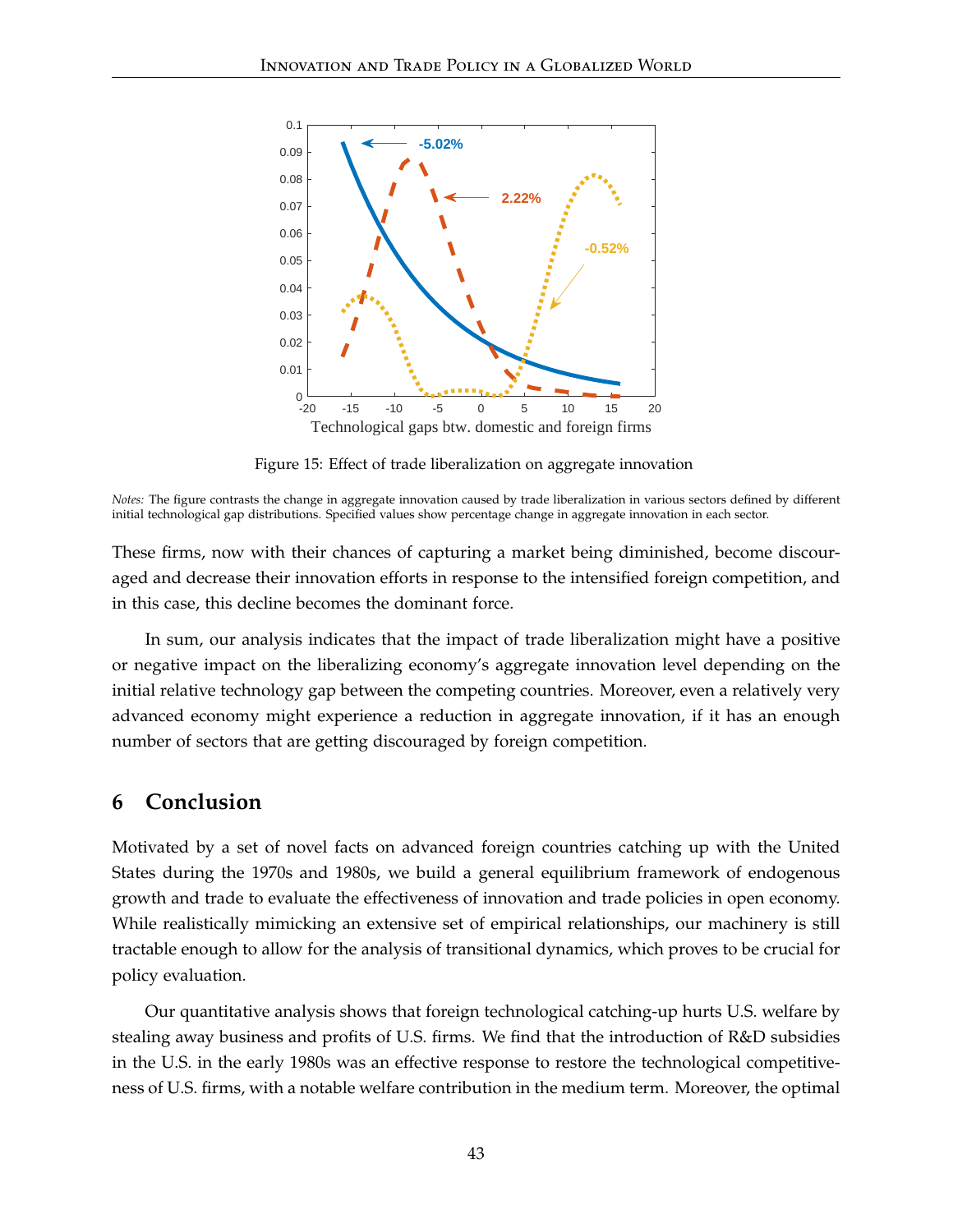Figure 15: Effect of trade liberalization on aggregate innovation

*Notes:* The figure contrasts the change in aggregate innovation caused by trade liberalization in various sectors defined by different initial technological gap distributions. Specified values show percentage change in aggregate innovation in each sector.

These firms, now with their chances of capturing a market being diminished, become discouraged and decrease their innovation efforts in response to the intensified foreign competition, and in this case, this decline becomes the dominant force.

In sum, our analysis indicates that the impact of trade liberalization might have a positive or negative impact on the liberalizing economy's aggregate innovation level depending on the initial relative technology gap between the competing countries. Moreover, even a relatively very advanced economy might experience a reduction in aggregate innovation, if it has an enough number of sectors that are getting discouraged by foreign competition.

## 6 Conclusion

Motivated by a set of novel facts on advanced foreign countries catching up with the United States during the 1970s and 1980s, we build a general equilibrium framework of endogenous growth and trade to evaluate the effectiveness of innovation and trade policies in open economy. While realistically mimicking an extensive set of empirical relationships, our machinery is still tractable enough to allow for the analysis of transitional dynamics, which proves to be crucial for policy evaluation.

Our quantitative analysis shows that foreign technological catching-up hurts U.S. welfare by stealing away business and profits of U.S. firms. We find that the introduction of R&D subsidies in the U.S. in the early 1980s was an effective response to restore the technological competitiveness of U.S. firms, with a notable welfare contribution in the medium term. Moreover, the optimal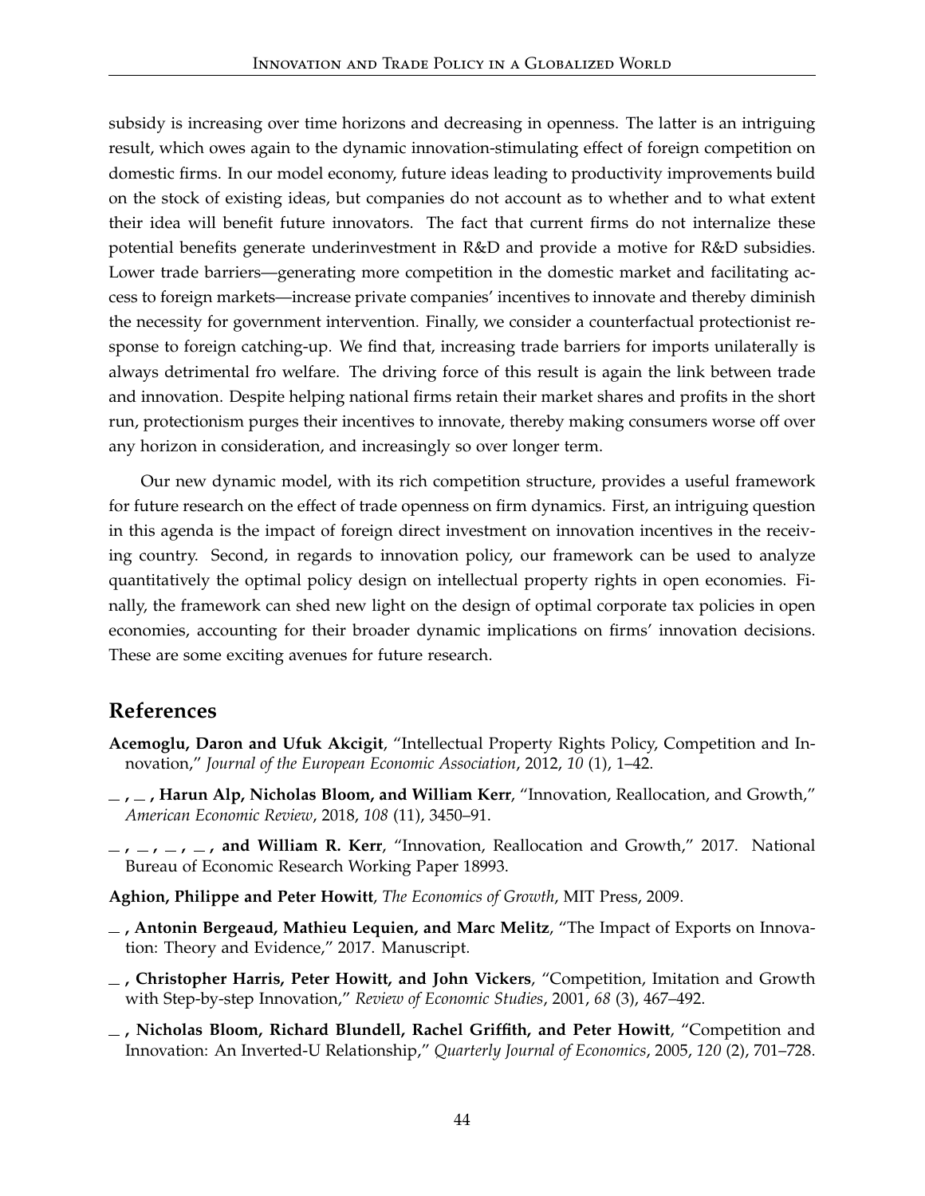subsidy is increasing over time horizons and decreasing in openness. The latter is an intriguing result, which owes again to the dynamic innovation-stimulating effect of foreign competition on domestic firms. In our model economy, future ideas leading to productivity improvements build on the stock of existing ideas, but companies do not account as to whether and to what extent their idea will benefit future innovators. The fact that current firms do not internalize these potential benefits generate underinvestment in R&D and provide a motive for R&D subsidies. Lower trade barriers—generating more competition in the domestic market and facilitating access to foreign markets—increase private companies' incentives to innovate and thereby diminish the necessity for government intervention. Finally, we consider a counterfactual protectionist response to foreign catching-up. We find that, increasing trade barriers for imports unilaterally is always detrimental fro welfare. The driving force of this result is again the link between trade and innovation. Despite helping national firms retain their market shares and profits in the short run, protectionism purges their incentives to innovate, thereby making consumers worse off over any horizon in consideration, and increasingly so over longer term.

Our new dynamic model, with its rich competition structure, provides a useful framework for future research on the effect of trade openness on firm dynamics. First, an intriguing question in this agenda is the impact of foreign direct investment on innovation incentives in the receiving country. Second, in regards to innovation policy, our framework can be used to analyze quantitatively the optimal policy design on intellectual property rights in open economies. Finally, the framework can shed new light on the design of optimal corporate tax policies in open economies, accounting for their broader dynamic implications on firms' innovation decisions. These are some exciting avenues for future research.

## References

**Acemoglu, Daron and Ufuk Akcigit**, "Intellectual Property Rights Policy, Competition and Innovation," *Journal of the European Economic Association*, 2012, *10* (1), 1–42.

**_ , _ , Harun Alp, Nicholas Bloom, and William Kerr**, "Innovation, Reallocation, and Growth," *American Economic Review*, 2018, *108* (11), 3450–91.

**_ , _ , _ , _ , and William R. Kerr**, "Innovation, Reallocation and Growth," 2017. National Bureau of Economic Research Working Paper 18993.

**Aghion, Philippe and Peter Howitt**, *The Economics of Growth*, MIT Press, 2009.

**_ , Antonin Bergeaud, Mathieu Lequien, and Marc Melitz**, "The Impact of Exports on Innovation: Theory and Evidence," 2017. Manuscript.

**_ , Christopher Harris, Peter Howitt, and John Vickers**, "Competition, Imitation and Growth with Step-by-step Innovation," *Review of Economic Studies*, 2001, *68* (3), 467–492.

**_ , Nicholas Bloom, Richard Blundell, Rachel Griffith, and Peter Howitt**, "Competition and Innovation: An Inverted-U Relationship," *Quarterly Journal of Economics*, 2005, *120* (2), 701–728.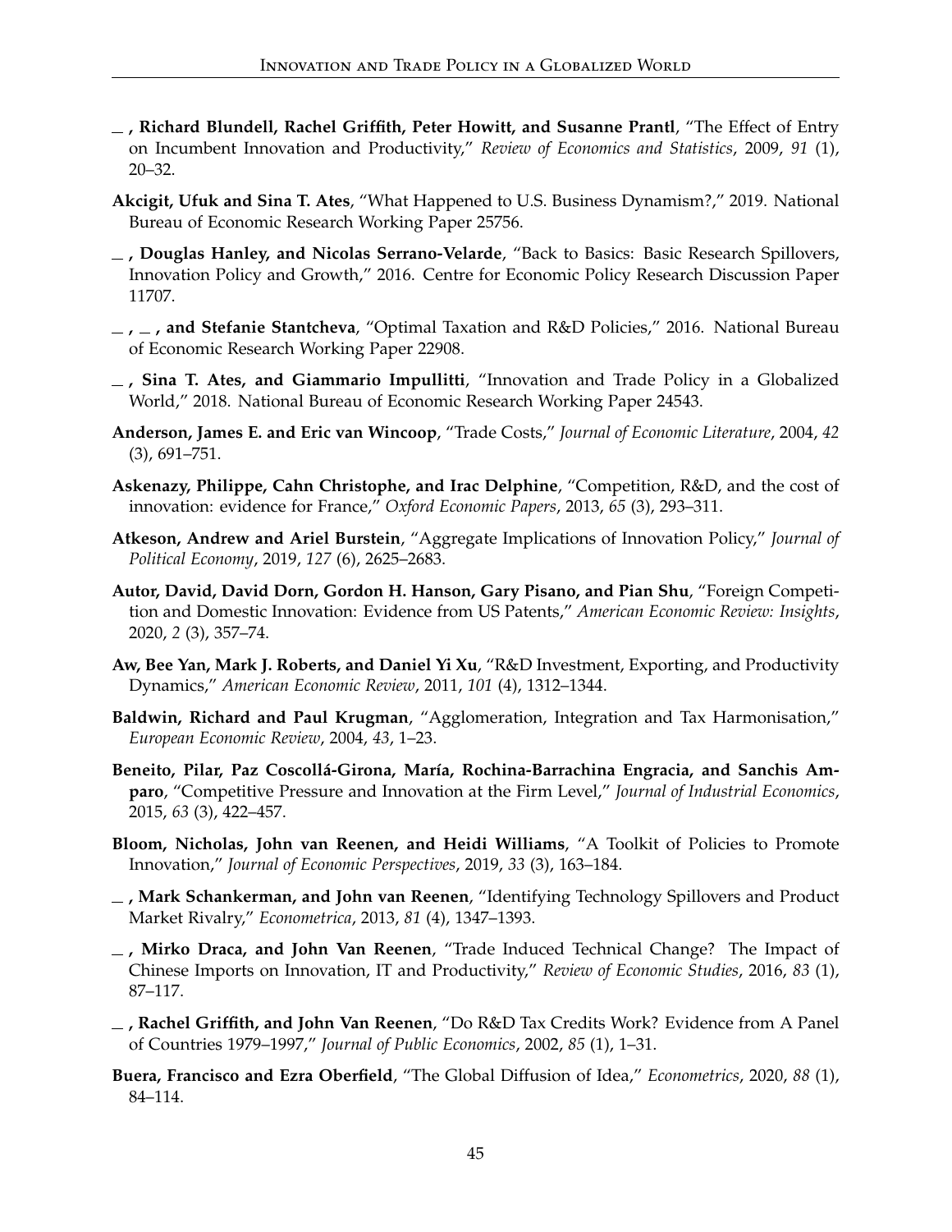— **, Richard Blundell, Rachel Griffith, Peter Howitt, and Susanne Prantl**, "The Effect of Entry on Incumbent Innovation and Productivity," *Review of Economics and Statistics*, 2009, *91* (1), 20–32.

**Akcigit, Ufuk and Sina T. Ates**, "What Happened to U.S. Business Dynamism?," 2019. National Bureau of Economic Research Working Paper 25756.

— **, Douglas Hanley, and Nicolas Serrano-Velarde**, "Back to Basics: Basic Research Spillovers, Innovation Policy and Growth," 2016. Centre for Economic Policy Research Discussion Paper 11707.

— **, — , and Stefanie Stantcheva**, "Optimal Taxation and R&D Policies," 2016. National Bureau of Economic Research Working Paper 22908.

— **, Sina T. Ates, and Giammario Impullitti**, "Innovation and Trade Policy in a Globalized World," 2018. National Bureau of Economic Research Working Paper 24543.

**Anderson, James E. and Eric van Wincoop**, "Trade Costs," *Journal of Economic Literature*, 2004, *42* (3), 691–751.

**Askenazy, Philippe, Cahn Christophe, and Irac Delphine**, "Competition, R&D, and the cost of innovation: evidence for France," *Oxford Economic Papers*, 2013, *65* (3), 293–311.

**Atkeson, Andrew and Ariel Burstein**, "Aggregate Implications of Innovation Policy," *Journal of Political Economy*, 2019, *127* (6), 2625–2683.

**Autor, David, David Dorn, Gordon H. Hanson, Gary Pisano, and Pian Shu**, "Foreign Competition and Domestic Innovation: Evidence from US Patents," *American Economic Review: Insights*, 2020, *2* (3), 357–74.

**Aw, Bee Yan, Mark J. Roberts, and Daniel Yi Xu**, "R&D Investment, Exporting, and Productivity Dynamics," *American Economic Review*, 2011, *101* (4), 1312–1344.

**Baldwin, Richard and Paul Krugman**, "Agglomeration, Integration and Tax Harmonisation," *European Economic Review*, 2004, *43*, 1–23.

**Beneito, Pilar, Paz Coscollá-Girona, María, Rochina-Barrachina Engracia, and Sanchis Amparo**, "Competitive Pressure and Innovation at the Firm Level," *Journal of Industrial Economics*, 2015, *63* (3), 422–457.

**Bloom, Nicholas, John van Reenen, and Heidi Williams**, "A Toolkit of Policies to Promote Innovation," *Journal of Economic Perspectives*, 2019, *33* (3), 163–184.

— **, Mark Schankerman, and John van Reenen**, "Identifying Technology Spillovers and Product Market Rivalry," *Econometrica*, 2013, *81* (4), 1347–1393.

— **, Mirko Draca, and John Van Reenen**, "Trade Induced Technical Change? The Impact of Chinese Imports on Innovation, IT and Productivity," *Review of Economic Studies*, 2016, *83* (1), 87–117.

— **, Rachel Griffith, and John Van Reenen**, "Do R&D Tax Credits Work? Evidence from A Panel of Countries 1979–1997," *Journal of Public Economics*, 2002, *85* (1), 1–31.

**Buera, Francisco and Ezra Oberfield**, "The Global Diffusion of Idea," *Econometrics*, 2020, *88* (1), 84–114.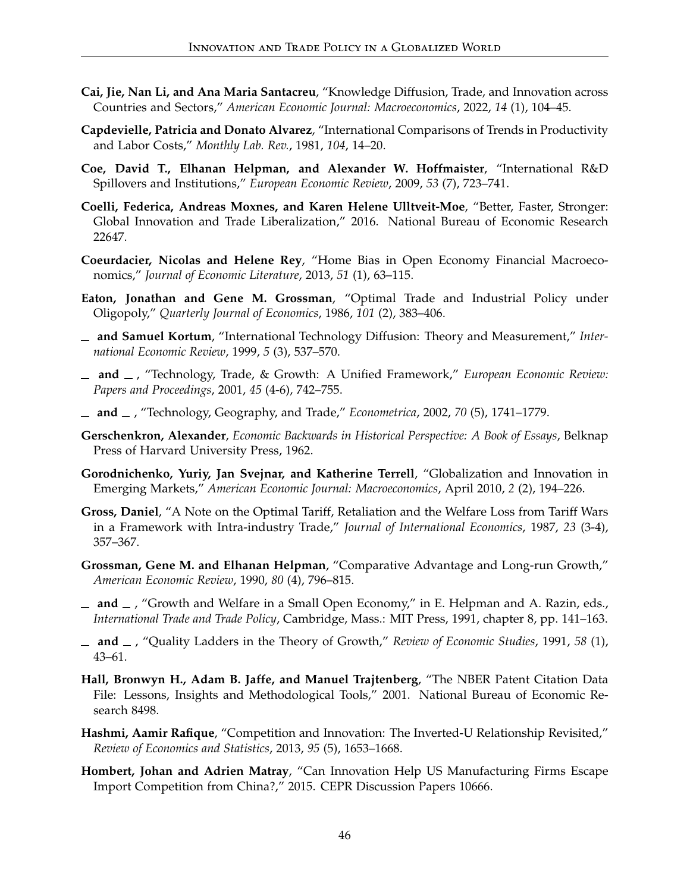**Cai, Jie, Nan Li, and Ana Maria Santacreu**, "Knowledge Diffusion, Trade, and Innovation across Countries and Sectors," *American Economic Journal: Macroeconomics*, 2022, *14* (1), 104–45.

**Capdevielle, Patricia and Donato Alvarez**, "International Comparisons of Trends in Productivity and Labor Costs," *Monthly Lab. Rev.*, 1981, *104*, 14–20.

**Coe, David T., Elhanan Helpman, and Alexander W. Hoffmaister**, "International R&D Spillovers and Institutions," *European Economic Review*, 2009, *53* (7), 723–741.

**Coelli, Federica, Andreas Moxnes, and Karen Helene Ulltveit-Moe**, "Better, Faster, Stronger: Global Innovation and Trade Liberalization," 2016. National Bureau of Economic Research 22647.

**Coeurdacier, Nicolas and Helene Rey**, "Home Bias in Open Economy Financial Macroeconomics," *Journal of Economic Literature*, 2013, *51* (1), 63–115.

**Eaton, Jonathan and Gene M. Grossman**, "Optimal Trade and Industrial Policy under Oligopoly," *Quarterly Journal of Economics*, 1986, *101* (2), 383–406.

_ **and Samuel Kortum**, "International Technology Diffusion: Theory and Measurement," *International Economic Review*, 1999, *5* (3), 537–570.

_ **and** _ , "Technology, Trade, & Growth: A Unified Framework," *European Economic Review: Papers and Proceedings*, 2001, *45* (4-6), 742–755.

_ **and** _ , "Technology, Geography, and Trade," *Econometrica*, 2002, *70* (5), 1741–1779.

**Gerschenkron, Alexander**, *Economic Backwards in Historical Perspective: A Book of Essays*, Belknap Press of Harvard University Press, 1962.

**Gorodnichenko, Yuriy, Jan Svejnar, and Katherine Terrell**, "Globalization and Innovation in Emerging Markets," *American Economic Journal: Macroeconomics*, April 2010, *2* (2), 194–226.

**Gross, Daniel**, "A Note on the Optimal Tariff, Retaliation and the Welfare Loss from Tariff Wars in a Framework with Intra-industry Trade," *Journal of International Economics*, 1987, *23* (3-4), 357–367.

**Grossman, Gene M. and Elhanan Helpman**, "Comparative Advantage and Long-run Growth," *American Economic Review*, 1990, *80* (4), 796–815.

_ **and** _ , "Growth and Welfare in a Small Open Economy," in E. Helpman and A. Razin, eds., *International Trade and Trade Policy*, Cambridge, Mass.: MIT Press, 1991, chapter 8, pp. 141–163.

_ **and** _ , "Quality Ladders in the Theory of Growth," *Review of Economic Studies*, 1991, *58* (1), 43–61.

**Hall, Bronwyn H., Adam B. Jaffe, and Manuel Trajtenberg**, "The NBER Patent Citation Data File: Lessons, Insights and Methodological Tools," 2001. National Bureau of Economic Research 8498.

**Hashmi, Aamir Rafique**, "Competition and Innovation: The Inverted-U Relationship Revisited," *Review of Economics and Statistics*, 2013, *95* (5), 1653–1668.

**Hombert, Johan and Adrien Matray**, "Can Innovation Help US Manufacturing Firms Escape Import Competition from China?," 2015. CEPR Discussion Papers 10666.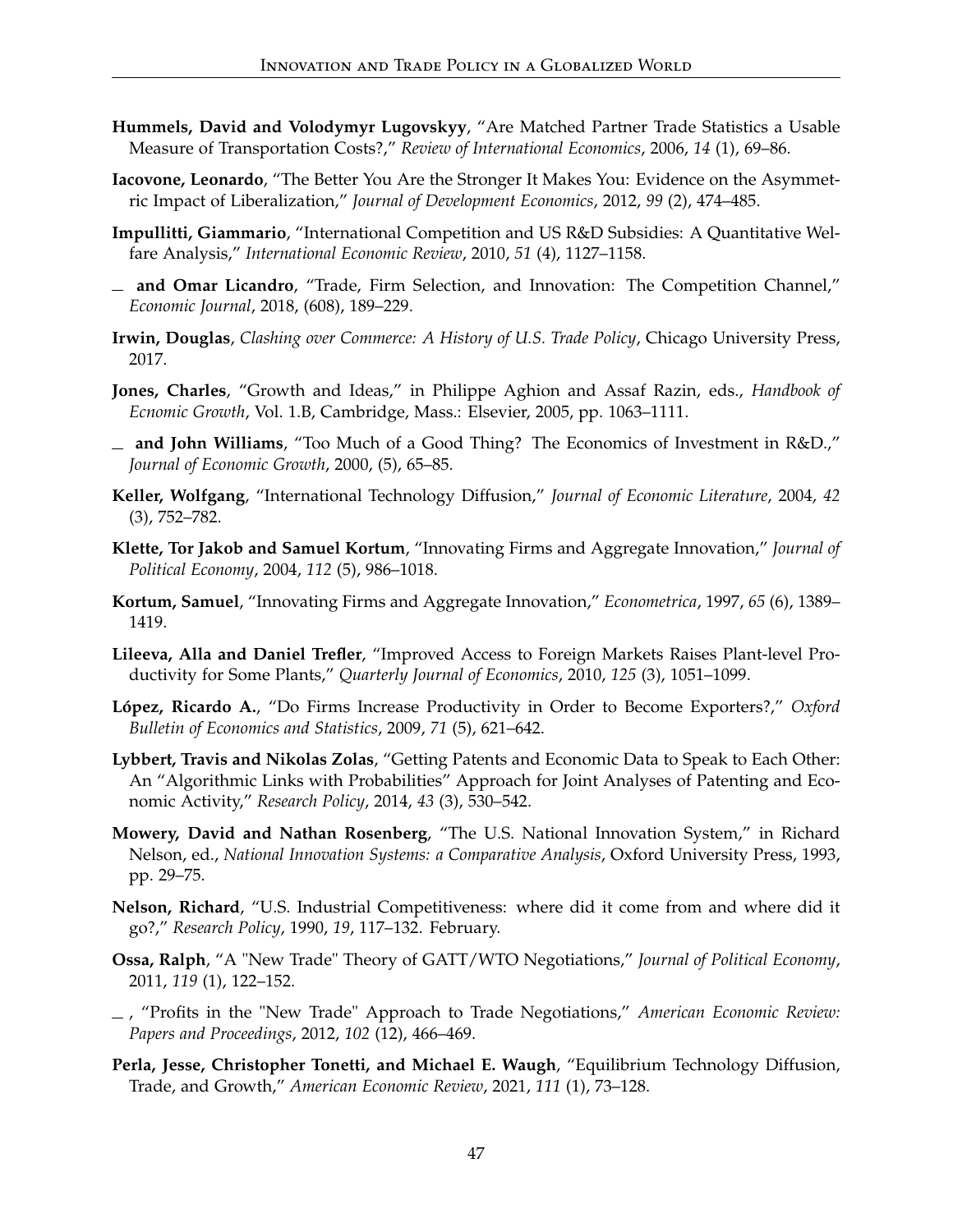**Hummels, David and Volodymyr Lugovskyy**, "Are Matched Partner Trade Statistics a Usable Measure of Transportation Costs?," *Review of International Economics*, 2006, *14* (1), 69–86.

**Iacovone, Leonardo**, "The Better You Are the Stronger It Makes You: Evidence on the Asymmetric Impact of Liberalization," *Journal of Development Economics*, 2012, *99* (2), 474–485.

**Impullitti, Giammario**, "International Competition and US R&D Subsidies: A Quantitative Welfare Analysis," *International Economic Review*, 2010, *51* (4), 1127–1158.

\_ **and Omar Licandro**, "Trade, Firm Selection, and Innovation: The Competition Channel," *Economic Journal*, 2018, (608), 189–229.

**Irwin, Douglas**, *Clashing over Commerce: A History of U.S. Trade Policy*, Chicago University Press, 2017.

**Jones, Charles**, "Growth and Ideas," in Philippe Aghion and Assaf Razin, eds., *Handbook of Ecnomic Growth*, Vol. 1.B, Cambridge, Mass.: Elsevier, 2005, pp. 1063–1111.

\_ **and John Williams**, "Too Much of a Good Thing? The Economics of Investment in R&D.," *Journal of Economic Growth*, 2000, (5), 65–85.

**Keller, Wolfgang**, "International Technology Diffusion," *Journal of Economic Literature*, 2004, *42* (3), 752–782.

**Klette, Tor Jakob and Samuel Kortum**, "Innovating Firms and Aggregate Innovation," *Journal of Political Economy*, 2004, *112* (5), 986–1018.

**Kortum, Samuel**, "Innovating Firms and Aggregate Innovation," *Econometrica*, 1997, *65* (6), 1389–1419.

**Lileeva, Alla and Daniel Trefler**, "Improved Access to Foreign Markets Raises Plant-level Productivity for Some Plants," *Quarterly Journal of Economics*, 2010, *125* (3), 1051–1099.

**López, Ricardo A.**, "Do Firms Increase Productivity in Order to Become Exporters?," *Oxford Bulletin of Economics and Statistics*, 2009, *71* (5), 621–642.

**Lybbert, Travis and Nikolas Zolas**, "Getting Patents and Economic Data to Speak to Each Other: An "Algorithmic Links with Probabilities" Approach for Joint Analyses of Patenting and Economic Activity," *Research Policy*, 2014, *43* (3), 530–542.

**Mowery, David and Nathan Rosenberg**, "The U.S. National Innovation System," in Richard Nelson, ed., *National Innovation Systems: a Comparative Analysis*, Oxford University Press, 1993, pp. 29–75.

**Nelson, Richard**, "U.S. Industrial Competitiveness: where did it come from and where did it go?," *Research Policy*, 1990, *19*, 117–132. February.

**Ossa, Ralph**, "A "New Trade" Theory of GATT/WTO Negotiations," *Journal of Political Economy*, 2011, *119* (1), 122–152.

\_ , "Profits in the "New Trade" Approach to Trade Negotiations," *American Economic Review: Papers and Proceedings*, 2012, *102* (12), 466–469.

**Perla, Jesse, Christopher Tonetti, and Michael E. Waugh**, "Equilibrium Technology Diffusion, Trade, and Growth," *American Economic Review*, 2021, *111* (1), 73–128.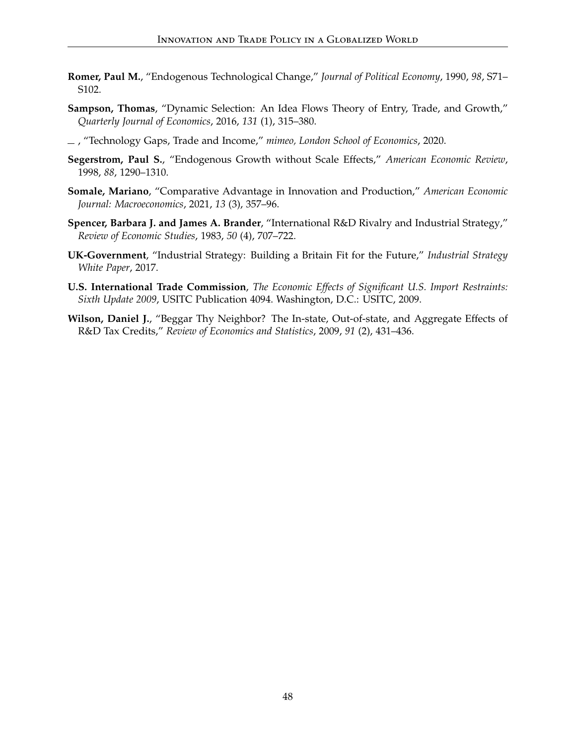**Romer, Paul M.**, "Endogenous Technological Change," *Journal of Political Economy*, 1990, *98*, S71–S102.

**Sampson, Thomas**, "Dynamic Selection: An Idea Flows Theory of Entry, Trade, and Growth," *Quarterly Journal of Economics*, 2016, *131* (1), 315–380.

\_ , "Technology Gaps, Trade and Income," *mimeo, London School of Economics*, 2020.

**Segerstrom, Paul S.**, "Endogenous Growth without Scale Effects," *American Economic Review*, 1998, *88*, 1290–1310.

**Somale, Mariano**, "Comparative Advantage in Innovation and Production," *American Economic Journal: Macroeconomics*, 2021, *13* (3), 357–96.

**Spencer, Barbara J. and James A. Brander**, "International R&D Rivalry and Industrial Strategy," *Review of Economic Studies*, 1983, *50* (4), 707–722.

**UK-Government**, "Industrial Strategy: Building a Britain Fit for the Future," *Industrial Strategy White Paper*, 2017.

**U.S. International Trade Commission**, *The Economic Effects of Significant U.S. Import Restraints: Sixth Update 2009*, USITC Publication 4094. Washington, D.C.: USITC, 2009.

**Wilson, Daniel J.**, "Beggar Thy Neighbor? The In-state, Out-of-state, and Aggregate Effects of R&D Tax Credits," *Review of Economics and Statistics*, 2009, *91* (2), 431–436.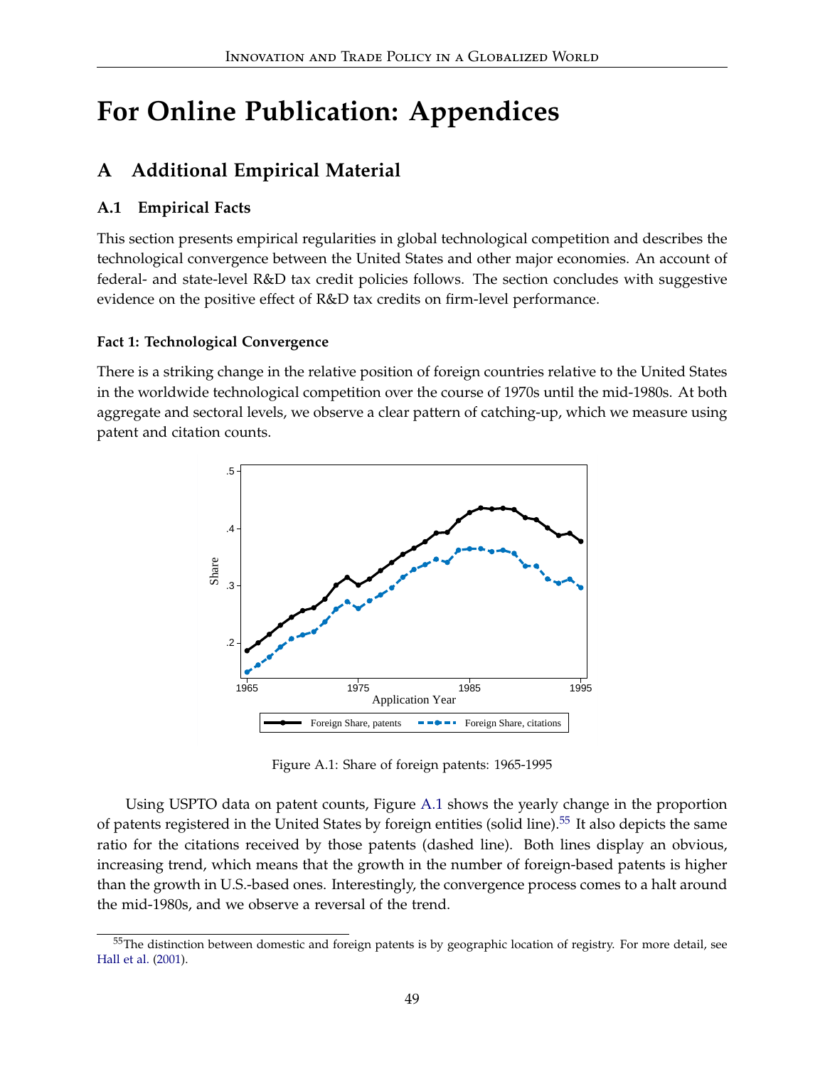# For Online Publication: Appendices

## A Additional Empirical Material

### A.1 Empirical Facts

This section presents empirical regularities in global technological competition and describes the technological convergence between the United States and other major economies. An account of federal- and state-level R&D tax credit policies follows. The section concludes with suggestive evidence on the positive effect of R&D tax credits on firm-level performance.

#### Fact 1: Technological Convergence

There is a striking change in the relative position of foreign countries relative to the United States in the worldwide technological competition over the course of 1970s until the mid-1980s. At both aggregate and sectoral levels, we observe a clear pattern of catching-up, which we measure using patent and citation counts.

Figure A.1: Share of foreign patents: 1965-1995

Using USPTO data on patent counts, Figure A.1 shows the yearly change in the proportion of patents registered in the United States by foreign entities (solid line).[55] It also depicts the same ratio for the citations received by those patents (dashed line). Both lines display an obvious, increasing trend, which means that the growth in the number of foreign-based patents is higher than the growth in U.S.-based ones. Interestingly, the convergence process comes to a halt around the mid-1980s, and we observe a reversal of the trend.

[55] The distinction between domestic and foreign patents is by geographic location of registry. For more detail, see Hall et al. (2001).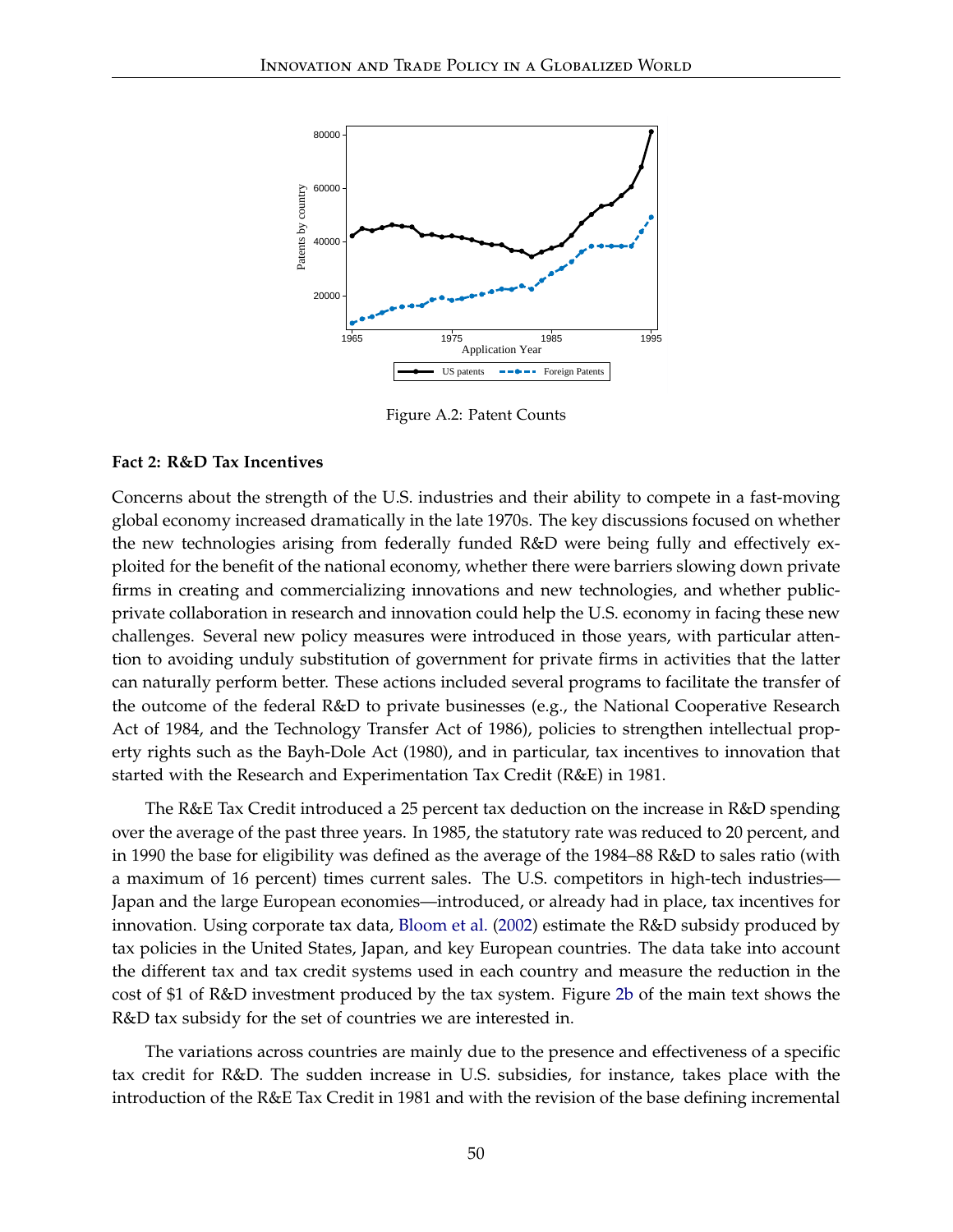Figure A.2: Patent Counts

**Fact 2: R&D Tax Incentives**

Concerns about the strength of the U.S. industries and their ability to compete in a fast-moving global economy increased dramatically in the late 1970s. The key discussions focused on whether the new technologies arising from federally funded R&D were being fully and effectively exploited for the benefit of the national economy, whether there were barriers slowing down private firms in creating and commercializing innovations and new technologies, and whether public-private collaboration in research and innovation could help the U.S. economy in facing these new challenges. Several new policy measures were introduced in those years, with particular attention to avoiding unduly substitution of government for private firms in activities that the latter can naturally perform better. These actions included several programs to facilitate the transfer of the outcome of the federal R&D to private businesses (e.g., the National Cooperative Research Act of 1984, and the Technology Transfer Act of 1986), policies to strengthen intellectual property rights such as the Bayh-Dole Act (1980), and in particular, tax incentives to innovation that started with the Research and Experimentation Tax Credit (R&E) in 1981.

The R&E Tax Credit introduced a 25 percent tax deduction on the increase in R&D spending over the average of the past three years. In 1985, the statutory rate was reduced to 20 percent, and in 1990 the base for eligibility was defined as the average of the 1984–88 R&D to sales ratio (with a maximum of 16 percent) times current sales. The U.S. competitors in high-tech industries—Japan and the large European economies—introduced, or already had in place, tax incentives for innovation. Using corporate tax data, Bloom et al. (2002) estimate the R&D subsidy produced by tax policies in the United States, Japan, and key European countries. The data take into account the different tax and tax credit systems used in each country and measure the reduction in the cost of $1 of R&D investment produced by the tax system. Figure 2b of the main text shows the R&D tax subsidy for the set of countries we are interested in.

The variations across countries are mainly due to the presence and effectiveness of a specific tax credit for R&D. The sudden increase in U.S. subsidies, for instance, takes place with the introduction of the R&E Tax Credit in 1981 and with the revision of the base defining incremental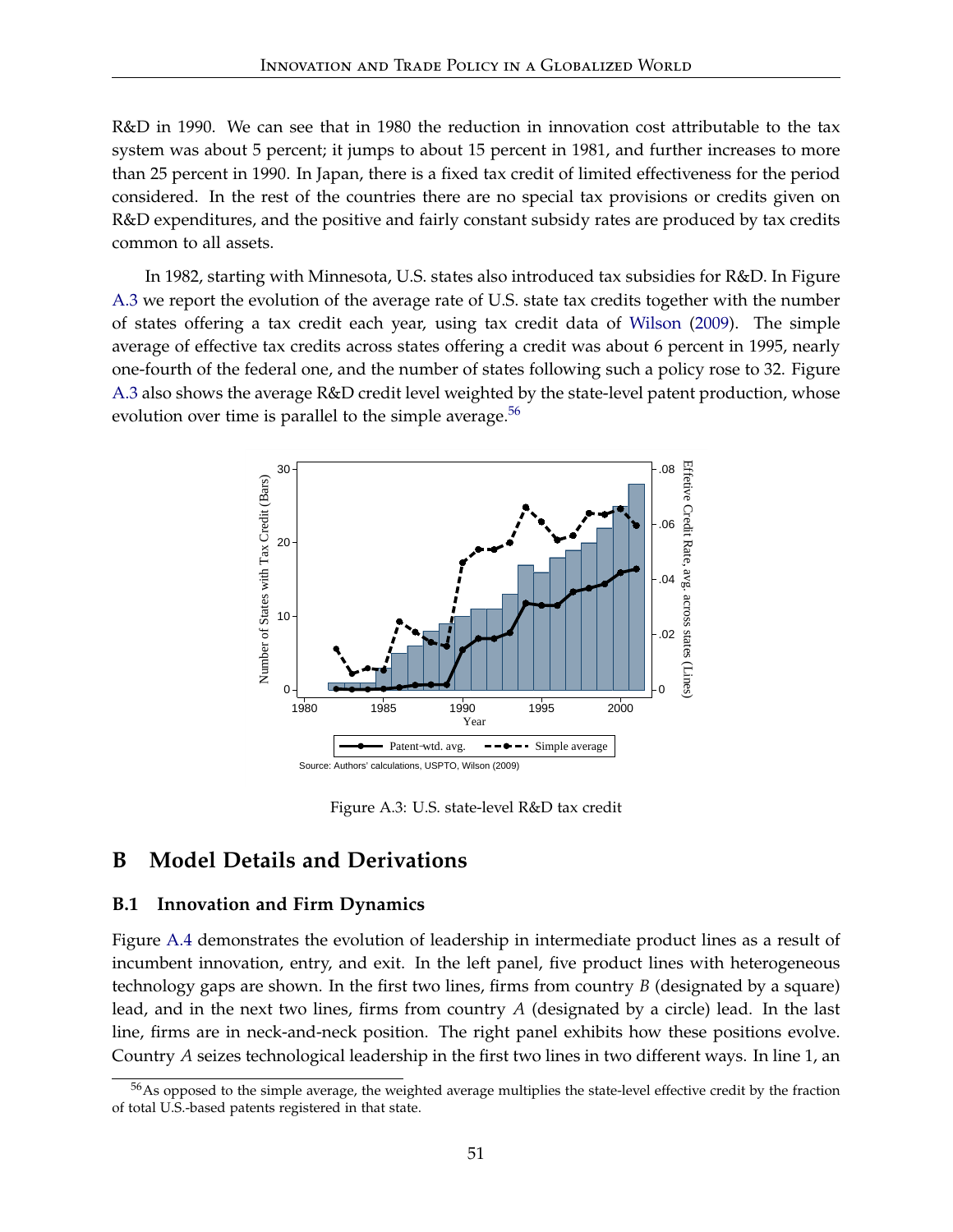R&D in 1990. We can see that in 1980 the reduction in innovation cost attributable to the tax system was about 5 percent; it jumps to about 15 percent in 1981, and further increases to more than 25 percent in 1990. In Japan, there is a fixed tax credit of limited effectiveness for the period considered. In the rest of the countries there are no special tax provisions or credits given on R&D expenditures, and the positive and fairly constant subsidy rates are produced by tax credits common to all assets.

In 1982, starting with Minnesota, U.S. states also introduced tax subsidies for R&D. In Figure A.3 we report the evolution of the average rate of U.S. state tax credits together with the number of states offering a tax credit each year, using tax credit data of Wilson (2009). The simple average of effective tax credits across states offering a credit was about 6 percent in 1995, nearly one-fourth of the federal one, and the number of states following such a policy rose to 32. Figure A.3 also shows the average R&D credit level weighted by the state-level patent production, whose evolution over time is parallel to the simple average.[56]

Figure A.3: U.S. state-level R&D tax credit

## B Model Details and Derivations

### B.1 Innovation and Firm Dynamics

Figure A.4 demonstrates the evolution of leadership in intermediate product lines as a result of incumbent innovation, entry, and exit. In the left panel, five product lines with heterogeneous technology gaps are shown. In the first two lines, firms from country $B$ (designated by a square) lead, and in the next two lines, firms from country $A$ (designated by a circle) lead. In the last line, firms are in neck-and-neck position. The right panel exhibits how these positions evolve. Country $A$ seizes technological leadership in the first two lines in two different ways. In line 1, an

[56] As opposed to the simple average, the weighted average multiplies the state-level effective credit by the fraction of total U.S.-based patents registered in that state.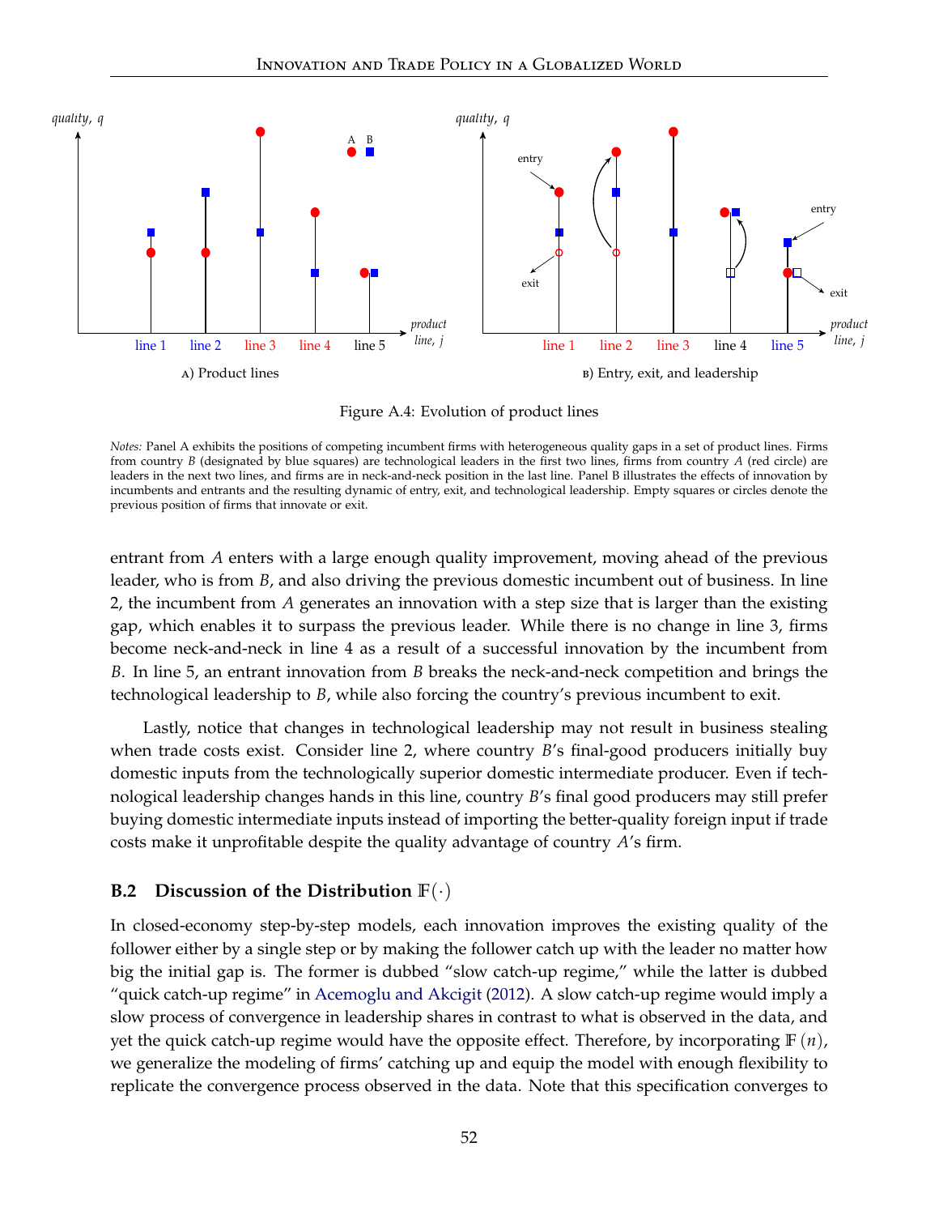Figure A.4: Evolution of product lines

*Notes:* Panel A exhibits the positions of competing incumbent firms with heterogeneous quality gaps in a set of product lines. Firms from country $B$ (designated by blue squares) are technological leaders in the first two lines, firms from country $A$ (red circle) are leaders in the next two lines, and firms are in neck-and-neck position in the last line. Panel B illustrates the effects of innovation by incumbents and entrants and the resulting dynamic of entry, exit, and technological leadership. Empty squares or circles denote the previous position of firms that innovate or exit.

entrant from $A$ enters with a large enough quality improvement, moving ahead of the previous leader, who is from $B$, and also driving the previous domestic incumbent out of business. In line 2, the incumbent from $A$ generates an innovation with a step size that is larger than the existing gap, which enables it to surpass the previous leader. While there is no change in line 3, firms become neck-and-neck in line 4 as a result of a successful innovation by the incumbent from $B$. In line 5, an entrant innovation from $B$ breaks the neck-and-neck competition and brings the technological leadership to $B$, while also forcing the country's previous incumbent to exit.

Lastly, notice that changes in technological leadership may not result in business stealing when trade costs exist. Consider line 2, where country $B$'s final-good producers initially buy domestic inputs from the technologically superior domestic intermediate producer. Even if technological leadership changes hands in this line, country $B$'s final good producers may still prefer buying domestic intermediate inputs instead of importing the better-quality foreign input if trade costs make it unprofitable despite the quality advantage of country $A$'s firm.

## B.2 Discussion of the Distribution $\mathbb{F}(\cdot)$

In closed-economy step-by-step models, each innovation improves the existing quality of the follower either by a single step or by making the follower catch up with the leader no matter how big the initial gap is. The former is dubbed "slow catch-up regime," while the latter is dubbed "quick catch-up regime" in Acemoglu and Akcigit (2012). A slow catch-up regime would imply a slow process of convergence in leadership shares in contrast to what is observed in the data, and yet the quick catch-up regime would have the opposite effect. Therefore, by incorporating $\mathbb{F}(n)$, we generalize the modeling of firms' catching up and equip the model with enough flexibility to replicate the convergence process observed in the data. Note that this specification converges to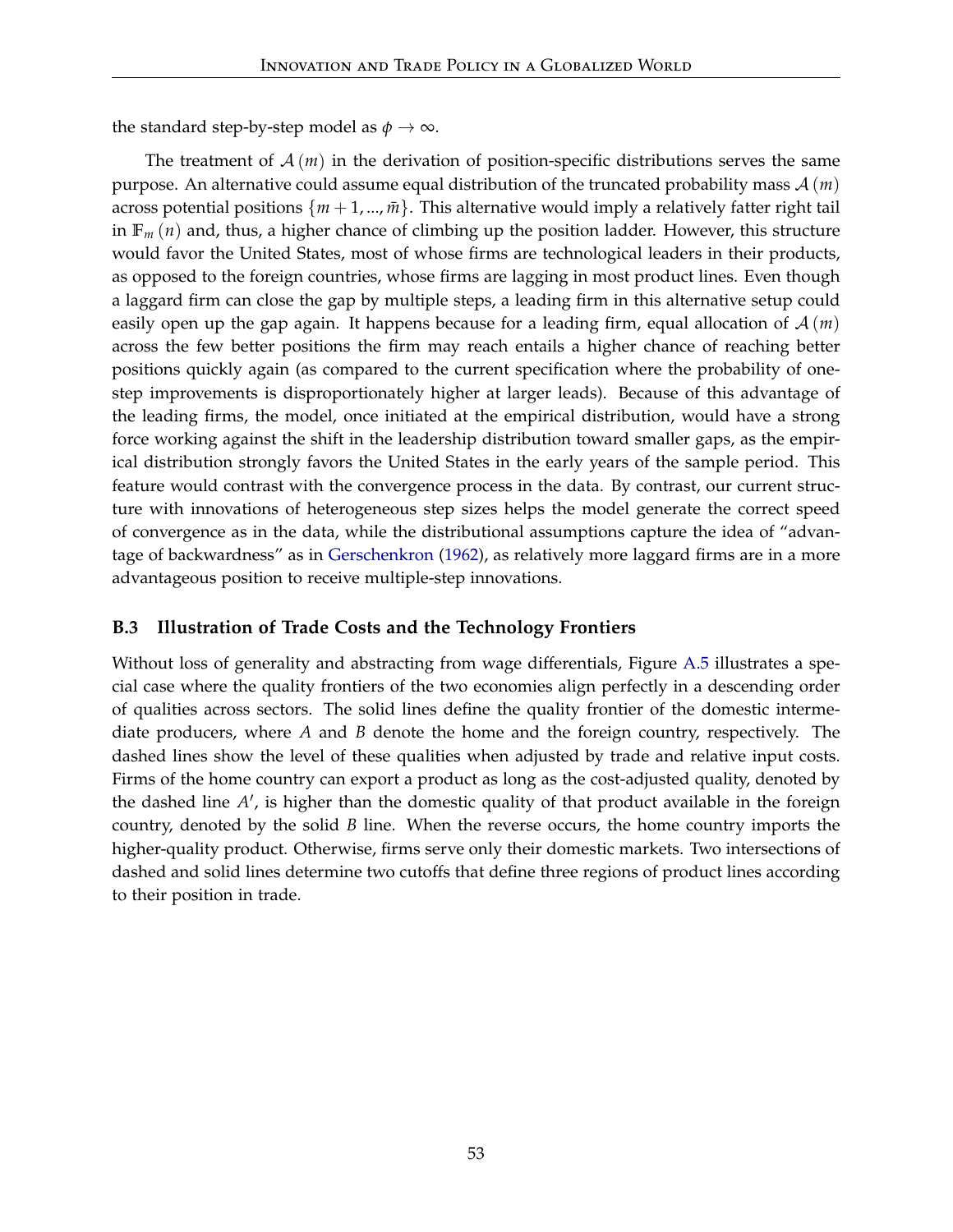the standard step-by-step model as $\phi \rightarrow \infty$.

The treatment of $\mathcal{A}(m)$ in the derivation of position-specific distributions serves the same purpose. An alternative could assume equal distribution of the truncated probability mass $\mathcal{A}(m)$ across potential positions $\{m+1, ..., \bar{m}\}$. This alternative would imply a relatively fatter right tail in $\mathbb{F}_m(n)$ and, thus, a higher chance of climbing up the position ladder. However, this structure would favor the United States, most of whose firms are technological leaders in their products, as opposed to the foreign countries, whose firms are lagging in most product lines. Even though a laggard firm can close the gap by multiple steps, a leading firm in this alternative setup could easily open up the gap again. It happens because for a leading firm, equal allocation of $\mathcal{A}(m)$ across the few better positions the firm may reach entails a higher chance of reaching better positions quickly again (as compared to the current specification where the probability of one-step improvements is disproportionately higher at larger leads). Because of this advantage of the leading firms, the model, once initiated at the empirical distribution, would have a strong force working against the shift in the leadership distribution toward smaller gaps, as the empirical distribution strongly favors the United States in the early years of the sample period. This feature would contrast with the convergence process in the data. By contrast, our current structure with innovations of heterogeneous step sizes helps the model generate the correct speed of convergence as in the data, while the distributional assumptions capture the idea of "advantage of backwardness" as in Gerschenkron (1962), as relatively more laggard firms are in a more advantageous position to receive multiple-step innovations.

### B.3 Illustration of Trade Costs and the Technology Frontiers

Without loss of generality and abstracting from wage differentials, Figure A.5 illustrates a special case where the quality frontiers of the two economies align perfectly in a descending order of qualities across sectors. The solid lines define the quality frontier of the domestic intermediate producers, where $A$ and $B$ denote the home and the foreign country, respectively. The dashed lines show the level of these qualities when adjusted by trade and relative input costs. Firms of the home country can export a product as long as the cost-adjusted quality, denoted by the dashed line $A'$, is higher than the domestic quality of that product available in the foreign country, denoted by the solid $B$ line. When the reverse occurs, the home country imports the higher-quality product. Otherwise, firms serve only their domestic markets. Two intersections of dashed and solid lines determine two cutoffs that define three regions of product lines according to their position in trade.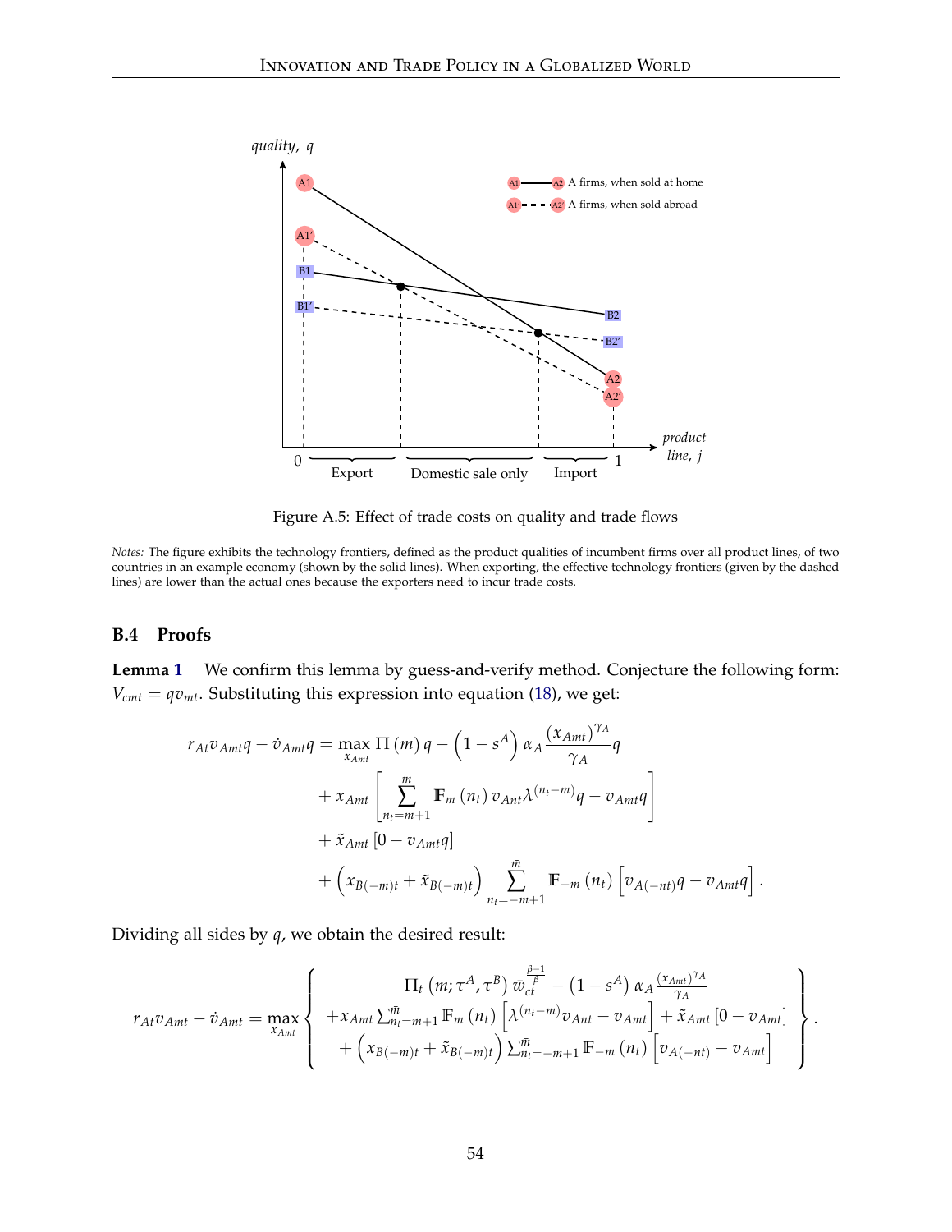Figure A.5: Effect of trade costs on quality and trade flows

*Notes:* The figure exhibits the technology frontiers, defined as the product qualities of incumbent firms over all product lines, of two countries in an example economy (shown by the solid lines). When exporting, the effective technology frontiers (given by the dashed lines) are lower than the actual ones because the exporters need to incur trade costs.

### B.4 Proofs

**Lemma 1** We confirm this lemma by guess-and-verify method. Conjecture the following form: $V_{cmt} = qv_{mt}$. Substituting this expression into equation (18), we get:

$$
\begin{aligned}
r_{At}v_{Amt}q - \dot{v}_{Amt}q = \max_{x_{Amt}} \Pi(m)\, q - \left(1 - s^A\right) \alpha_A \frac{(x_{Amt})^{\gamma_A}}{\gamma_A} q \\
+ x_{Amt} \left[ \sum_{n_t = m+1}^{\bar{m}} \mathbb{F}_m(n_t)\, v_{Ant} \lambda^{(n_t - m)} q - v_{Amt} q \right] \\
+ \tilde{x}_{Amt} \left[ 0 - v_{Amt} q \right] \\
+ \left( x_{B(-m)t} + \tilde{x}_{B(-m)t} \right) \sum_{n_t = -m+1}^{\bar{m}} \mathbb{F}_{-m}(n_t) \left[ v_{A(-nt)} q - v_{Amt} q \right].
\end{aligned}
$$

Dividing all sides by $q$, we obtain the desired result:

$$
r_{At}v_{Amt} - \dot{v}_{Amt} = \max_{x_{Amt}} \left\{ \begin{array}{c} \Pi_t\left(m; \tau^A, \tau^B\right) \varpi_{ct}^{\frac{\beta-1}{\beta}} - \left(1 - s^A\right) \alpha_A \frac{(x_{Amt})^{\gamma_A}}{\gamma_A} \\ + x_{Amt} \sum_{n_t = m+1}^{\bar{m}} \mathbb{F}_m(n_t) \left[ \lambda^{(n_t - m)} v_{Ant} - v_{Amt} \right] + \tilde{x}_{Amt} \left[ 0 - v_{Amt} \right] \\ + \left( x_{B(-m)t} + \tilde{x}_{B(-m)t} \right) \sum_{n_t = -m+1}^{\bar{m}} \mathbb{F}_{-m}(n_t) \left[ v_{A(-nt)} - v_{Amt} \right] \end{array} \right\}.
$$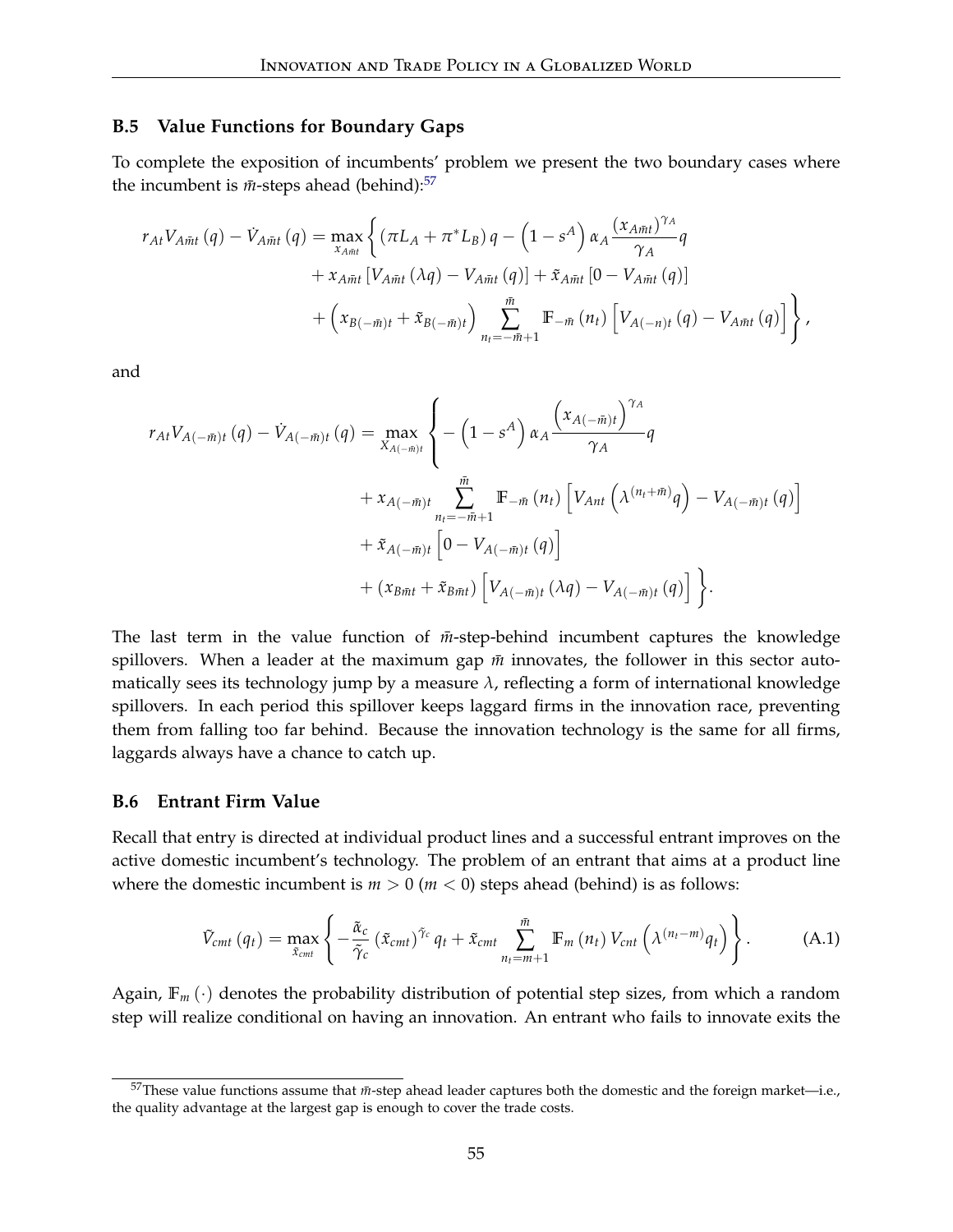### B.5 Value Functions for Boundary Gaps

To complete the exposition of incumbents' problem we present the two boundary cases where the incumbent is $\bar{m}$-steps ahead (behind):[57]

$$
\begin{aligned}
r_{At} V_{A\bar{m}t}(q) - \dot{V}_{A\bar{m}t}(q) = \max_{x_{A\bar{m}t}} \Bigg\{ & (\pi L_A + \pi^* L_B) q - \left(1 - s^A\right) \alpha_A \frac{(x_{A\bar{m}t})^{\gamma_A}}{\gamma_A} q \\
& + x_{A\bar{m}t} \left[ V_{A\bar{m}t}(\lambda q) - V_{A\bar{m}t}(q) \right] + \tilde{x}_{A\bar{m}t} \left[ 0 - V_{A\bar{m}t}(q) \right] \\
& + \left( x_{B(-\bar{m})t} + \tilde{x}_{B(-\bar{m})t} \right) \sum_{n_t = -\bar{m}+1}^{\bar{m}} \mathbb{F}_{-\bar{m}}(n_t) \left[ V_{A(-n)t}(q) - V_{A\bar{m}t}(q) \right] \Bigg\},
\end{aligned}
$$

and

$$
\begin{aligned}
r_{At} V_{A(-\bar{m})t}(q) - \dot{V}_{A(-\bar{m})t}(q) = \max_{X_{A(-\bar{m})t}} \Bigg\{ & - \left(1 - s^A\right) \alpha_A \frac{\left( x_{A(-\bar{m})t} \right)^{\gamma_A}}{\gamma_A} q \\
& + x_{A(-\bar{m})t} \sum_{n_t = -\bar{m}+1}^{\bar{m}} \mathbb{F}_{-\bar{m}}(n_t) \left[ V_{Ant}\left( \lambda^{(n_t + \bar{m})} q \right) - V_{A(-\bar{m})t}(q) \right] \\
& + \tilde{x}_{A(-\bar{m})t} \left[ 0 - V_{A(-\bar{m})t}(q) \right] \\
& + \left( x_{B\bar{m}t} + \tilde{x}_{B\bar{m}t} \right) \left[ V_{A(-\bar{m})t}(\lambda q) - V_{A(-\bar{m})t}(q) \right] \Bigg\}.
\end{aligned}
$$

The last term in the value function of $\bar{m}$-step-behind incumbent captures the knowledge spillovers. When a leader at the maximum gap $\bar{m}$ innovates, the follower in this sector automatically sees its technology jump by a measure $\lambda$, reflecting a form of international knowledge spillovers. In each period this spillover keeps laggard firms in the innovation race, preventing them from falling too far behind. Because the innovation technology is the same for all firms, laggards always have a chance to catch up.

### B.6 Entrant Firm Value

Recall that entry is directed at individual product lines and a successful entrant improves on the active domestic incumbent's technology. The problem of an entrant that aims at a product line where the domestic incumbent is $m > 0$ ($m < 0$) steps ahead (behind) is as follows:

$$
\tilde{V}_{cmt}(q_t) = \max_{\tilde{x}_{cmt}} \left\{ -\frac{\tilde{\alpha}_c}{\tilde{\gamma}_c} (\tilde{x}_{cmt})^{\tilde{\gamma}_c} q_t + \tilde{x}_{cmt} \sum_{n_t = m+1}^{\bar{m}} \mathbb{F}_m(n_t) V_{cnt}\left( \lambda^{(n_t - m)} q_t \right) \right\}. \tag{A.1}
$$

Again, $\mathbb{F}_m(\cdot)$ denotes the probability distribution of potential step sizes, from which a random step will realize conditional on having an innovation. An entrant who fails to innovate exits the

[57] These value functions assume that $\bar{m}$-step ahead leader captures both the domestic and the foreign market—i.e., the quality advantage at the largest gap is enough to cover the trade costs.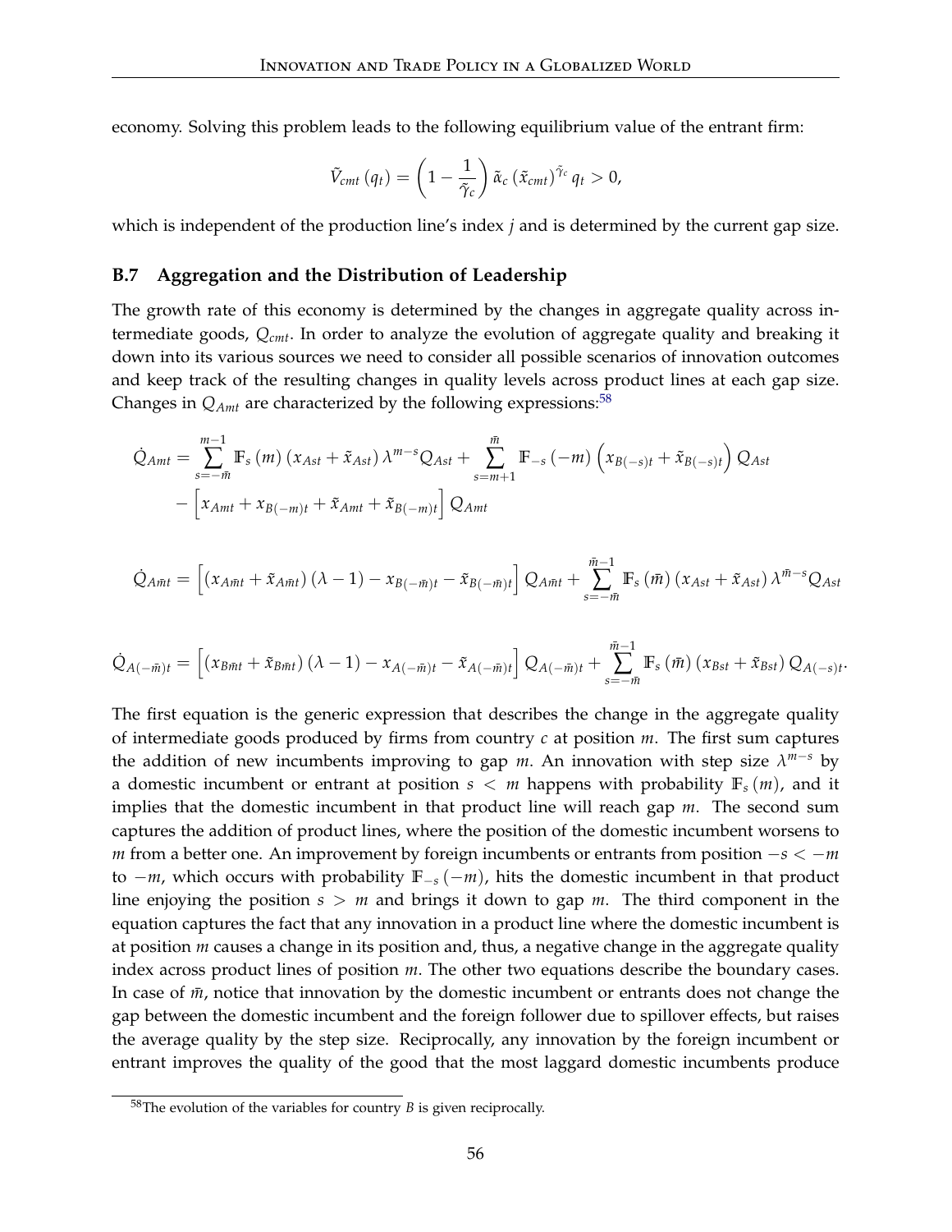economy. Solving this problem leads to the following equilibrium value of the entrant firm:

$$\tilde{V}_{cmt}(q_t) = \left(1 - \frac{1}{\tilde{\gamma}_c}\right) \tilde{\alpha}_c (\tilde{x}_{cmt})^{\tilde{\gamma}_c} q_t > 0,$$

which is independent of the production line's index $j$ and is determined by the current gap size.

### B.7 Aggregation and the Distribution of Leadership

The growth rate of this economy is determined by the changes in aggregate quality across intermediate goods, $Q_{cmt}$. In order to analyze the evolution of aggregate quality and breaking it down into its various sources we need to consider all possible scenarios of innovation outcomes and keep track of the resulting changes in quality levels across product lines at each gap size. Changes in $Q_{Amt}$ are characterized by the following expressions:[58]

$$\begin{aligned}\dot{Q}_{Amt} = & \sum_{s=-\bar{m}}^{m-1} \mathbb{F}_s(m)\left(x_{Ast} + \tilde{x}_{Ast}\right)\lambda^{m-s} Q_{Ast} + \sum_{s=m+1}^{\bar{m}} \mathbb{F}_{-s}(-m)\left(x_{B(-s)t} + \tilde{x}_{B(-s)t}\right) Q_{Ast} \\ & - \left[x_{Amt} + x_{B(-m)t} + \tilde{x}_{Amt} + \tilde{x}_{B(-m)t}\right] Q_{Amt}\end{aligned}$$

$$\dot{Q}_{A\bar{m}t} = \left[\left(x_{A\bar{m}t} + \tilde{x}_{A\bar{m}t}\right)(\lambda - 1) - x_{B(-\bar{m})t} - \tilde{x}_{B(-\bar{m})t}\right] Q_{A\bar{m}t} + \sum_{s=-\bar{m}}^{\bar{m}-1} \mathbb{F}_s(\bar{m})\left(x_{Ast} + \tilde{x}_{Ast}\right)\lambda^{\bar{m}-s} Q_{Ast}$$

$$\dot{Q}_{A(-\bar{m})t} = \left[\left(x_{B\bar{m}t} + \tilde{x}_{B\bar{m}t}\right)(\lambda - 1) - x_{A(-\bar{m})t} - \tilde{x}_{A(-\bar{m})t}\right] Q_{A(-\bar{m})t} + \sum_{s=-\bar{m}}^{\bar{m}-1} \mathbb{F}_s(\bar{m})\left(x_{Bst} + \tilde{x}_{Bst}\right) Q_{A(-s)t}.$$

The first equation is the generic expression that describes the change in the aggregate quality of intermediate goods produced by firms from country $c$ at position $m$. The first sum captures the addition of new incumbents improving to gap $m$. An innovation with step size $\lambda^{m-s}$ by a domestic incumbent or entrant at position $s < m$ happens with probability $\mathbb{F}_s(m)$, and it implies that the domestic incumbent in that product line will reach gap $m$. The second sum captures the addition of product lines, where the position of the domestic incumbent worsens to $m$ from a better one. An improvement by foreign incumbents or entrants from position $-s < -m$ to $-m$, which occurs with probability $\mathbb{F}_{-s}(-m)$, hits the domestic incumbent in that product line enjoying the position $s > m$ and brings it down to gap $m$. The third component in the equation captures the fact that any innovation in a product line where the domestic incumbent is at position $m$ causes a change in its position and, thus, a negative change in the aggregate quality index across product lines of position $m$. The other two equations describe the boundary cases. In case of $\bar{m}$, notice that innovation by the domestic incumbent or entrants does not change the gap between the domestic incumbent and the foreign follower due to spillover effects, but raises the average quality by the step size. Reciprocally, any innovation by the foreign incumbent or entrant improves the quality of the good that the most laggard domestic incumbents produce

[58]The evolution of the variables for country $B$ is given reciprocally.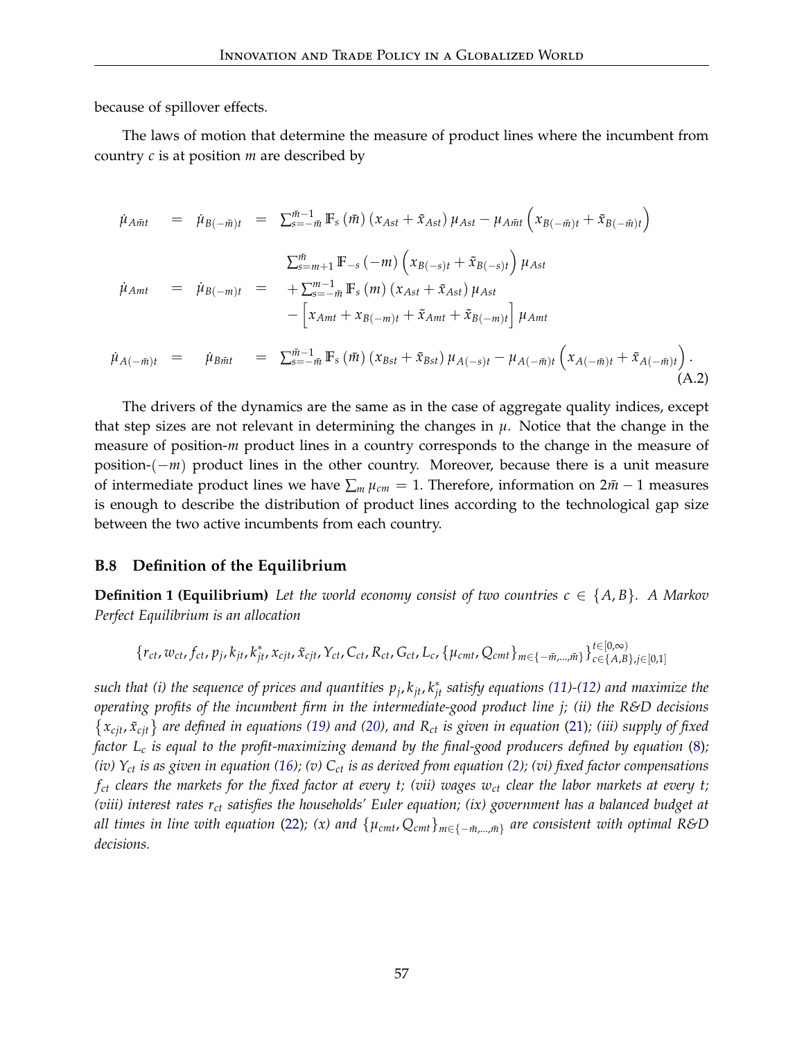because of spillover effects.

The laws of motion that determine the measure of product lines where the incumbent from country $c$ is at position $m$ are described by

$$
\begin{aligned}
\dot{\mu}_{A\bar{m}t} &= \dot{\mu}_{B(-\bar{m})t} = \sum_{s=-\bar{m}}^{\bar{m}-1} \mathbb{F}_s(\bar{m})\left(x_{Ast}+\tilde{x}_{Ast}\right)\mu_{Ast} - \mu_{A\bar{m}t}\left(x_{B(-\bar{m})t}+\tilde{x}_{B(-\bar{m})t}\right) \\
\dot{\mu}_{Amt} &= \dot{\mu}_{B(-m)t} = \sum_{s=m+1}^{\bar{m}} \mathbb{F}_{-s}(-m)\left(x_{B(-s)t}+\tilde{x}_{B(-s)t}\right)\mu_{Ast} \\
&\qquad + \sum_{s=-\bar{m}}^{m-1} \mathbb{F}_s(m)\left(x_{Ast}+\tilde{x}_{Ast}\right)\mu_{Ast} \\
&\qquad - \left[x_{Amt}+x_{B(-m)t}+\tilde{x}_{Amt}+\tilde{x}_{B(-m)t}\right]\mu_{Amt} \\
\dot{\mu}_{A(-\bar{m})t} &= \dot{\mu}_{B\bar{m}t} = \sum_{s=-\bar{m}}^{\bar{m}-1} \mathbb{F}_s(\bar{m})\left(x_{Bst}+\tilde{x}_{Bst}\right)\mu_{A(-s)t} - \mu_{A(-\bar{m})t}\left(x_{A(-\bar{m})t}+\tilde{x}_{A(-\bar{m})t}\right).
\end{aligned}
\tag{A.2}
$$

The drivers of the dynamics are the same as in the case of aggregate quality indices, except that step sizes are not relevant in determining the changes in $\mu$. Notice that the change in the measure of position-$m$ product lines in a country corresponds to the change in the measure of position-$(-m)$ product lines in the other country. Moreover, because there is a unit measure of intermediate product lines we have $\sum_m \mu_{cm} = 1$. Therefore, information on $2\bar{m}-1$ measures is enough to describe the distribution of product lines according to the technological gap size between the two active incumbents from each country.

### B.8 Definition of the Equilibrium

**Definition 1 (Equilibrium)** *Let the world economy consist of two countries $c \in \{A, B\}$. A Markov Perfect Equilibrium is an allocation*

$$\left\{r_{ct}, w_{ct}, f_{ct}, p_j, k_{jt}, k^*_{jt}, x_{cjt}, \tilde{x}_{cjt}, Y_{ct}, C_{ct}, R_{ct}, G_{ct}, L_c, \{\mu_{cmt}, Q_{cmt}\}_{m\in\{-\bar{m},\ldots,\bar{m}\}}\right\}_{c\in\{A,B\},j\in[0,1]}^{t\in[0,\infty)}$$

*such that (i) the sequence of prices and quantities $p_j, k_{jt}, k^*_{jt}$ satisfy equations (11)-(12) and maximize the operating profits of the incumbent firm in the intermediate-good product line $j$; (ii) the R&D decisions $\{x_{cjt}, \tilde{x}_{cjt}\}$ are defined in equations (19) and (20), and $R_{ct}$ is given in equation (21); (iii) supply of fixed factor $L_c$ is equal to the profit-maximizing demand by the final-good producers defined by equation (8); (iv) $Y_{ct}$ is as given in equation (16); (v) $C_{ct}$ is as derived from equation (2); (vi) fixed factor compensations $f_{ct}$ clears the markets for the fixed factor at every $t$; (vii) wages $w_{ct}$ clear the labor markets at every $t$; (viii) interest rates $r_{ct}$ satisfies the households' Euler equation; (ix) government has a balanced budget at all times in line with equation (22); (x) and $\{\mu_{cmt}, Q_{cmt}\}_{m\in\{-\bar{m},\ldots,\bar{m}\}}$ are consistent with optimal R&D decisions.*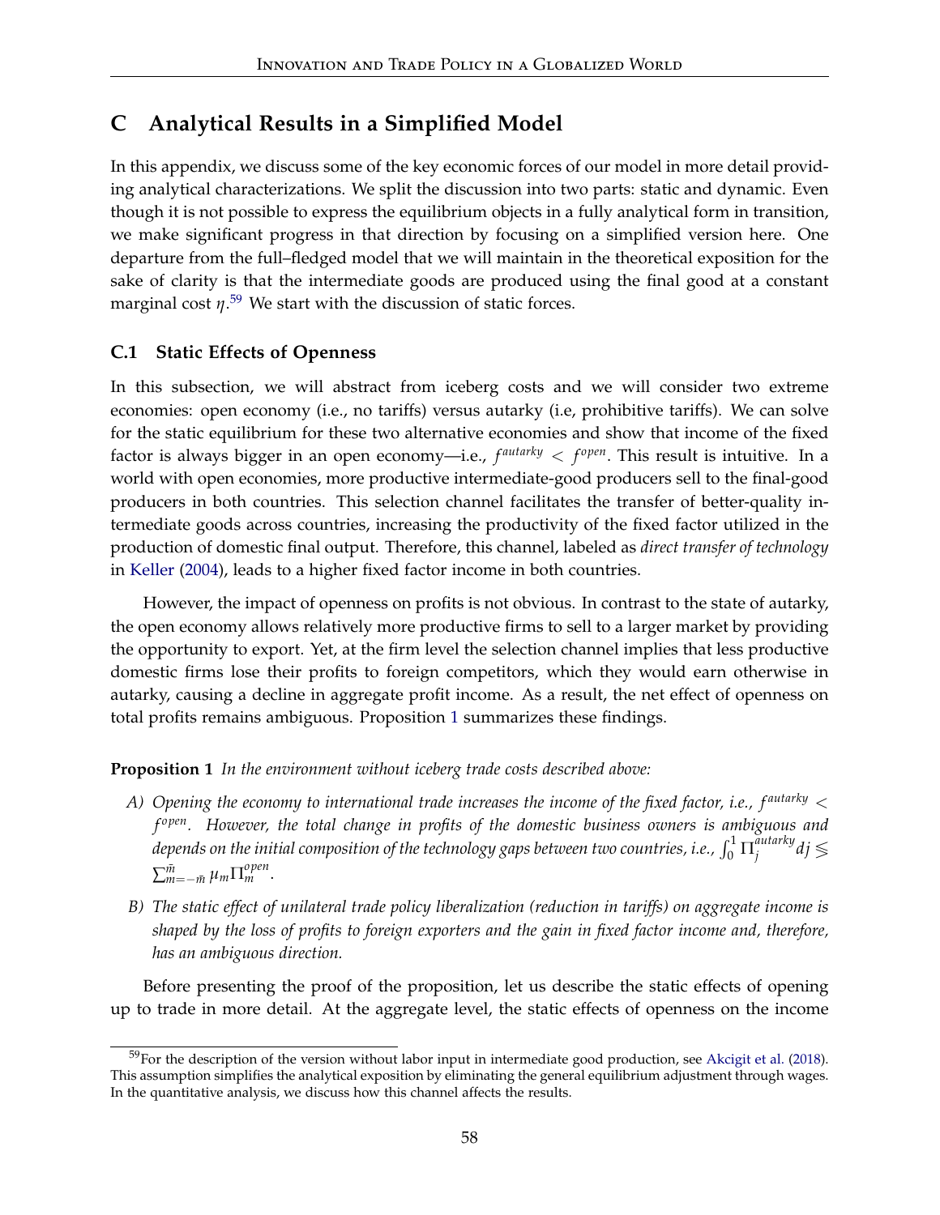# C Analytical Results in a Simplified Model

In this appendix, we discuss some of the key economic forces of our model in more detail providing analytical characterizations. We split the discussion into two parts: static and dynamic. Even though it is not possible to express the equilibrium objects in a fully analytical form in transition, we make significant progress in that direction by focusing on a simplified version here. One departure from the full–fledged model that we will maintain in the theoretical exposition for the sake of clarity is that the intermediate goods are produced using the final good at a constant marginal cost $\eta$.[59] We start with the discussion of static forces.

## C.1 Static Effects of Openness

In this subsection, we will abstract from iceberg costs and we will consider two extreme economies: open economy (i.e., no tariffs) versus autarky (i.e, prohibitive tariffs). We can solve for the static equilibrium for these two alternative economies and show that income of the fixed factor is always bigger in an open economy—i.e., $f^{autarky} < f^{open}$. This result is intuitive. In a world with open economies, more productive intermediate-good producers sell to the final-good producers in both countries. This selection channel facilitates the transfer of better-quality intermediate goods across countries, increasing the productivity of the fixed factor utilized in the production of domestic final output. Therefore, this channel, labeled as *direct transfer of technology* in Keller (2004), leads to a higher fixed factor income in both countries.

However, the impact of openness on profits is not obvious. In contrast to the state of autarky, the open economy allows relatively more productive firms to sell to a larger market by providing the opportunity to export. Yet, at the firm level the selection channel implies that less productive domestic firms lose their profits to foreign competitors, which they would earn otherwise in autarky, causing a decline in aggregate profit income. As a result, the net effect of openness on total profits remains ambiguous. Proposition 1 summarizes these findings.

**Proposition 1** *In the environment without iceberg trade costs described above:*

*A) Opening the economy to international trade increases the income of the fixed factor, i.e., $f^{autarky} < f^{open}$. However, the total change in profits of the domestic business owners is ambiguous and depends on the initial composition of the technology gaps between two countries, i.e., $\int_0^1 \Pi_j^{autarky} dj \lesseqgtr \sum_{m=-\bar{m}}^{\bar{m}} \mu_m \Pi_m^{open}$.*

*B) The static effect of unilateral trade policy liberalization (reduction in tariffs) on aggregate income is shaped by the loss of profits to foreign exporters and the gain in fixed factor income and, therefore, has an ambiguous direction.*

Before presenting the proof of the proposition, let us describe the static effects of opening up to trade in more detail. At the aggregate level, the static effects of openness on the income

[59] For the description of the version without labor input in intermediate good production, see Akcigit et al. (2018). This assumption simplifies the analytical exposition by eliminating the general equilibrium adjustment through wages. In the quantitative analysis, we discuss how this channel affects the results.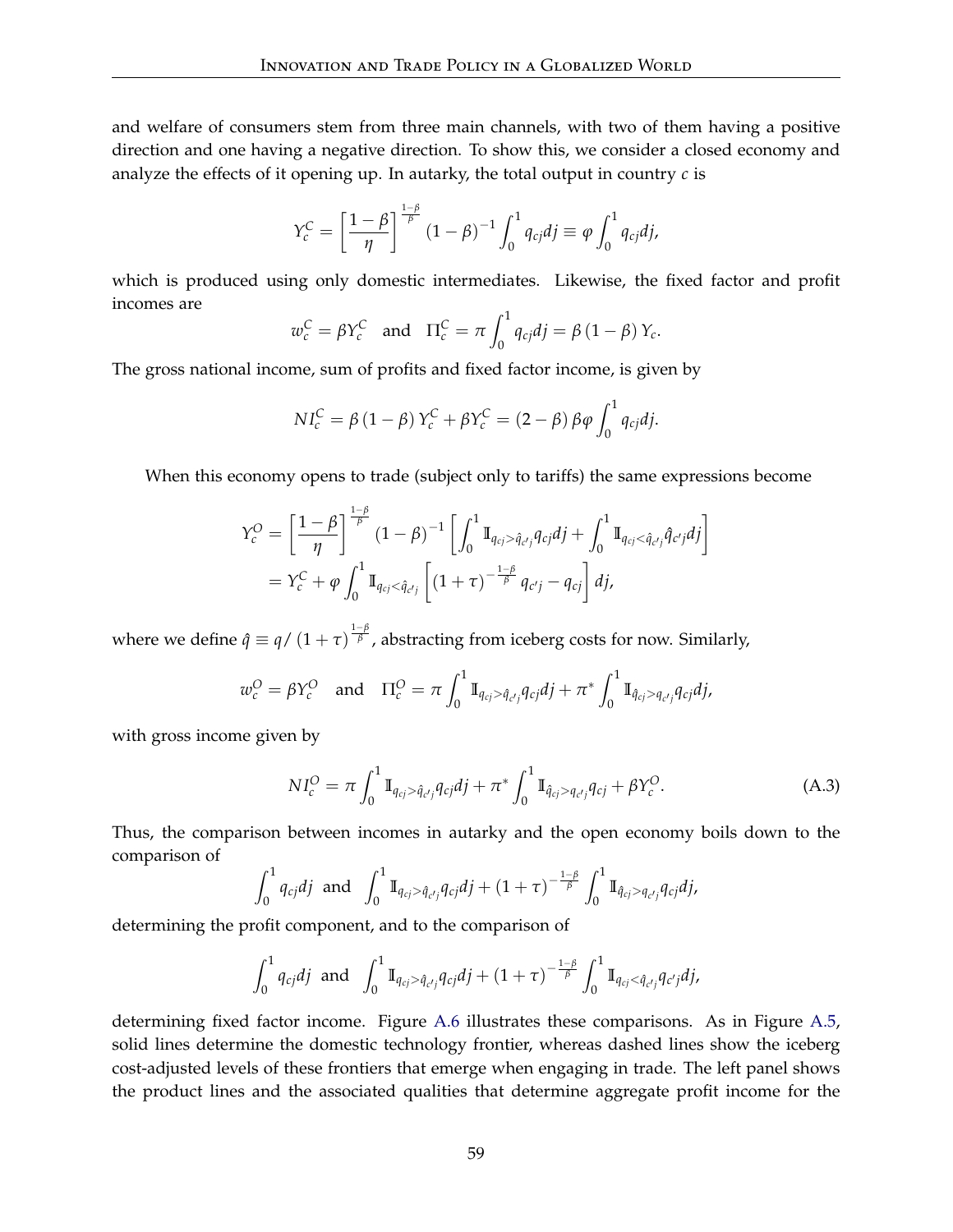and welfare of consumers stem from three main channels, with two of them having a positive direction and one having a negative direction. To show this, we consider a closed economy and analyze the effects of it opening up. In autarky, the total output in country $c$ is

$$Y_c^C = \left[\frac{1-\beta}{\eta}\right]^{\frac{1-\beta}{\beta}} (1-\beta)^{-1} \int_0^1 q_{cj} dj \equiv \varphi \int_0^1 q_{cj} dj,$$

which is produced using only domestic intermediates. Likewise, the fixed factor and profit incomes are

$$w_c^C = \beta Y_c^C \quad \text{and} \quad \Pi_c^C = \pi \int_0^1 q_{cj} dj = \beta (1-\beta) Y_c.$$

The gross national income, sum of profits and fixed factor income, is given by

$$NI_c^C = \beta (1-\beta) Y_c^C + \beta Y_c^C = (2-\beta) \beta \varphi \int_0^1 q_{cj} dj.$$

When this economy opens to trade (subject only to tariffs) the same expressions become

$$\begin{aligned} Y_c^O &= \left[\frac{1-\beta}{\eta}\right]^{\frac{1-\beta}{\beta}} (1-\beta)^{-1} \left[\int_0^1 \mathbb{I}_{q_{cj} > \hat{q}_{c'j}} q_{cj} dj + \int_0^1 \mathbb{I}_{q_{cj} < \hat{q}_{c'j}} \hat{q}_{c'j} dj\right] \\ &= Y_c^C + \varphi \int_0^1 \mathbb{I}_{q_{cj} < \hat{q}_{c'j}} \left[(1+\tau)^{-\frac{1-\beta}{\beta}} q_{c'j} - q_{cj}\right] dj, \end{aligned}$$

where we define $\hat{q} \equiv q / (1+\tau)^{\frac{1-\beta}{\beta}}$, abstracting from iceberg costs for now. Similarly,

$$w_c^O = \beta Y_c^O \quad \text{and} \quad \Pi_c^O = \pi \int_0^1 \mathbb{I}_{q_{cj} > \hat{q}_{c'j}} q_{cj} dj + \pi^* \int_0^1 \mathbb{I}_{\hat{q}_{cj} > q_{c'j}} q_{cj} dj,$$

with gross income given by

$$NI_c^O = \pi \int_0^1 \mathbb{I}_{q_{cj} > \hat{q}_{c'j}} q_{cj} dj + \pi^* \int_0^1 \mathbb{I}_{\hat{q}_{cj} > q_{c'j}} q_{cj} + \beta Y_c^O. \tag{A.3}$$

Thus, the comparison between incomes in autarky and the open economy boils down to the comparison of

$$\int_0^1 q_{cj} dj \;\; \text{and} \;\; \int_0^1 \mathbb{I}_{q_{cj} > \hat{q}_{c'j}} q_{cj} dj + (1+\tau)^{-\frac{1-\beta}{\beta}} \int_0^1 \mathbb{I}_{\hat{q}_{cj} > q_{c'j}} q_{cj} dj,$$

determining the profit component, and to the comparison of

$$\int_0^1 q_{cj} dj \;\; \text{and} \;\; \int_0^1 \mathbb{I}_{q_{cj} > \hat{q}_{c'j}} q_{cj} dj + (1+\tau)^{-\frac{1-\beta}{\beta}} \int_0^1 \mathbb{I}_{q_{cj} < \hat{q}_{c'j}} q_{c'j} dj,$$

determining fixed factor income. Figure A.6 illustrates these comparisons. As in Figure A.5, solid lines determine the domestic technology frontier, whereas dashed lines show the iceberg cost-adjusted levels of these frontiers that emerge when engaging in trade. The left panel shows the product lines and the associated qualities that determine aggregate profit income for the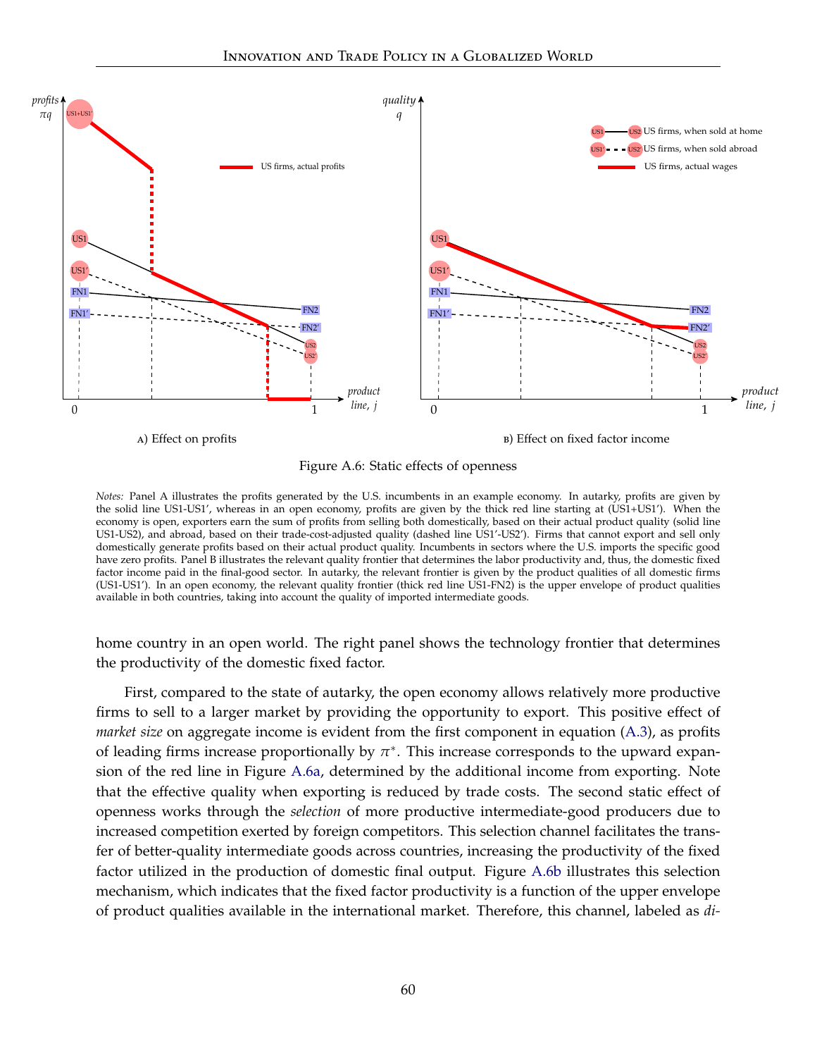A) Effect on profits

B) Effect on fixed factor income

Figure A.6: Static effects of openness

*Notes:* Panel A illustrates the profits generated by the U.S. incumbents in an example economy. In autarky, profits are given by the solid line US1-US1′, whereas in an open economy, profits are given by the thick red line starting at (US1+US1′). When the economy is open, exporters earn the sum of profits from selling both domestically, based on their actual product quality (solid line US1-US2), and abroad, based on their trade-cost-adjusted quality (dashed line US1′-US2′). Firms that cannot export and sell only domestically generate profits based on their actual product quality. Incumbents in sectors where the U.S. imports the specific good have zero profits. Panel B illustrates the relevant quality frontier that determines the labor productivity and, thus, the domestic fixed factor income paid in the final-good sector. In autarky, the relevant frontier is given by the product qualities of all domestic firms (US1-US1′). In an open economy, the relevant quality frontier (thick red line US1-FN2) is the upper envelope of product qualities available in both countries, taking into account the quality of imported intermediate goods.

home country in an open world. The right panel shows the technology frontier that determines the productivity of the domestic fixed factor.

First, compared to the state of autarky, the open economy allows relatively more productive firms to sell to a larger market by providing the opportunity to export. This positive effect of *market size* on aggregate income is evident from the first component in equation (A.3), as profits of leading firms increase proportionally by $\pi^*$. This increase corresponds to the upward expansion of the red line in Figure A.6a, determined by the additional income from exporting. Note that the effective quality when exporting is reduced by trade costs. The second static effect of openness works through the *selection* of more productive intermediate-good producers due to increased competition exerted by foreign competitors. This selection channel facilitates the transfer of better-quality intermediate goods across countries, increasing the productivity of the fixed factor utilized in the production of domestic final output. Figure A.6b illustrates this selection mechanism, which indicates that the fixed factor productivity is a function of the upper envelope of product qualities available in the international market. Therefore, this channel, labeled as *di-*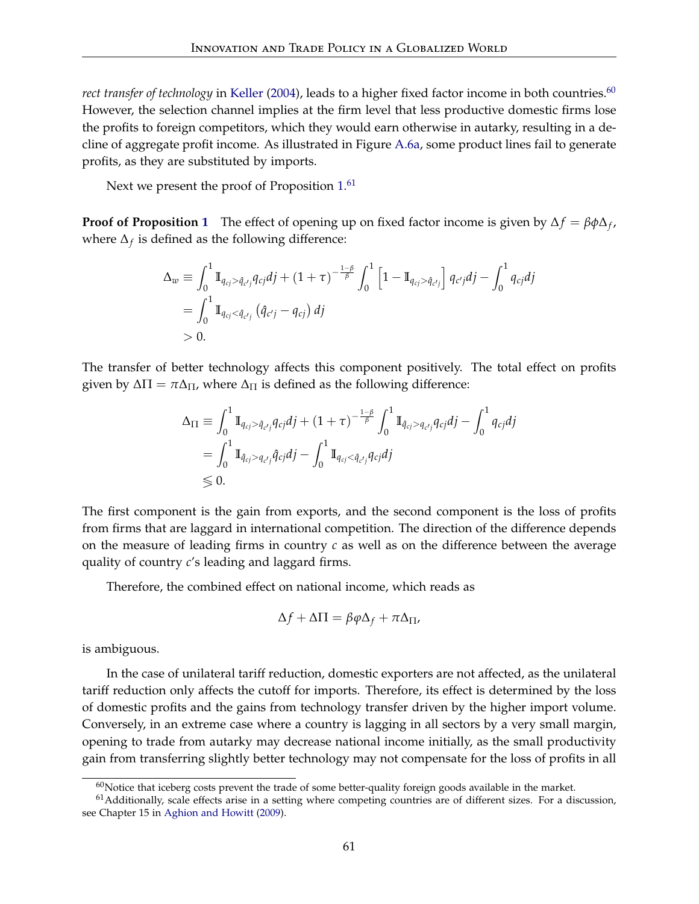*rect transfer of technology* in Keller (2004), leads to a higher fixed factor income in both countries.[60] However, the selection channel implies at the firm level that less productive domestic firms lose the profits to foreign competitors, which they would earn otherwise in autarky, resulting in a decline of aggregate profit income. As illustrated in Figure A.6a, some product lines fail to generate profits, as they are substituted by imports.

Next we present the proof of Proposition 1.[61]

**Proof of Proposition 1** The effect of opening up on fixed factor income is given by $\Delta f = \beta\phi\Delta_f$, where $\Delta_f$ is defined as the following difference:

$$\begin{aligned}
\Delta_w &\equiv \int_0^1 \mathbb{I}_{q_{cj}>\hat{q}_{c'j}} q_{cj} dj + (1+\tau)^{-\frac{1-\beta}{\beta}} \int_0^1 \left[1 - \mathbb{I}_{q_{cj}>\hat{q}_{c'j}}\right] q_{c'j} dj - \int_0^1 q_{cj} dj \\
&= \int_0^1 \mathbb{I}_{q_{cj}<\hat{q}_{c'j}} \left(\hat{q}_{c'j} - q_{cj}\right) dj \\
&> 0.
\end{aligned}$$

The transfer of better technology affects this component positively. The total effect on profits given by $\Delta\Pi = \pi\Delta_\Pi$, where $\Delta_\Pi$ is defined as the following difference:

$$\begin{aligned}
\Delta_\Pi &\equiv \int_0^1 \mathbb{I}_{q_{cj}>\hat{q}_{c'j}} q_{cj} dj + (1+\tau)^{-\frac{1-\beta}{\beta}} \int_0^1 \mathbb{I}_{\hat{q}_{cj}>q_{c'j}} q_{cj} dj - \int_0^1 q_{cj} dj \\
&= \int_0^1 \mathbb{I}_{\hat{q}_{cj}>q_{c'j}} \hat{q}_{cj} dj - \int_0^1 \mathbb{I}_{q_{cj}<\hat{q}_{c'j}} q_{cj} dj \\
&\lesseqgtr 0.
\end{aligned}$$

The first component is the gain from exports, and the second component is the loss of profits from firms that are laggard in international competition. The direction of the difference depends on the measure of leading firms in country $c$ as well as on the difference between the average quality of country $c'$s leading and laggard firms.

Therefore, the combined effect on national income, which reads as

$$\Delta f + \Delta\Pi = \beta\varphi\Delta_f + \pi\Delta_\Pi,$$

is ambiguous.

In the case of unilateral tariff reduction, domestic exporters are not affected, as the unilateral tariff reduction only affects the cutoff for imports. Therefore, its effect is determined by the loss of domestic profits and the gains from technology transfer driven by the higher import volume. Conversely, in an extreme case where a country is lagging in all sectors by a very small margin, opening to trade from autarky may decrease national income initially, as the small productivity gain from transferring slightly better technology may not compensate for the loss of profits in all

[60] Notice that iceberg costs prevent the trade of some better-quality foreign goods available in the market.

[61] Additionally, scale effects arise in a setting where competing countries are of different sizes. For a discussion, see Chapter 15 in Aghion and Howitt (2009).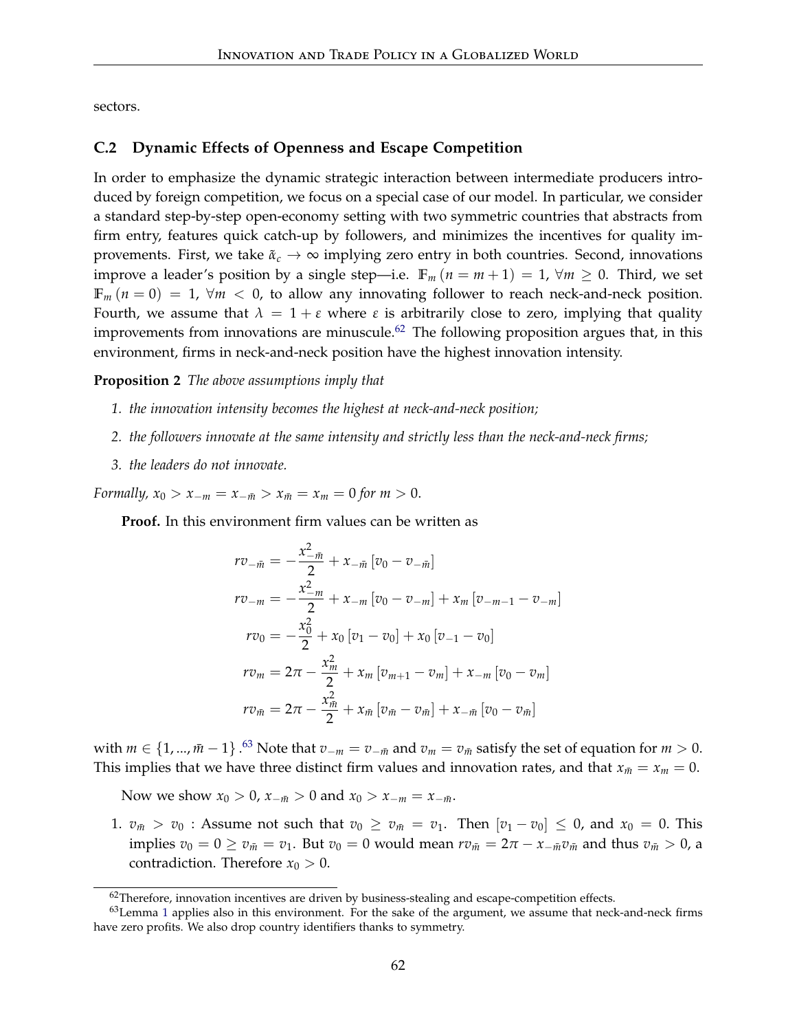sectors.

## C.2 Dynamic Effects of Openness and Escape Competition

In order to emphasize the dynamic strategic interaction between intermediate producers introduced by foreign competition, we focus on a special case of our model. In particular, we consider a standard step-by-step open-economy setting with two symmetric countries that abstracts from firm entry, features quick catch-up by followers, and minimizes the incentives for quality improvements. First, we take $\tilde{\alpha}_c \to \infty$ implying zero entry in both countries. Second, innovations improve a leader's position by a single step—i.e. $\mathbb{F}_m (n = m + 1) = 1$, $\forall m \geq 0$. Third, we set $\mathbb{F}_m (n = 0) = 1$, $\forall m < 0$, to allow any innovating follower to reach neck-and-neck position. Fourth, we assume that $\lambda = 1 + \varepsilon$ where $\varepsilon$ is arbitrarily close to zero, implying that quality improvements from innovations are minuscule.[62] The following proposition argues that, in this environment, firms in neck-and-neck position have the highest innovation intensity.

**Proposition 2** *The above assumptions imply that*

1. *the innovation intensity becomes the highest at neck-and-neck position;*
2. *the followers innovate at the same intensity and strictly less than the neck-and-neck firms;*
3. *the leaders do not innovate.*

*Formally,* $x_0 > x_{-m} = x_{-\bar{m}} > x_{\bar{m}} = x_m = 0$ *for* $m > 0$.

**Proof.** In this environment firm values can be written as

$$
\begin{aligned}
rv_{-\bar{m}} &= -\frac{x_{-\bar{m}}^2}{2} + x_{-\bar{m}} \left[ v_0 - v_{-\bar{m}} \right] \\
rv_{-m} &= -\frac{x_{-m}^2}{2} + x_{-m} \left[ v_0 - v_{-m} \right] + x_m \left[ v_{-m-1} - v_{-m} \right] \\
rv_0 &= -\frac{x_0^2}{2} + x_0 \left[ v_1 - v_0 \right] + x_0 \left[ v_{-1} - v_0 \right] \\
rv_m &= 2\pi - \frac{x_m^2}{2} + x_m \left[ v_{m+1} - v_m \right] + x_{-m} \left[ v_0 - v_m \right] \\
rv_{\bar{m}} &= 2\pi - \frac{x_{\bar{m}}^2}{2} + x_{\bar{m}} \left[ v_{\bar{m}} - v_{\bar{m}} \right] + x_{-\bar{m}} \left[ v_0 - v_{\bar{m}} \right]
\end{aligned}
$$

with $m \in \{1, ..., \bar{m} - 1\}$.[63] Note that $v_{-m} = v_{-\bar{m}}$ and $v_m = v_{\bar{m}}$ satisfy the set of equation for $m > 0$. This implies that we have three distinct firm values and innovation rates, and that $x_{\bar{m}} = x_m = 0$.

Now we show $x_0 > 0$, $x_{-\bar{m}} > 0$ and $x_0 > x_{-m} = x_{-\bar{m}}$.

1. $v_{\bar{m}} > v_0$ : Assume not such that $v_0 \geq v_{\bar{m}} = v_1$. Then $[v_1 - v_0] \leq 0$, and $x_0 = 0$. This implies $v_0 = 0 \geq v_{\bar{m}} = v_1$. But $v_0 = 0$ would mean $rv_{\bar{m}} = 2\pi - x_{-\bar{m}} v_{\bar{m}}$ and thus $v_{\bar{m}} > 0$, a contradiction. Therefore $x_0 > 0$.

---

[62] Therefore, innovation incentives are driven by business-stealing and escape-competition effects.

[63] Lemma 1 applies also in this environment. For the sake of the argument, we assume that neck-and-neck firms have zero profits. We also drop country identifiers thanks to symmetry.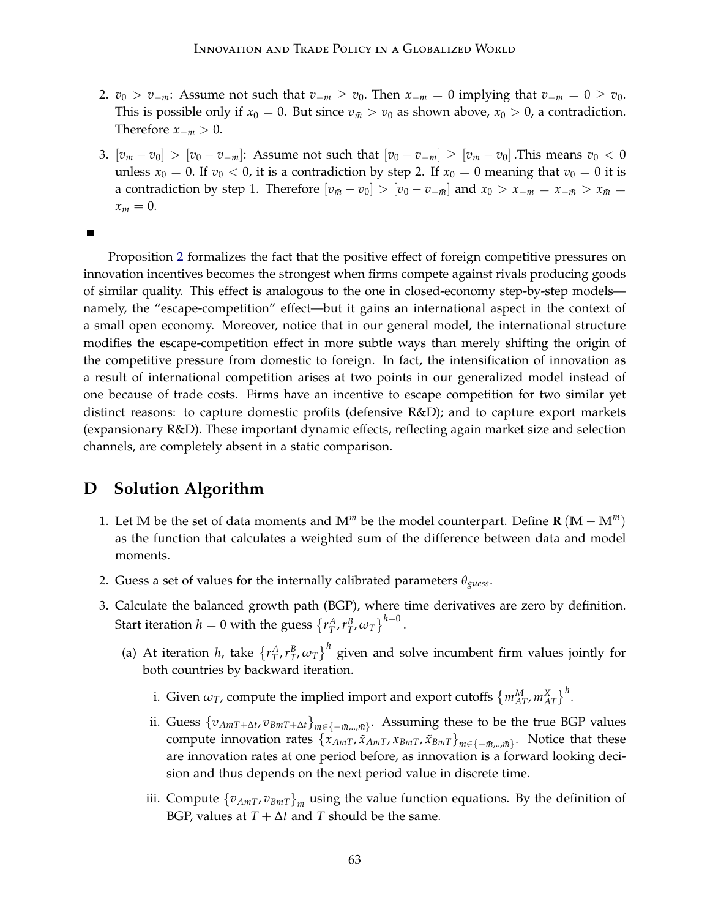2. $v_0 > v_{-\bar{m}}$: Assume not such that $v_{-\bar{m}} \geq v_0$. Then $x_{-\bar{m}} = 0$ implying that $v_{-\bar{m}} = 0 \geq v_0$. This is possible only if $x_0 = 0$. But since $v_{\bar{m}} > v_0$ as shown above, $x_0 > 0$, a contradiction. Therefore $x_{-\bar{m}} > 0$.

3. $[v_{\bar{m}} - v_0] > [v_0 - v_{-\bar{m}}]$: Assume not such that $[v_0 - v_{-\bar{m}}] \geq [v_{\bar{m}} - v_0]$.This means $v_0 < 0$ unless $x_0 = 0$. If $v_0 < 0$, it is a contradiction by step 2. If $x_0 = 0$ meaning that $v_0 = 0$ it is a contradiction by step 1. Therefore $[v_{\bar{m}} - v_0] > [v_0 - v_{-\bar{m}}]$ and $x_0 > x_{-m} = x_{-\bar{m}} > x_{\bar{m}} = x_m = 0$.

■

Proposition 2 formalizes the fact that the positive effect of foreign competitive pressures on innovation incentives becomes the strongest when firms compete against rivals producing goods of similar quality. This effect is analogous to the one in closed-economy step-by-step models—namely, the "escape-competition" effect—but it gains an international aspect in the context of a small open economy. Moreover, notice that in our general model, the international structure modifies the escape-competition effect in more subtle ways than merely shifting the origin of the competitive pressure from domestic to foreign. In fact, the intensification of innovation as a result of international competition arises at two points in our generalized model instead of one because of trade costs. Firms have an incentive to escape competition for two similar yet distinct reasons: to capture domestic profits (defensive R&D); and to capture export markets (expansionary R&D). These important dynamic effects, reflecting again market size and selection channels, are completely absent in a static comparison.

## D Solution Algorithm

1. Let $\mathbb{M}$ be the set of data moments and $\mathbb{M}^m$ be the model counterpart. Define $\mathbf{R}(\mathbb{M} - \mathbb{M}^m)$ as the function that calculates a weighted sum of the difference between data and model moments.

2. Guess a set of values for the internally calibrated parameters $\theta_{guess}$.

3. Calculate the balanced growth path (BGP), where time derivatives are zero by definition. Start iteration $h = 0$ with the guess $\left\{r_T^A, r_T^B, \omega_T\right\}^{h=0}$.

   (a) At iteration $h$, take $\left\{r_T^A, r_T^B, \omega_T\right\}^h$ given and solve incumbent firm values jointly for both countries by backward iteration.

      i. Given $\omega_T$, compute the implied import and export cutoffs $\left\{m_{AT}^M, m_{AT}^X\right\}^h$.

      ii. Guess $\{v_{AmT+\Delta t}, v_{BmT+\Delta t}\}_{m\in\{-\bar{m},..,\bar{m}\}}$. Assuming these to be the true BGP values compute innovation rates $\{x_{AmT}, \tilde{x}_{AmT}, x_{BmT}, \tilde{x}_{BmT}\}_{m\in\{-\bar{m},..,\bar{m}\}}$. Notice that these are innovation rates at one period before, as innovation is a forward looking decision and thus depends on the next period value in discrete time.

      iii. Compute $\{v_{AmT}, v_{BmT}\}_m$ using the value function equations. By the definition of BGP, values at $T + \Delta t$ and $T$ should be the same.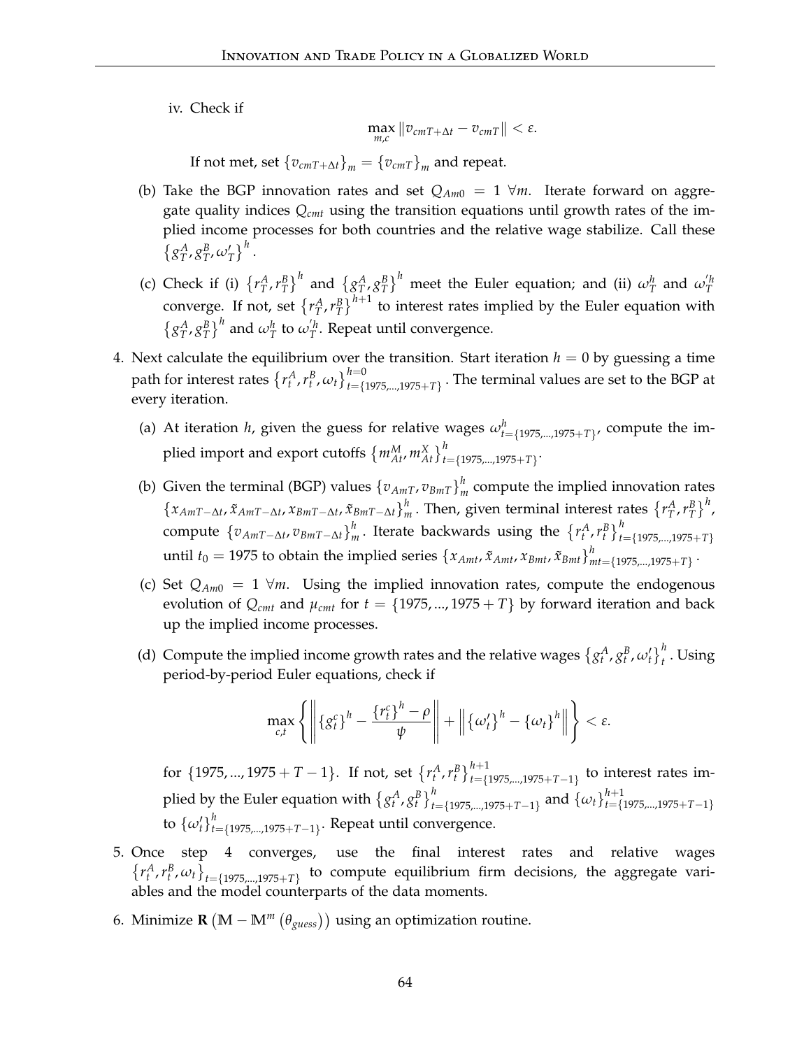iv. Check if

$$\max_{m,c} \| v_{cmT+\Delta t} - v_{cmT} \| < \varepsilon.$$

If not met, set $\{v_{cmT+\Delta t}\}_m = \{v_{cmT}\}_m$ and repeat.

(b) Take the BGP innovation rates and set $Q_{Am0} = 1 \ \forall m$. Iterate forward on aggregate quality indices $Q_{cmt}$ using the transition equations until growth rates of the implied income processes for both countries and the relative wage stabilize. Call these $\left\{g_T^A, g_T^B, \omega_T'\right\}^h$.

(c) Check if (i) $\left\{r_T^A, r_T^B\right\}^h$ and $\left\{g_T^A, g_T^B\right\}^h$ meet the Euler equation; and (ii) $\omega_T^h$ and $\omega_T'^h$ converge. If not, set $\left\{r_T^A, r_T^B\right\}^{h+1}$ to interest rates implied by the Euler equation with $\left\{g_T^A, g_T^B\right\}^h$ and $\omega_T^h$ to $\omega_T'^h$. Repeat until convergence.

4. Next calculate the equilibrium over the transition. Start iteration $h = 0$ by guessing a time path for interest rates $\left\{r_t^A, r_t^B, \omega_t\right\}_{t=\{1975,...,1975+T\}}^{h=0}$. The terminal values are set to the BGP at every iteration.

   (a) At iteration $h$, given the guess for relative wages $\omega_{t=\{1975,...,1975+T\}}^h$, compute the implied import and export cutoffs $\left\{m_{At}^M, m_{At}^X\right\}_{t=\{1975,...,1975+T\}}^h$.

   (b) Given the terminal (BGP) values $\{v_{AmT}, v_{BmT}\}_m^h$ compute the implied innovation rates $\{x_{AmT-\Delta t}, \tilde{x}_{AmT-\Delta t}, x_{BmT-\Delta t}, \tilde{x}_{BmT-\Delta t}\}_m^h$. Then, given terminal interest rates $\left\{r_T^A, r_T^B\right\}^h$, compute $\{v_{AmT-\Delta t}, v_{BmT-\Delta t}\}_m^h$. Iterate backwards using the $\left\{r_t^A, r_t^B\right\}_{t=\{1975,...,1975+T\}}^h$ until $t_0 = 1975$ to obtain the implied series $\{x_{Amt}, \tilde{x}_{Amt}, x_{Bmt}, \tilde{x}_{Bmt}\}_{mt=\{1975,...,1975+T\}}^h$.

   (c) Set $Q_{Am0} = 1 \ \forall m$. Using the implied innovation rates, compute the endogenous evolution of $Q_{cmt}$ and $\mu_{cmt}$ for $t = \{1975, ..., 1975 + T\}$ by forward iteration and back up the implied income processes.

   (d) Compute the implied income growth rates and the relative wages $\left\{g_t^A, g_t^B, \omega_t'\right\}_t^h$. Using period-by-period Euler equations, check if

   $$\max_{c,t} \left\{ \left\| \{g_t^c\}^h - \frac{\{r_t^c\}^h - \rho}{\psi} \right\| + \left\| \{\omega_t'\}^h - \{\omega_t\}^h \right\| \right\} < \varepsilon.$$

   for $\{1975, ..., 1975 + T - 1\}$. If not, set $\left\{r_t^A, r_t^B\right\}_{t=\{1975,...,1975+T-1\}}^{h+1}$ to interest rates implied by the Euler equation with $\left\{g_t^A, g_t^B\right\}_{t=\{1975,...,1975+T-1\}}^h$ and $\{\omega_t\}_{t=\{1975,...,1975+T-1\}}^{h+1}$ to $\{\omega_t'\}_{t=\{1975,...,1975+T-1\}}^h$. Repeat until convergence.

5. Once step 4 converges, use the final interest rates and relative wages $\left\{r_t^A, r_t^B, \omega_t\right\}_{t=\{1975,...,1975+T\}}$ to compute equilibrium firm decisions, the aggregate variables and the model counterparts of the data moments.

6. Minimize $\mathbf{R}\left(\mathbb{M} - \mathbb{M}^m\left(\theta_{guess}\right)\right)$ using an optimization routine.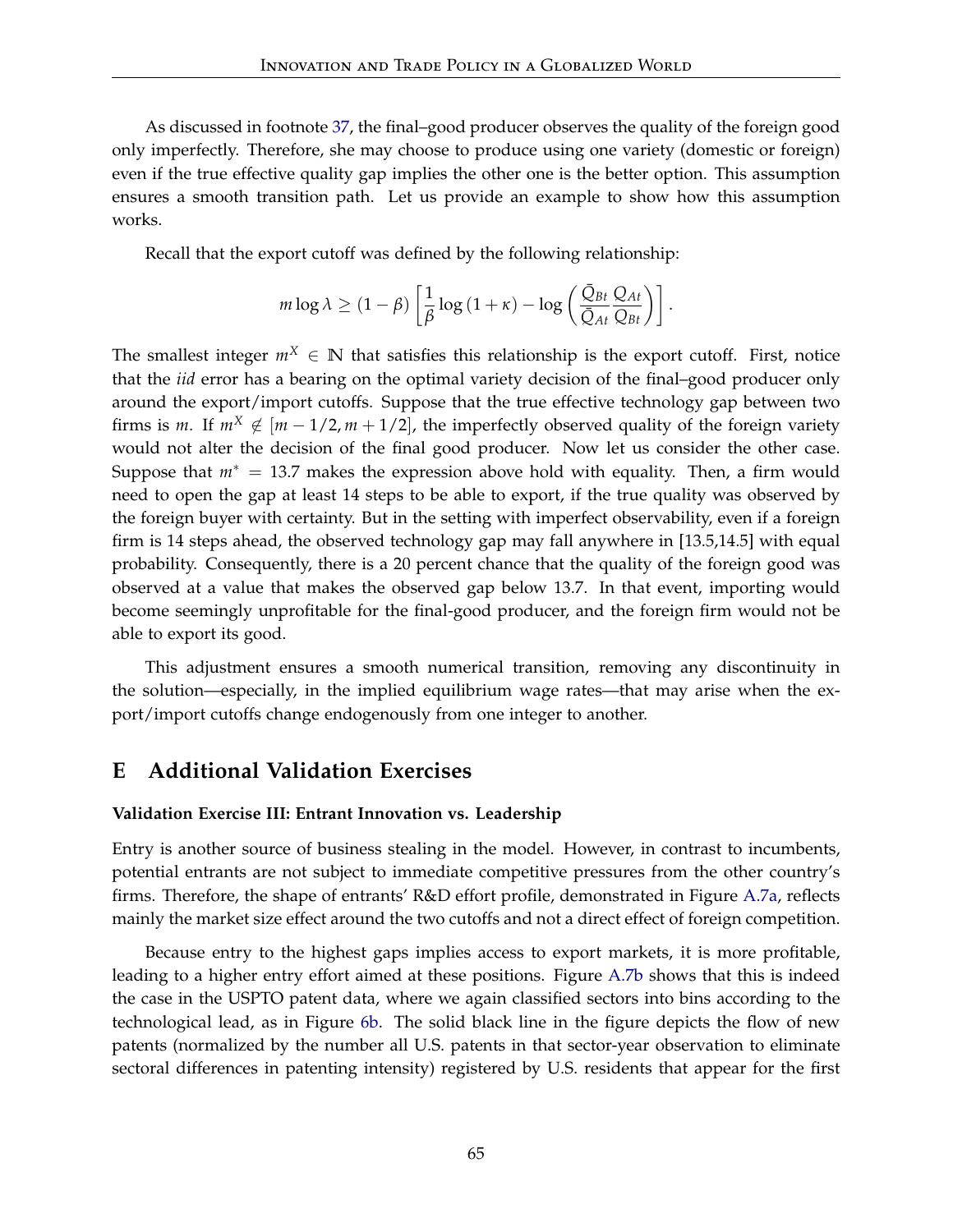As discussed in footnote 37, the final–good producer observes the quality of the foreign good only imperfectly. Therefore, she may choose to produce using one variety (domestic or foreign) even if the true effective quality gap implies the other one is the better option. This assumption ensures a smooth transition path. Let us provide an example to show how this assumption works.

Recall that the export cutoff was defined by the following relationship:

$$m \log \lambda \geq (1-\beta)\left[\frac{1}{\beta}\log(1+\kappa) - \log\left(\frac{\bar{Q}_{Bt}}{\bar{Q}_{At}}\frac{Q_{At}}{Q_{Bt}}\right)\right].$$

The smallest integer $m^X \in \mathbb{N}$ that satisfies this relationship is the export cutoff. First, notice that the *iid* error has a bearing on the optimal variety decision of the final–good producer only around the export/import cutoffs. Suppose that the true effective technology gap between two firms is $m$. If $m^X \notin [m-1/2, m+1/2]$, the imperfectly observed quality of the foreign variety would not alter the decision of the final good producer. Now let us consider the other case. Suppose that $m^* = 13.7$ makes the expression above hold with equality. Then, a firm would need to open the gap at least 14 steps to be able to export, if the true quality was observed by the foreign buyer with certainty. But in the setting with imperfect observability, even if a foreign firm is 14 steps ahead, the observed technology gap may fall anywhere in [13.5,14.5] with equal probability. Consequently, there is a 20 percent chance that the quality of the foreign good was observed at a value that makes the observed gap below 13.7. In that event, importing would become seemingly unprofitable for the final-good producer, and the foreign firm would not be able to export its good.

This adjustment ensures a smooth numerical transition, removing any discontinuity in the solution—especially, in the implied equilibrium wage rates—that may arise when the export/import cutoffs change endogenously from one integer to another.

# E Additional Validation Exercises

**Validation Exercise III: Entrant Innovation vs. Leadership**

Entry is another source of business stealing in the model. However, in contrast to incumbents, potential entrants are not subject to immediate competitive pressures from the other country's firms. Therefore, the shape of entrants' R&D effort profile, demonstrated in Figure A.7a, reflects mainly the market size effect around the two cutoffs and not a direct effect of foreign competition.

Because entry to the highest gaps implies access to export markets, it is more profitable, leading to a higher entry effort aimed at these positions. Figure A.7b shows that this is indeed the case in the USPTO patent data, where we again classified sectors into bins according to the technological lead, as in Figure 6b. The solid black line in the figure depicts the flow of new patents (normalized by the number all U.S. patents in that sector-year observation to eliminate sectoral differences in patenting intensity) registered by U.S. residents that appear for the first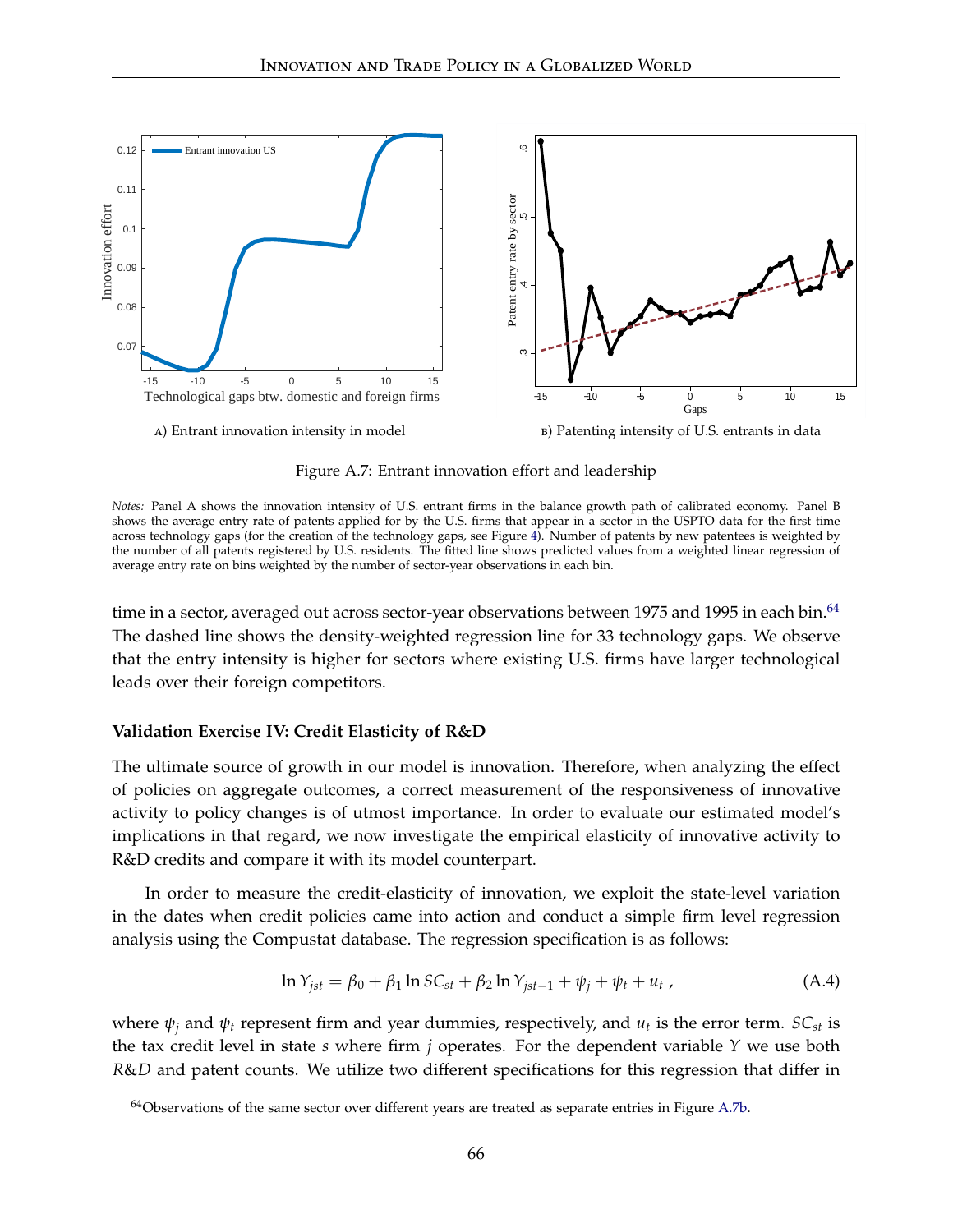A) Entrant innovation intensity in model

B) Patenting intensity of U.S. entrants in data

Figure A.7: Entrant innovation effort and leadership

*Notes:* Panel A shows the innovation intensity of U.S. entrant firms in the balance growth path of calibrated economy. Panel B shows the average entry rate of patents applied for by the U.S. firms that appear in a sector in the USPTO data for the first time across technology gaps (for the creation of the technology gaps, see Figure 4). Number of patents by new patentees is weighted by the number of all patents registered by U.S. residents. The fitted line shows predicted values from a weighted linear regression of average entry rate on bins weighted by the number of sector-year observations in each bin.

time in a sector, averaged out across sector-year observations between 1975 and 1995 in each bin.[64] The dashed line shows the density-weighted regression line for 33 technology gaps. We observe that the entry intensity is higher for sectors where existing U.S. firms have larger technological leads over their foreign competitors.

**Validation Exercise IV: Credit Elasticity of R&D**

The ultimate source of growth in our model is innovation. Therefore, when analyzing the effect of policies on aggregate outcomes, a correct measurement of the responsiveness of innovative activity to policy changes is of utmost importance. In order to evaluate our estimated model's implications in that regard, we now investigate the empirical elasticity of innovative activity to R&D credits and compare it with its model counterpart.

In order to measure the credit-elasticity of innovation, we exploit the state-level variation in the dates when credit policies came into action and conduct a simple firm level regression analysis using the Compustat database. The regression specification is as follows:

$$\ln Y_{jst} = \beta_0 + \beta_1 \ln SC_{st} + \beta_2 \ln Y_{jst-1} + \psi_j + \psi_t + u_t \,, \tag{A.4}$$

where $\psi_j$ and $\psi_t$ represent firm and year dummies, respectively, and $u_t$ is the error term. $SC_{st}$ is the tax credit level in state $s$ where firm $j$ operates. For the dependent variable $Y$ we use both *R&D* and patent counts. We utilize two different specifications for this regression that differ in

[64] Observations of the same sector over different years are treated as separate entries in Figure A.7b.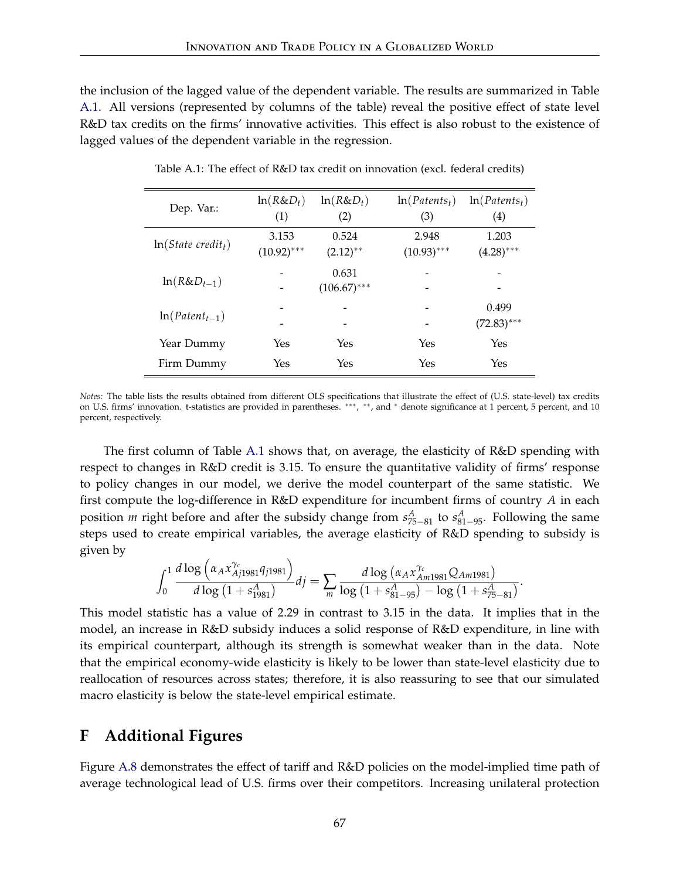the inclusion of the lagged value of the dependent variable. The results are summarized in Table A.1. All versions (represented by columns of the table) reveal the positive effect of state level R&D tax credits on the firms' innovative activities. This effect is also robust to the existence of lagged values of the dependent variable in the regression.

Table A.1: The effect of R&D tax credit on innovation (excl. federal credits)

| Dep. Var.: | $\ln(R\&D_t)$ (1) | $\ln(R\&D_t)$ (2) | $\ln(Patents_t)$ (3) | $\ln(Patents_t)$ (4) |
|---|---|---|---|---|
| $\ln(State\ credit_t)$ | 3.153 | 0.524 | 2.948 | 1.203 |
| | $(10.92)^{***}$ | $(2.12)^{**}$ | $(10.93)^{***}$ | $(4.28)^{***}$ |
| $\ln(R\&D_{t-1})$ | - | 0.631 | - | - |
| | - | $(106.67)^{***}$ | - | - |
| $\ln(Patent_{t-1})$ | - | - | - | 0.499 |
| | - | - | - | $(72.83)^{***}$ |
| Year Dummy | Yes | Yes | Yes | Yes |
| Firm Dummy | Yes | Yes | Yes | Yes |

*Notes:* The table lists the results obtained from different OLS specifications that illustrate the effect of (U.S. state-level) tax credits on U.S. firms' innovation. t-statistics are provided in parentheses. $^{***}$, $^{**}$, and $^{*}$ denote significance at 1 percent, 5 percent, and 10 percent, respectively.

The first column of Table A.1 shows that, on average, the elasticity of R&D spending with respect to changes in R&D credit is 3.15. To ensure the quantitative validity of firms' response to policy changes in our model, we derive the model counterpart of the same statistic. We first compute the log-difference in R&D expenditure for incumbent firms of country $A$ in each position $m$ right before and after the subsidy change from $s^A_{75-81}$ to $s^A_{81-95}$. Following the same steps used to create empirical variables, the average elasticity of R&D spending to subsidy is given by

$$\int_0^1 \frac{d\log\left(\alpha_A x^{\gamma_c}_{Aj1981} q_{j1981}\right)}{d\log\left(1+s^A_{1981}\right)} dj = \sum_m \frac{d\log\left(\alpha_A x^{\gamma_c}_{Am1981} Q_{Am1981}\right)}{\log\left(1+s^A_{81-95}\right) - \log\left(1+s^A_{75-81}\right)}.$$

This model statistic has a value of 2.29 in contrast to 3.15 in the data. It implies that in the model, an increase in R&D subsidy induces a solid response of R&D expenditure, in line with its empirical counterpart, although its strength is somewhat weaker than in the data. Note that the empirical economy-wide elasticity is likely to be lower than state-level elasticity due to reallocation of resources across states; therefore, it is also reassuring to see that our simulated macro elasticity is below the state-level empirical estimate.

## F Additional Figures

Figure A.8 demonstrates the effect of tariff and R&D policies on the model-implied time path of average technological lead of U.S. firms over their competitors. Increasing unilateral protection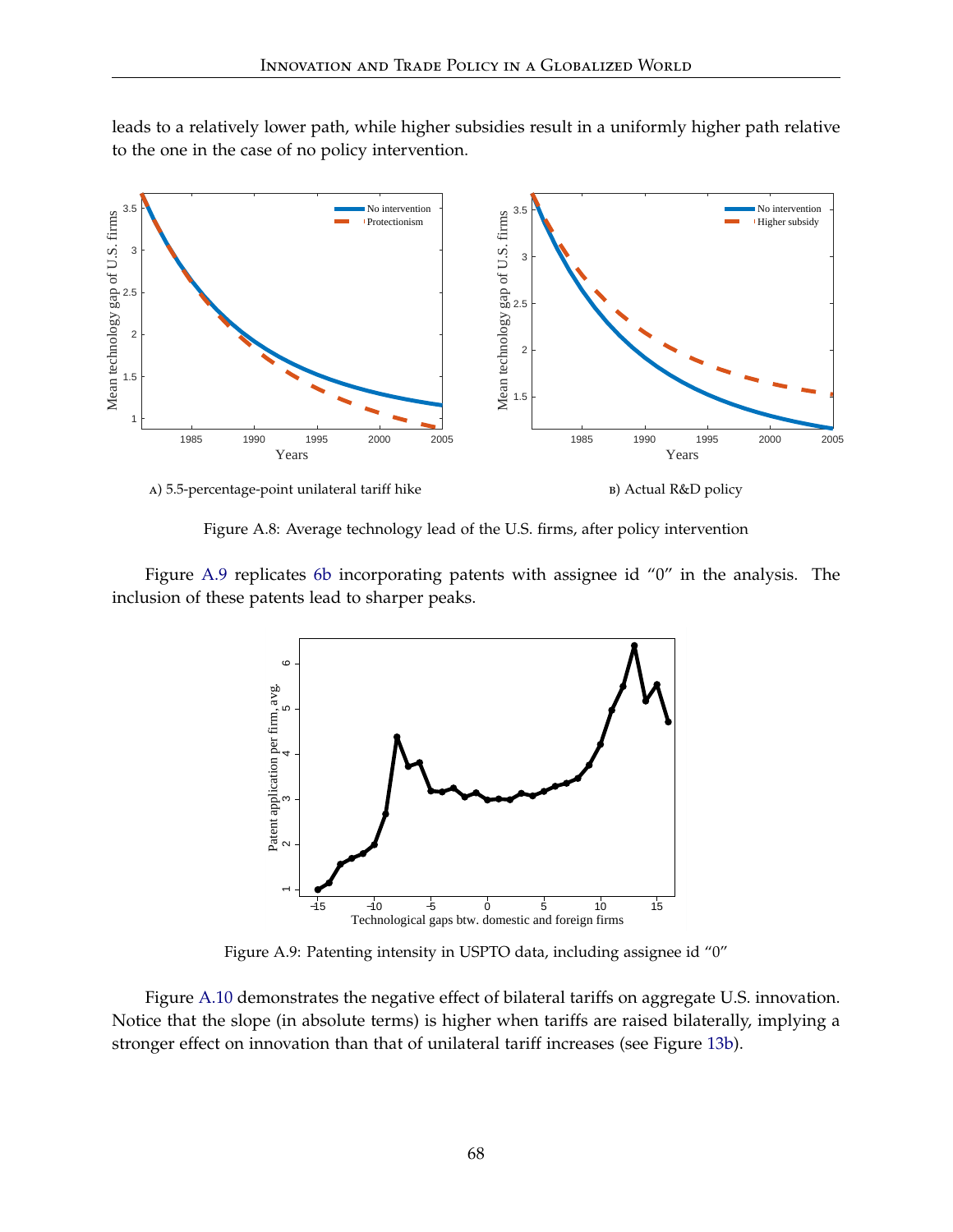leads to a relatively lower path, while higher subsidies result in a uniformly higher path relative to the one in the case of no policy intervention.

A) 5.5-percentage-point unilateral tariff hike

B) Actual R&D policy

Figure A.8: Average technology lead of the U.S. firms, after policy intervention

Figure A.9 replicates 6b incorporating patents with assignee id "0" in the analysis. The inclusion of these patents lead to sharper peaks.

Figure A.9: Patenting intensity in USPTO data, including assignee id "0"

Figure A.10 demonstrates the negative effect of bilateral tariffs on aggregate U.S. innovation. Notice that the slope (in absolute terms) is higher when tariffs are raised bilaterally, implying a stronger effect on innovation than that of unilateral tariff increases (see Figure 13b).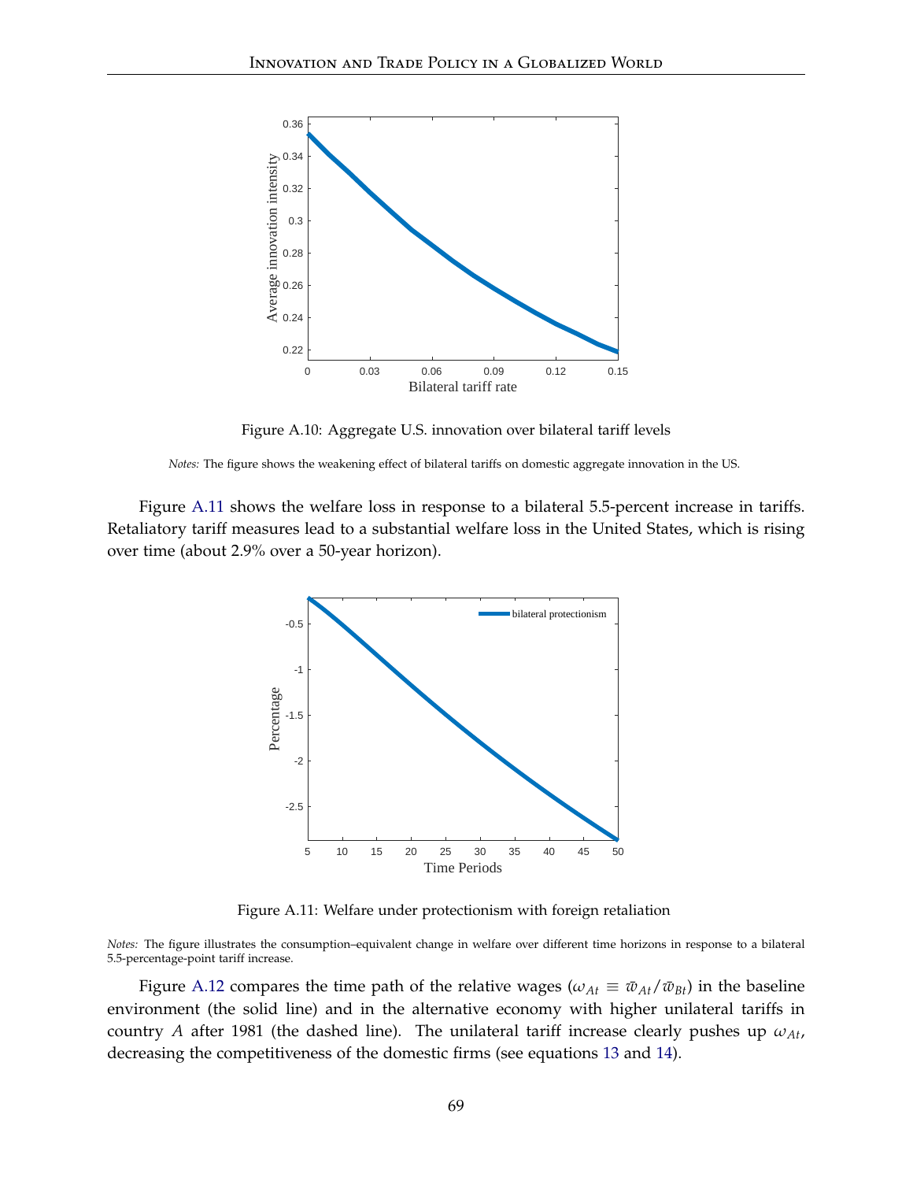Figure A.10: Aggregate U.S. innovation over bilateral tariff levels

*Notes:* The figure shows the weakening effect of bilateral tariffs on domestic aggregate innovation in the US.

Figure A.11 shows the welfare loss in response to a bilateral 5.5-percent increase in tariffs. Retaliatory tariff measures lead to a substantial welfare loss in the United States, which is rising over time (about 2.9% over a 50-year horizon).

Figure A.11: Welfare under protectionism with foreign retaliation

*Notes:* The figure illustrates the consumption–equivalent change in welfare over different time horizons in response to a bilateral 5.5-percentage-point tariff increase.

Figure A.12 compares the time path of the relative wages ($\omega_{At} \equiv \bar{w}_{At}/\bar{w}_{Bt}$) in the baseline environment (the solid line) and in the alternative economy with higher unilateral tariffs in country $A$ after 1981 (the dashed line). The unilateral tariff increase clearly pushes up $\omega_{At}$, decreasing the competitiveness of the domestic firms (see equations 13 and 14).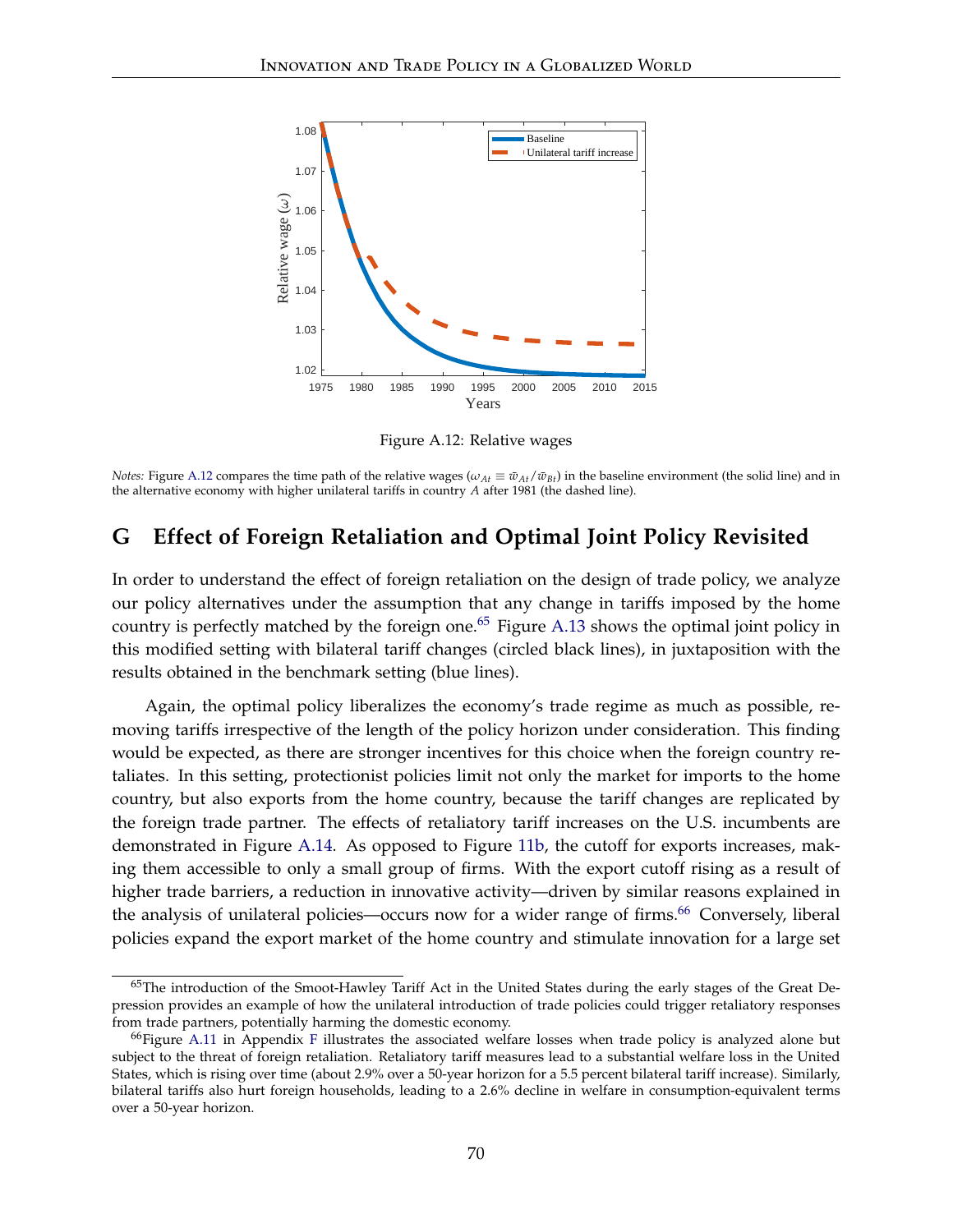Figure A.12: Relative wages

*Notes:* Figure A.12 compares the time path of the relative wages ($\omega_{At} \equiv \bar{w}_{At}/\bar{w}_{Bt}$) in the baseline environment (the solid line) and in the alternative economy with higher unilateral tariffs in country $A$ after 1981 (the dashed line).

## G Effect of Foreign Retaliation and Optimal Joint Policy Revisited

In order to understand the effect of foreign retaliation on the design of trade policy, we analyze our policy alternatives under the assumption that any change in tariffs imposed by the home country is perfectly matched by the foreign one.[65] Figure A.13 shows the optimal joint policy in this modified setting with bilateral tariff changes (circled black lines), in juxtaposition with the results obtained in the benchmark setting (blue lines).

Again, the optimal policy liberalizes the economy's trade regime as much as possible, removing tariffs irrespective of the length of the policy horizon under consideration. This finding would be expected, as there are stronger incentives for this choice when the foreign country retaliates. In this setting, protectionist policies limit not only the market for imports to the home country, but also exports from the home country, because the tariff changes are replicated by the foreign trade partner. The effects of retaliatory tariff increases on the U.S. incumbents are demonstrated in Figure A.14. As opposed to Figure 11b, the cutoff for exports increases, making them accessible to only a small group of firms. With the export cutoff rising as a result of higher trade barriers, a reduction in innovative activity—driven by similar reasons explained in the analysis of unilateral policies—occurs now for a wider range of firms.[66] Conversely, liberal policies expand the export market of the home country and stimulate innovation for a large set

[65] The introduction of the Smoot-Hawley Tariff Act in the United States during the early stages of the Great Depression provides an example of how the unilateral introduction of trade policies could trigger retaliatory responses from trade partners, potentially harming the domestic economy.

[66] Figure A.11 in Appendix F illustrates the associated welfare losses when trade policy is analyzed alone but subject to the threat of foreign retaliation. Retaliatory tariff measures lead to a substantial welfare loss in the United States, which is rising over time (about 2.9% over a 50-year horizon for a 5.5 percent bilateral tariff increase). Similarly, bilateral tariffs also hurt foreign households, leading to a 2.6% decline in welfare in consumption-equivalent terms over a 50-year horizon.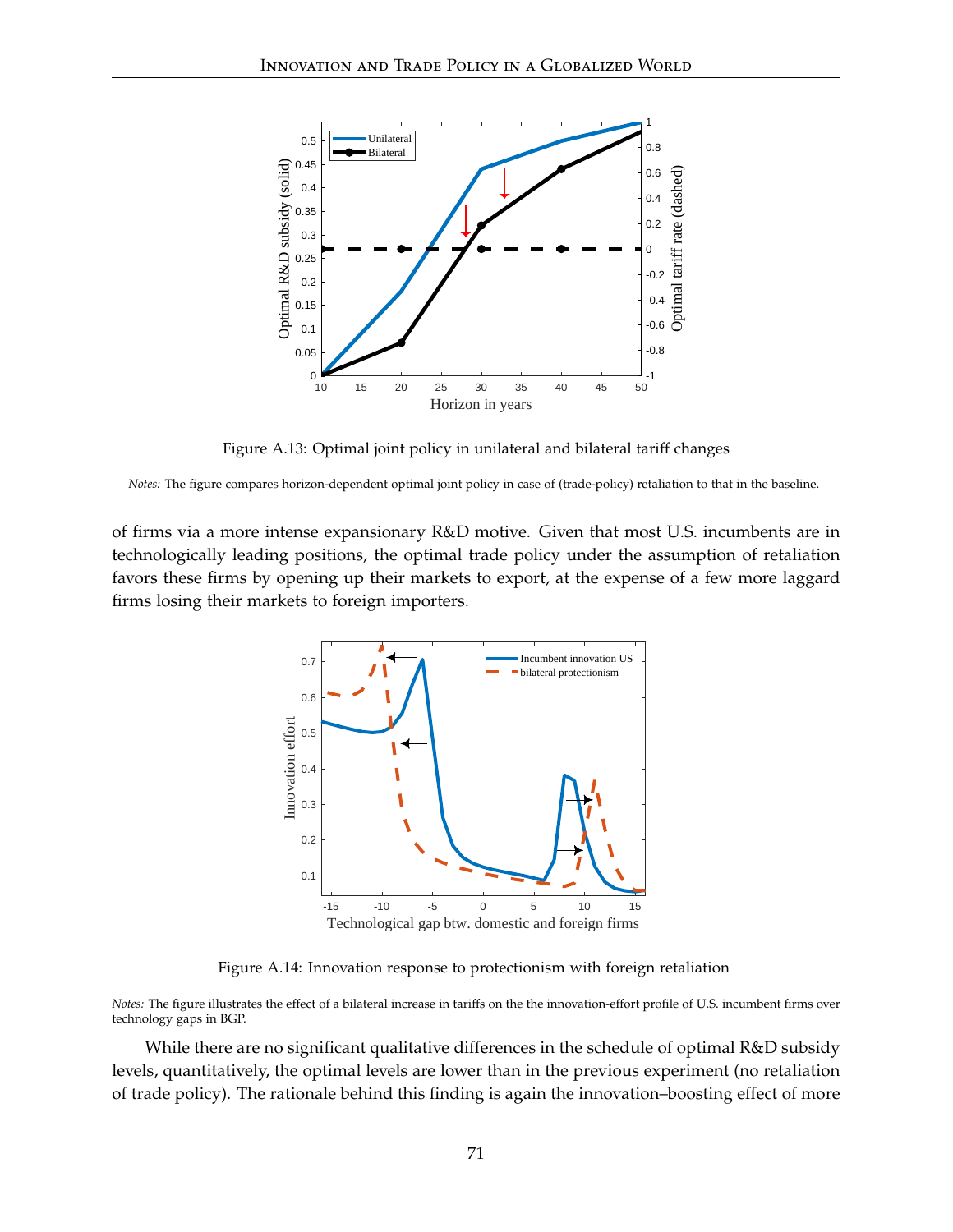Figure A.13: Optimal joint policy in unilateral and bilateral tariff changes

*Notes:* The figure compares horizon-dependent optimal joint policy in case of (trade-policy) retaliation to that in the baseline.

of firms via a more intense expansionary R&D motive. Given that most U.S. incumbents are in technologically leading positions, the optimal trade policy under the assumption of retaliation favors these firms by opening up their markets to export, at the expense of a few more laggard firms losing their markets to foreign importers.

Figure A.14: Innovation response to protectionism with foreign retaliation

*Notes:* The figure illustrates the effect of a bilateral increase in tariffs on the the innovation-effort profile of U.S. incumbent firms over technology gaps in BGP.

While there are no significant qualitative differences in the schedule of optimal R&D subsidy levels, quantitatively, the optimal levels are lower than in the previous experiment (no retaliation of trade policy). The rationale behind this finding is again the innovation–boosting effect of more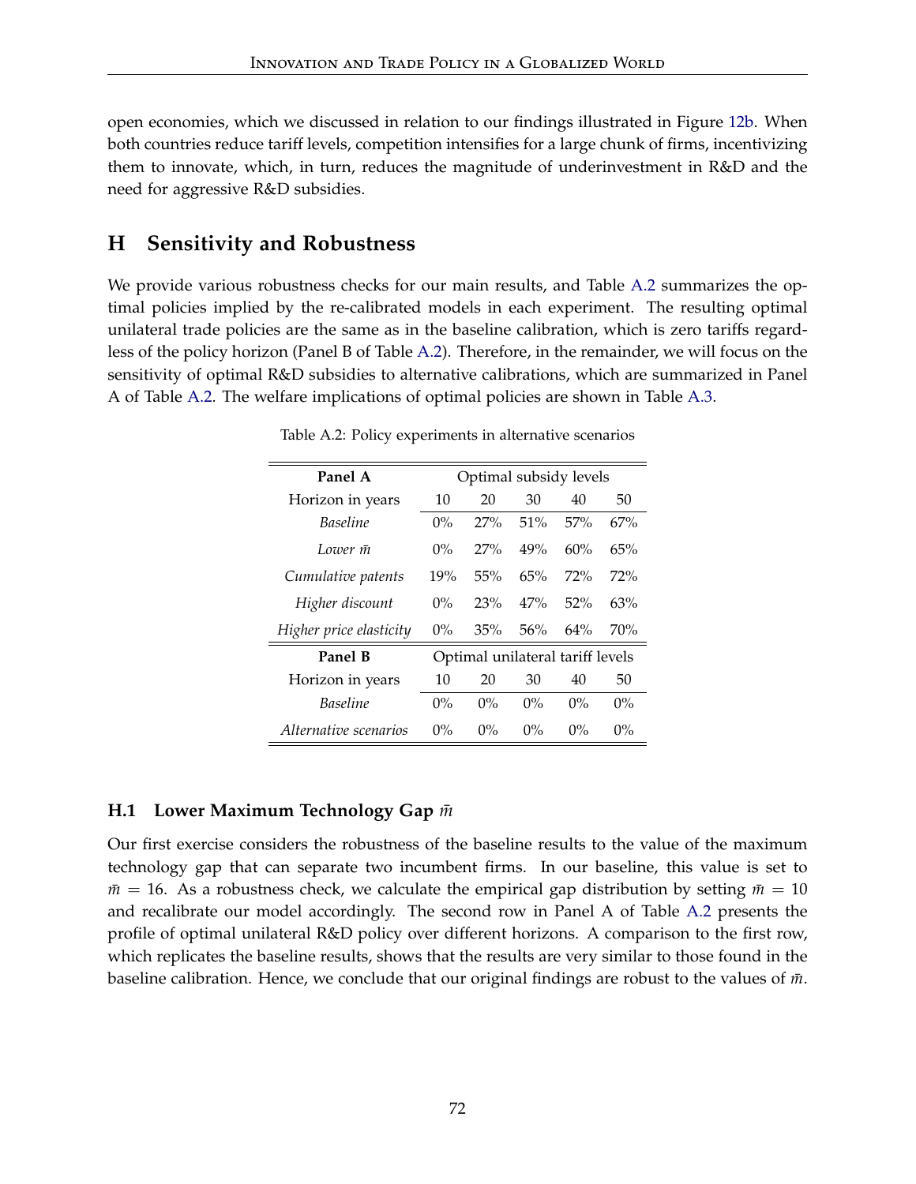open economies, which we discussed in relation to our findings illustrated in Figure 12b. When both countries reduce tariff levels, competition intensifies for a large chunk of firms, incentivizing them to innovate, which, in turn, reduces the magnitude of underinvestment in R&D and the need for aggressive R&D subsidies.

# H Sensitivity and Robustness

We provide various robustness checks for our main results, and Table A.2 summarizes the optimal policies implied by the re-calibrated models in each experiment. The resulting optimal unilateral trade policies are the same as in the baseline calibration, which is zero tariffs regardless of the policy horizon (Panel B of Table A.2). Therefore, in the remainder, we will focus on the sensitivity of optimal R&D subsidies to alternative calibrations, which are summarized in Panel A of Table A.2. The welfare implications of optimal policies are shown in Table A.3.

Table A.2: Policy experiments in alternative scenarios

| **Panel A** | Optimal subsidy levels | | | | |
|---|---|---|---|---|---|
| Horizon in years | 10 | 20 | 30 | 40 | 50 |
| *Baseline* | 0% | 27% | 51% | 57% | 67% |
| *Lower $\bar{m}$* | 0% | 27% | 49% | 60% | 65% |
| *Cumulative patents* | 19% | 55% | 65% | 72% | 72% |
| *Higher discount* | 0% | 23% | 47% | 52% | 63% |
| *Higher price elasticity* | 0% | 35% | 56% | 64% | 70% |
| **Panel B** | Optimal unilateral tariff levels | | | | |
| Horizon in years | 10 | 20 | 30 | 40 | 50 |
| *Baseline* | 0% | 0% | 0% | 0% | 0% |
| *Alternative scenarios* | 0% | 0% | 0% | 0% | 0% |

## H.1 Lower Maximum Technology Gap $\bar{m}$

Our first exercise considers the robustness of the baseline results to the value of the maximum technology gap that can separate two incumbent firms. In our baseline, this value is set to $\bar{m} = 16$. As a robustness check, we calculate the empirical gap distribution by setting $\bar{m} = 10$ and recalibrate our model accordingly. The second row in Panel A of Table A.2 presents the profile of optimal unilateral R&D policy over different horizons. A comparison to the first row, which replicates the baseline results, shows that the results are very similar to those found in the baseline calibration. Hence, we conclude that our original findings are robust to the values of $\bar{m}$.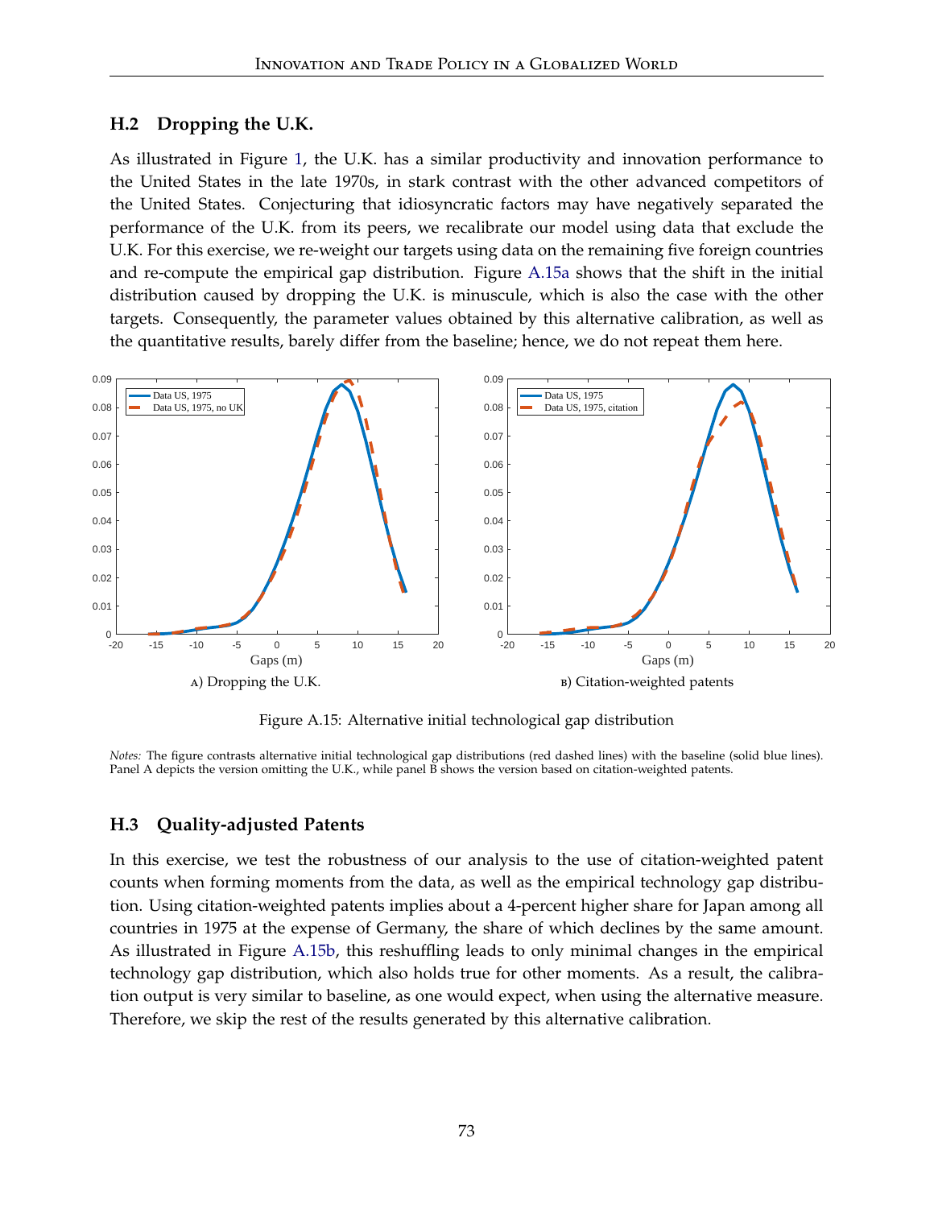### H.2 Dropping the U.K.

As illustrated in Figure 1, the U.K. has a similar productivity and innovation performance to the United States in the late 1970s, in stark contrast with the other advanced competitors of the United States. Conjecturing that idiosyncratic factors may have negatively separated the performance of the U.K. from its peers, we recalibrate our model using data that exclude the U.K. For this exercise, we re-weight our targets using data on the remaining five foreign countries and re-compute the empirical gap distribution. Figure A.15a shows that the shift in the initial distribution caused by dropping the U.K. is minuscule, which is also the case with the other targets. Consequently, the parameter values obtained by this alternative calibration, as well as the quantitative results, barely differ from the baseline; hence, we do not repeat them here.

A) Dropping the U.K.

B) Citation-weighted patents

Figure A.15: Alternative initial technological gap distribution

*Notes:* The figure contrasts alternative initial technological gap distributions (red dashed lines) with the baseline (solid blue lines). Panel A depicts the version omitting the U.K., while panel B shows the version based on citation-weighted patents.

### H.3 Quality-adjusted Patents

In this exercise, we test the robustness of our analysis to the use of citation-weighted patent counts when forming moments from the data, as well as the empirical technology gap distribution. Using citation-weighted patents implies about a 4-percent higher share for Japan among all countries in 1975 at the expense of Germany, the share of which declines by the same amount. As illustrated in Figure A.15b, this reshuffling leads to only minimal changes in the empirical technology gap distribution, which also holds true for other moments. As a result, the calibration output is very similar to baseline, as one would expect, when using the alternative measure. Therefore, we skip the rest of the results generated by this alternative calibration.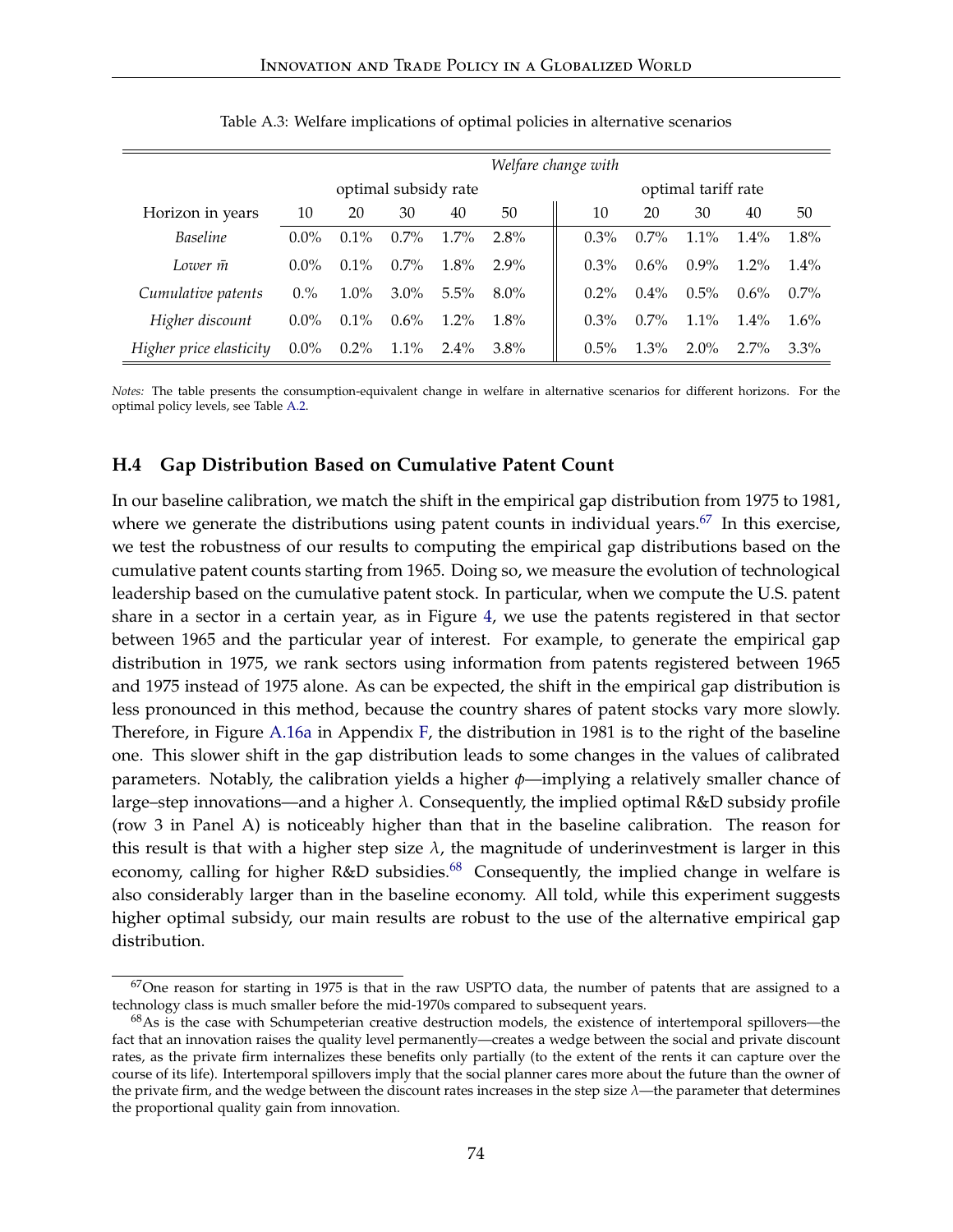Table A.3: Welfare implications of optimal policies in alternative scenarios

| | *Welfare change with* | | | | | | | | | |
|---|---|---|---|---|---|---|---|---|---|---|
| | optimal subsidy rate | | | | | optimal tariff rate | | | | |
| Horizon in years | 10 | 20 | 30 | 40 | 50 | 10 | 20 | 30 | 40 | 50 |
| *Baseline* | 0.0% | 0.1% | 0.7% | 1.7% | 2.8% | 0.3% | 0.7% | 1.1% | 1.4% | 1.8% |
| *Lower* $\bar{m}$ | 0.0% | 0.1% | 0.7% | 1.8% | 2.9% | 0.3% | 0.6% | 0.9% | 1.2% | 1.4% |
| *Cumulative patents* | 0.% | 1.0% | 3.0% | 5.5% | 8.0% | 0.2% | 0.4% | 0.5% | 0.6% | 0.7% |
| *Higher discount* | 0.0% | 0.1% | 0.6% | 1.2% | 1.8% | 0.3% | 0.7% | 1.1% | 1.4% | 1.6% |
| *Higher price elasticity* | 0.0% | 0.2% | 1.1% | 2.4% | 3.8% | 0.5% | 1.3% | 2.0% | 2.7% | 3.3% |

*Notes:* The table presents the consumption-equivalent change in welfare in alternative scenarios for different horizons. For the optimal policy levels, see Table A.2.

### H.4 Gap Distribution Based on Cumulative Patent Count

In our baseline calibration, we match the shift in the empirical gap distribution from 1975 to 1981, where we generate the distributions using patent counts in individual years.[67] In this exercise, we test the robustness of our results to computing the empirical gap distributions based on the cumulative patent counts starting from 1965. Doing so, we measure the evolution of technological leadership based on the cumulative patent stock. In particular, when we compute the U.S. patent share in a sector in a certain year, as in Figure 4, we use the patents registered in that sector between 1965 and the particular year of interest. For example, to generate the empirical gap distribution in 1975, we rank sectors using information from patents registered between 1965 and 1975 instead of 1975 alone. As can be expected, the shift in the empirical gap distribution is less pronounced in this method, because the country shares of patent stocks vary more slowly. Therefore, in Figure A.16a in Appendix F, the distribution in 1981 is to the right of the baseline one. This slower shift in the gap distribution leads to some changes in the values of calibrated parameters. Notably, the calibration yields a higher $\phi$—implying a relatively smaller chance of large–step innovations—and a higher $\lambda$. Consequently, the implied optimal R&D subsidy profile (row 3 in Panel A) is noticeably higher than that in the baseline calibration. The reason for this result is that with a higher step size $\lambda$, the magnitude of underinvestment is larger in this economy, calling for higher R&D subsidies.[68] Consequently, the implied change in welfare is also considerably larger than in the baseline economy. All told, while this experiment suggests higher optimal subsidy, our main results are robust to the use of the alternative empirical gap distribution.

[67] One reason for starting in 1975 is that in the raw USPTO data, the number of patents that are assigned to a technology class is much smaller before the mid-1970s compared to subsequent years.

[68] As is the case with Schumpeterian creative destruction models, the existence of intertemporal spillovers—the fact that an innovation raises the quality level permanently—creates a wedge between the social and private discount rates, as the private firm internalizes these benefits only partially (to the extent of the rents it can capture over the course of its life). Intertemporal spillovers imply that the social planner cares more about the future than the owner of the private firm, and the wedge between the discount rates increases in the step size $\lambda$—the parameter that determines the proportional quality gain from innovation.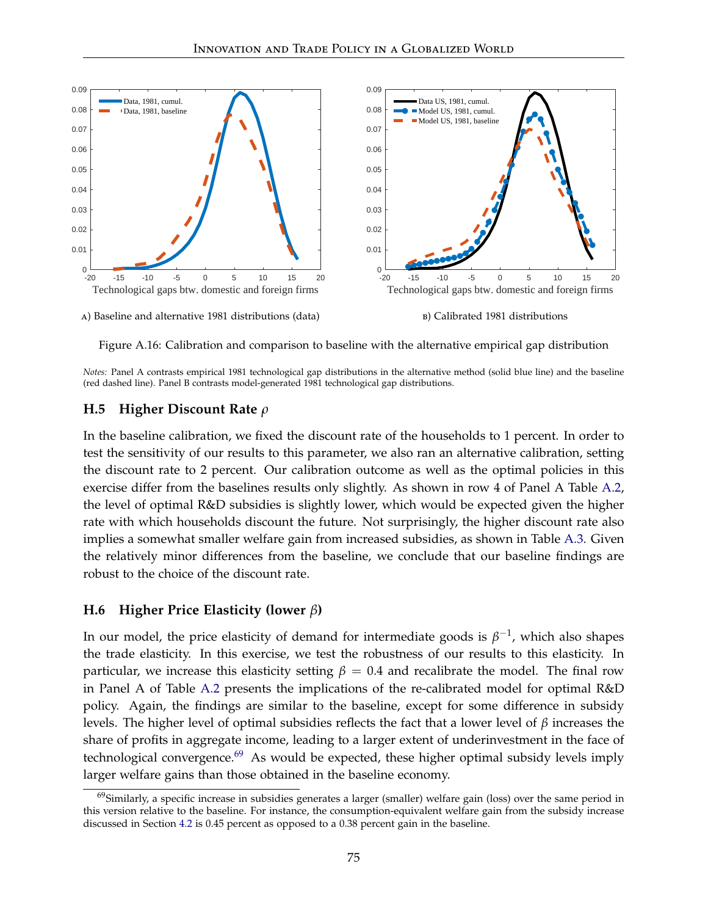0.09
0.08
0.07
0.06
0.05
0.04
0.03
0.02
0.01
0

Data, 1981, cumul.
Data, 1981, baseline

-20 -15 -10 -5 0 5 10 15 20

Technological gaps btw. domestic and foreign firms

A) Baseline and alternative 1981 distributions (data)

0.09
0.08
0.07
0.06
0.05
0.04
0.03
0.02
0.01
0

Data US, 1981, cumul.
Model US, 1981, cumul.
Model US, 1981, baseline

-20 -15 -10 -5 0 5 10 15 20

Technological gaps btw. domestic and foreign firms

B) Calibrated 1981 distributions

Figure A.16: Calibration and comparison to baseline with the alternative empirical gap distribution

*Notes:* Panel A contrasts empirical 1981 technological gap distributions in the alternative method (solid blue line) and the baseline (red dashed line). Panel B contrasts model-generated 1981 technological gap distributions.

### H.5 Higher Discount Rate $\rho$

In the baseline calibration, we fixed the discount rate of the households to 1 percent. In order to test the sensitivity of our results to this parameter, we also ran an alternative calibration, setting the discount rate to 2 percent. Our calibration outcome as well as the optimal policies in this exercise differ from the baselines results only slightly. As shown in row 4 of Panel A Table A.2, the level of optimal R&D subsidies is slightly lower, which would be expected given the higher rate with which households discount the future. Not surprisingly, the higher discount rate also implies a somewhat smaller welfare gain from increased subsidies, as shown in Table A.3. Given the relatively minor differences from the baseline, we conclude that our baseline findings are robust to the choice of the discount rate.

### H.6 Higher Price Elasticity (lower $\beta$)

In our model, the price elasticity of demand for intermediate goods is $\beta^{-1}$, which also shapes the trade elasticity. In this exercise, we test the robustness of our results to this elasticity. In particular, we increase this elasticity setting $\beta = 0.4$ and recalibrate the model. The final row in Panel A of Table A.2 presents the implications of the re-calibrated model for optimal R&D policy. Again, the findings are similar to the baseline, except for some difference in subsidy levels. The higher level of optimal subsidies reflects the fact that a lower level of $\beta$ increases the share of profits in aggregate income, leading to a larger extent of underinvestment in the face of technological convergence.[69] As would be expected, these higher optimal subsidy levels imply larger welfare gains than those obtained in the baseline economy.

[69] Similarly, a specific increase in subsidies generates a larger (smaller) welfare gain (loss) over the same period in this version relative to the baseline. For instance, the consumption-equivalent welfare gain from the subsidy increase discussed in Section 4.2 is 0.45 percent as opposed to a 0.38 percent gain in the baseline.